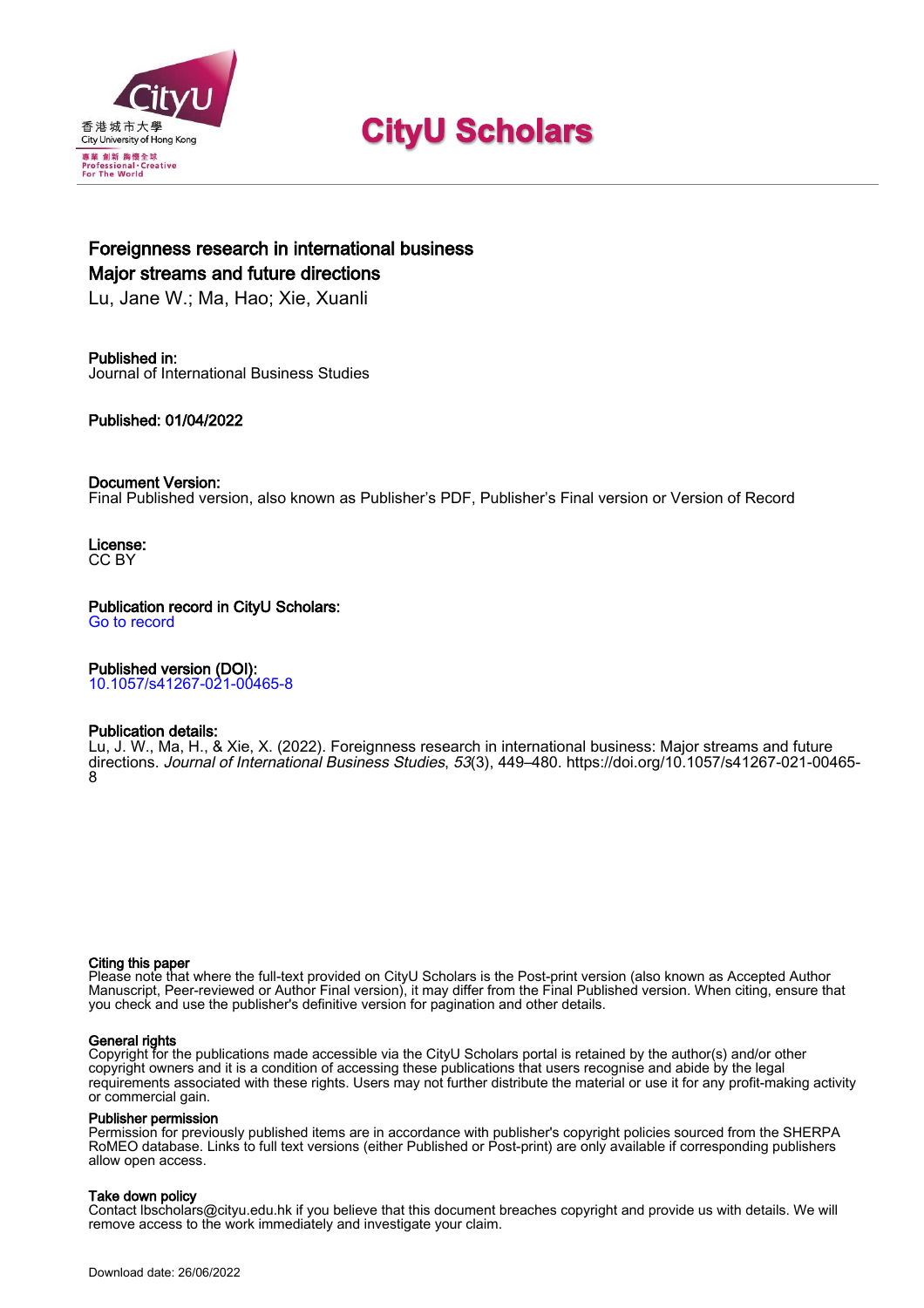# CityU Scholars

## Foreignness research in international business
## Major streams and future directions

Lu, Jane W.; Ma, Hao; Xie, Xuanli

**Published in:**
Journal of International Business Studies

**Published:** 01/04/2022

**Document Version:**
Final Published version, also known as Publisher's PDF, Publisher's Final version or Version of Record

**License:**
CC BY

**Publication record in CityU Scholars:**
Go to record

**Published version (DOI):**
10.1057/s41267-021-00465-8

**Publication details:**
Lu, J. W., Ma, H., & Xie, X. (2022). Foreignness research in international business: Major streams and future directions. *Journal of International Business Studies*, *53*(3), 449–480. https://doi.org/10.1057/s41267-021-00465-8

**Citing this paper**
Please note that where the full-text provided on CityU Scholars is the Post-print version (also known as Accepted Author Manuscript, Peer-reviewed or Author Final version), it may differ from the Final Published version. When citing, ensure that you check and use the publisher's definitive version for pagination and other details.

**General rights**
Copyright for the publications made accessible via the CityU Scholars portal is retained by the author(s) and/or other copyright owners and it is a condition of accessing these publications that users recognise and abide by the legal requirements associated with these rights. Users may not further distribute the material or use it for any profit-making activity or commercial gain.

**Publisher permission**
Permission for previously published items are in accordance with publisher's copyright policies sourced from the SHERPA RoMEO database. Links to full text versions (either Published or Post-print) are only available if corresponding publishers allow open access.

**Take down policy**
Contact lbscholars@cityu.edu.hk if you believe that this document breaches copyright and provide us with details. We will remove access to the work immediately and investigate your claim.

Download date: 26/06/2022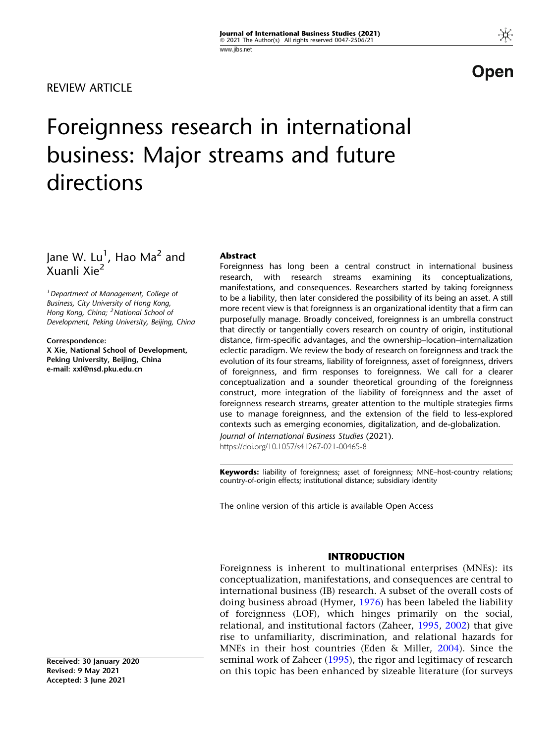REVIEW ARTICLE

# Foreignness research in international business: Major streams and future directions

Jane W. Lu[1], Hao Ma[2] and Xuanli Xie[2]

[1]Department of Management, College of Business, City University of Hong Kong, Hong Kong, China; [2]National School of Development, Peking University, Beijing, China

**Correspondence:**
**X Xie, National School of Development, Peking University, Beijing, China**
**e-mail: xxl@nsd.pku.edu.cn**

**Received: 30 January 2020**
**Revised: 9 May 2021**
**Accepted: 3 June 2021**

### Abstract

Foreignness has long been a central construct in international business research, with research streams examining its conceptualizations, manifestations, and consequences. Researchers started by taking foreignness to be a liability, then later considered the possibility of its being an asset. A still more recent view is that foreignness is an organizational identity that a firm can purposefully manage. Broadly conceived, foreignness is an umbrella construct that directly or tangentially covers research on country of origin, institutional distance, firm-specific advantages, and the ownership–location–internalization eclectic paradigm. We review the body of research on foreignness and track the evolution of its four streams, liability of foreignness, asset of foreignness, drivers of foreignness, and firm responses to foreignness. We call for a clearer conceptualization and a sounder theoretical grounding of the foreignness construct, more integration of the liability of foreignness and the asset of foreignness research streams, greater attention to the multiple strategies firms use to manage foreignness, and the extension of the field to less-explored contexts such as emerging economies, digitalization, and de-globalization.

*Journal of International Business Studies* (2021).
https://doi.org/10.1057/s41267-021-00465-8

**Keywords:** liability of foreignness; asset of foreignness; MNE–host-country relations; country-of-origin effects; institutional distance; subsidiary identity

The online version of this article is available Open Access

## INTRODUCTION

Foreignness is inherent to multinational enterprises (MNEs): its conceptualization, manifestations, and consequences are central to international business (IB) research. A subset of the overall costs of doing business abroad (Hymer, 1976) has been labeled the liability of foreignness (LOF), which hinges primarily on the social, relational, and institutional factors (Zaheer, 1995, 2002) that give rise to unfamiliarity, discrimination, and relational hazards for MNEs in their host countries (Eden & Miller, 2004). Since the seminal work of Zaheer (1995), the rigor and legitimacy of research on this topic has been enhanced by sizeable literature (for surveys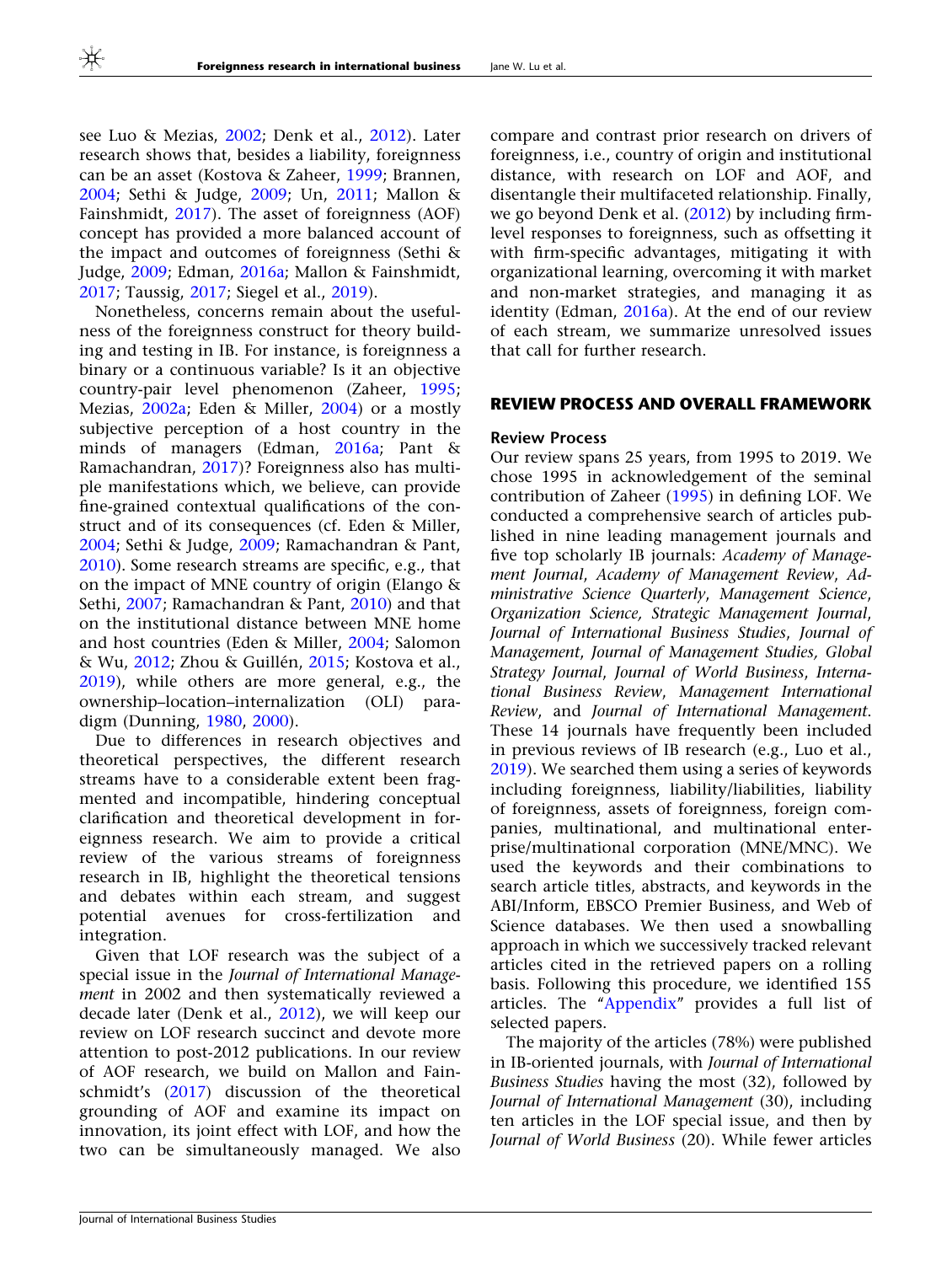see Luo & Mezias, 2002; Denk et al., 2012). Later research shows that, besides a liability, foreignness can be an asset (Kostova & Zaheer, 1999; Brannen, 2004; Sethi & Judge, 2009; Un, 2011; Mallon & Fainshmidt, 2017). The asset of foreignness (AOF) concept has provided a more balanced account of the impact and outcomes of foreignness (Sethi & Judge, 2009; Edman, 2016a; Mallon & Fainshmidt, 2017; Taussig, 2017; Siegel et al., 2019).

Nonetheless, concerns remain about the usefulness of the foreignness construct for theory building and testing in IB. For instance, is foreignness a binary or a continuous variable? Is it an objective country-pair level phenomenon (Zaheer, 1995; Mezias, 2002a; Eden & Miller, 2004) or a mostly subjective perception of a host country in the minds of managers (Edman, 2016a; Pant & Ramachandran, 2017)? Foreignness also has multiple manifestations which, we believe, can provide fine-grained contextual qualifications of the construct and of its consequences (cf. Eden & Miller, 2004; Sethi & Judge, 2009; Ramachandran & Pant, 2010). Some research streams are specific, e.g., that on the impact of MNE country of origin (Elango & Sethi, 2007; Ramachandran & Pant, 2010) and that on the institutional distance between MNE home and host countries (Eden & Miller, 2004; Salomon & Wu, 2012; Zhou & Guillén, 2015; Kostova et al., 2019), while others are more general, e.g., the ownership–location–internalization (OLI) paradigm (Dunning, 1980, 2000).

Due to differences in research objectives and theoretical perspectives, the different research streams have to a considerable extent been fragmented and incompatible, hindering conceptual clarification and theoretical development in foreignness research. We aim to provide a critical review of the various streams of foreignness research in IB, highlight the theoretical tensions and debates within each stream, and suggest potential avenues for cross-fertilization and integration.

Given that LOF research was the subject of a special issue in the *Journal of International Management* in 2002 and then systematically reviewed a decade later (Denk et al., 2012), we will keep our review on LOF research succinct and devote more attention to post-2012 publications. In our review of AOF research, we build on Mallon and Fainschmidt's (2017) discussion of the theoretical grounding of AOF and examine its impact on innovation, its joint effect with LOF, and how the two can be simultaneously managed. We also compare and contrast prior research on drivers of foreignness, i.e., country of origin and institutional distance, with research on LOF and AOF, and disentangle their multifaceted relationship. Finally, we go beyond Denk et al. (2012) by including firm-level responses to foreignness, such as offsetting it with firm-specific advantages, mitigating it with organizational learning, overcoming it with market and non-market strategies, and managing it as identity (Edman, 2016a). At the end of our review of each stream, we summarize unresolved issues that call for further research.

## REVIEW PROCESS AND OVERALL FRAMEWORK

### Review Process

Our review spans 25 years, from 1995 to 2019. We chose 1995 in acknowledgement of the seminal contribution of Zaheer (1995) in defining LOF. We conducted a comprehensive search of articles published in nine leading management journals and five top scholarly IB journals: *Academy of Management Journal*, *Academy of Management Review*, *Administrative Science Quarterly*, *Management Science*, *Organization Science, Strategic Management Journal*, *Journal of International Business Studies*, *Journal of Management*, *Journal of Management Studies, Global Strategy Journal*, *Journal of World Business*, *International Business Review*, *Management International Review*, and *Journal of International Management*. These 14 journals have frequently been included in previous reviews of IB research (e.g., Luo et al., 2019). We searched them using a series of keywords including foreignness, liability/liabilities, liability of foreignness, assets of foreignness, foreign companies, multinational, and multinational enterprise/multinational corporation (MNE/MNC). We used the keywords and their combinations to search article titles, abstracts, and keywords in the ABI/Inform, EBSCO Premier Business, and Web of Science databases. We then used a snowballing approach in which we successively tracked relevant articles cited in the retrieved papers on a rolling basis. Following this procedure, we identified 155 articles. The "Appendix" provides a full list of selected papers.

The majority of the articles (78%) were published in IB-oriented journals, with *Journal of International Business Studies* having the most (32), followed by *Journal of International Management* (30), including ten articles in the LOF special issue, and then by *Journal of World Business* (20). While fewer articles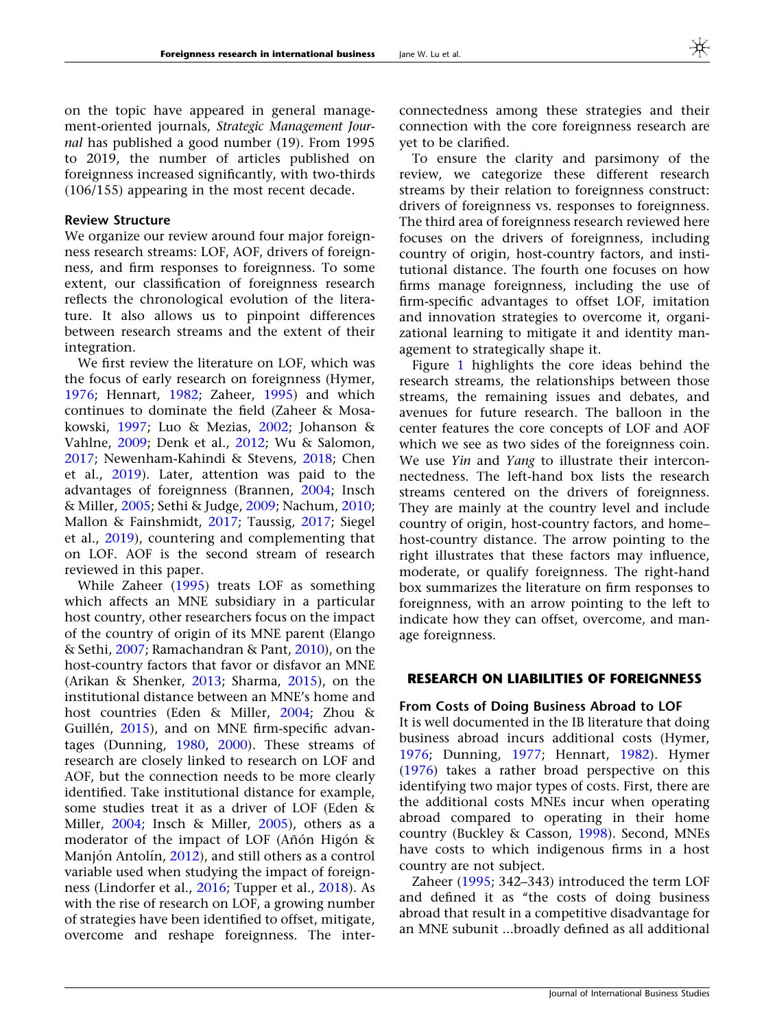on the topic have appeared in general management-oriented journals, *Strategic Management Journal* has published a good number (19). From 1995 to 2019, the number of articles published on foreignness increased significantly, with two-thirds (106/155) appearing in the most recent decade.

### Review Structure

We organize our review around four major foreignness research streams: LOF, AOF, drivers of foreignness, and firm responses to foreignness. To some extent, our classification of foreignness research reflects the chronological evolution of the literature. It also allows us to pinpoint differences between research streams and the extent of their integration.

We first review the literature on LOF, which was the focus of early research on foreignness (Hymer, 1976; Hennart, 1982; Zaheer, 1995) and which continues to dominate the field (Zaheer & Mosakowski, 1997; Luo & Mezias, 2002; Johanson & Vahlne, 2009; Denk et al., 2012; Wu & Salomon, 2017; Newenham-Kahindi & Stevens, 2018; Chen et al., 2019). Later, attention was paid to the advantages of foreignness (Brannen, 2004; Insch & Miller, 2005; Sethi & Judge, 2009; Nachum, 2010; Mallon & Fainshmidt, 2017; Taussig, 2017; Siegel et al., 2019), countering and complementing that on LOF. AOF is the second stream of research reviewed in this paper.

While Zaheer (1995) treats LOF as something which affects an MNE subsidiary in a particular host country, other researchers focus on the impact of the country of origin of its MNE parent (Elango & Sethi, 2007; Ramachandran & Pant, 2010), on the host-country factors that favor or disfavor an MNE (Arikan & Shenker, 2013; Sharma, 2015), on the institutional distance between an MNE's home and host countries (Eden & Miller, 2004; Zhou & Guillén, 2015), and on MNE firm-specific advantages (Dunning, 1980, 2000). These streams of research are closely linked to research on LOF and AOF, but the connection needs to be more clearly identified. Take institutional distance for example, some studies treat it as a driver of LOF (Eden & Miller, 2004; Insch & Miller, 2005), others as a moderator of the impact of LOF (Añón Higón & Manjón Antolín, 2012), and still others as a control variable used when studying the impact of foreignness (Lindorfer et al., 2016; Tupper et al., 2018). As with the rise of research on LOF, a growing number of strategies have been identified to offset, mitigate, overcome and reshape foreignness. The interconnectedness among these strategies and their connection with the core foreignness research are yet to be clarified.

To ensure the clarity and parsimony of the review, we categorize these different research streams by their relation to foreignness construct: drivers of foreignness vs. responses to foreignness. The third area of foreignness research reviewed here focuses on the drivers of foreignness, including country of origin, host-country factors, and institutional distance. The fourth one focuses on how firms manage foreignness, including the use of firm-specific advantages to offset LOF, imitation and innovation strategies to overcome it, organizational learning to mitigate it and identity management to strategically shape it.

Figure 1 highlights the core ideas behind the research streams, the relationships between those streams, the remaining issues and debates, and avenues for future research. The balloon in the center features the core concepts of LOF and AOF which we see as two sides of the foreignness coin. We use *Yin* and *Yang* to illustrate their interconnectedness. The left-hand box lists the research streams centered on the drivers of foreignness. They are mainly at the country level and include country of origin, host-country factors, and home–host-country distance. The arrow pointing to the right illustrates that these factors may influence, moderate, or qualify foreignness. The right-hand box summarizes the literature on firm responses to foreignness, with an arrow pointing to the left to indicate how they can offset, overcome, and manage foreignness.

## RESEARCH ON LIABILITIES OF FOREIGNNESS

### From Costs of Doing Business Abroad to LOF

It is well documented in the IB literature that doing business abroad incurs additional costs (Hymer, 1976; Dunning, 1977; Hennart, 1982). Hymer (1976) takes a rather broad perspective on this identifying two major types of costs. First, there are the additional costs MNEs incur when operating abroad compared to operating in their home country (Buckley & Casson, 1998). Second, MNEs have costs to which indigenous firms in a host country are not subject.

Zaheer (1995; 342–343) introduced the term LOF and defined it as "the costs of doing business abroad that result in a competitive disadvantage for an MNE subunit ...broadly defined as all additional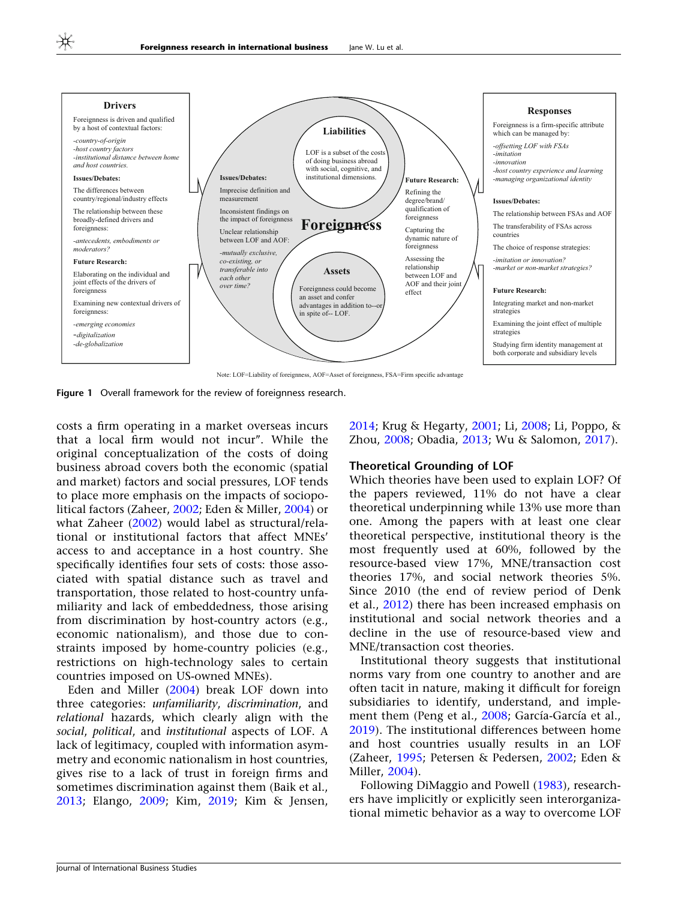**Drivers**

Foreignness is driven and qualified by a host of contextual factors:

*-country-of-origin*
*-host country factors*
*-institutional distance between home and host countries.*

**Issues/Debates:**

The differences between country/regional/industry effects

The relationship between these broadly-defined drivers and foreignness:

*-antecedents, embodiments or moderators?*

**Future Research:**

Elaborating on the individual and joint effects of the drivers of foreignness

Examining new contextual drivers of foreignness:

*-emerging economies*
*-digitalization*
*-de-globalization*

**Liabilities**

LOF is a subset of the costs of doing business abroad with social, cognitive, and institutional dimensions.

**Foreignness**

**Issues/Debates:**

Imprecise definition and measurement

Inconsistent findings on the impact of foreignness

Unclear relationship between LOF and AOF:

*-mutually exclusive, co-existing, or transferable into each other over time?*

**Assets**

Foreignness could become an asset and confer advantages in addition to--or in spite of-- LOF.

**Future Research:**

Refining the degree/brand/qualification of foreignness

Capturing the dynamic nature of foreignness

Assessing the relationship between LOF and AOF and their joint effect

**Responses**

Foreignness is a firm-specific attribute which can be managed by:

*-offsetting LOF with FSAs*
*-imitation*
*-innovation*
*-host country experience and learning*
*-managing organizational identity*

**Issues/Debates:**

The relationship between FSAs and AOF

The transferability of FSAs across countries

The choice of response strategies:

*-imitation or innovation?*
*-market or non-market strategies?*

**Future Research:**

Integrating market and non-market strategies

Examining the joint effect of multiple strategies

Studying firm identity management at both corporate and subsidiary levels

Note: LOF=Liability of foreignness, AOF=Asset of foreignness, FSA=Firm specific advantage

**Figure 1** Overall framework for the review of foreignness research.

costs a firm operating in a market overseas incurs that a local firm would not incur". While the original conceptualization of the costs of doing business abroad covers both the economic (spatial and market) factors and social pressures, LOF tends to place more emphasis on the impacts of sociopolitical factors (Zaheer, 2002; Eden & Miller, 2004) or what Zaheer (2002) would label as structural/relational or institutional factors that affect MNEs' access to and acceptance in a host country. She specifically identifies four sets of costs: those associated with spatial distance such as travel and transportation, those related to host-country unfamiliarity and lack of embeddedness, those arising from discrimination by host-country actors (e.g., economic nationalism), and those due to constraints imposed by home-country policies (e.g., restrictions on high-technology sales to certain countries imposed on US-owned MNEs).

Eden and Miller (2004) break LOF down into three categories: *unfamiliarity*, *discrimination*, and *relational* hazards, which clearly align with the *social*, *political*, and *institutional* aspects of LOF. A lack of legitimacy, coupled with information asymmetry and economic nationalism in host countries, gives rise to a lack of trust in foreign firms and sometimes discrimination against them (Baik et al., 2013; Elango, 2009; Kim, 2019; Kim & Jensen, 2014; Krug & Hegarty, 2001; Li, 2008; Li, Poppo, & Zhou, 2008; Obadia, 2013; Wu & Salomon, 2017).

### Theoretical Grounding of LOF

Which theories have been used to explain LOF? Of the papers reviewed, 11% do not have a clear theoretical underpinning while 13% use more than one. Among the papers with at least one clear theoretical perspective, institutional theory is the most frequently used at 60%, followed by the resource-based view 17%, MNE/transaction cost theories 17%, and social network theories 5%. Since 2010 (the end of review period of Denk et al., 2012) there has been increased emphasis on institutional and social network theories and a decline in the use of resource-based view and MNE/transaction cost theories.

Institutional theory suggests that institutional norms vary from one country to another and are often tacit in nature, making it difficult for foreign subsidiaries to identify, understand, and implement them (Peng et al., 2008; García-García et al., 2019). The institutional differences between home and host countries usually results in an LOF (Zaheer, 1995; Petersen & Pedersen, 2002; Eden & Miller, 2004).

Following DiMaggio and Powell (1983), researchers have implicitly or explicitly seen interorganizational mimetic behavior as a way to overcome LOF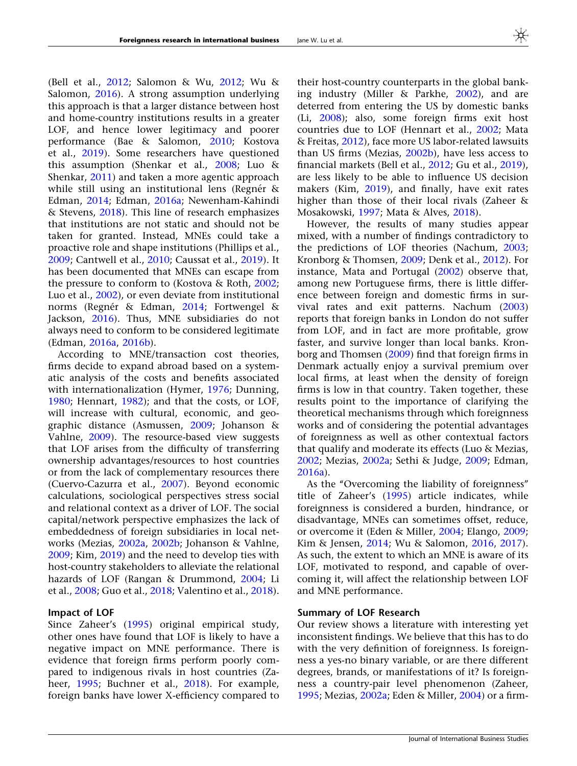(Bell et al., 2012; Salomon & Wu, 2012; Wu & Salomon, 2016). A strong assumption underlying this approach is that a larger distance between host and home-country institutions results in a greater LOF, and hence lower legitimacy and poorer performance (Bae & Salomon, 2010; Kostova et al., 2019). Some researchers have questioned this assumption (Shenkar et al., 2008; Luo & Shenkar, 2011) and taken a more agentic approach while still using an institutional lens (Regnér & Edman, 2014; Edman, 2016a; Newenham-Kahindi & Stevens, 2018). This line of research emphasizes that institutions are not static and should not be taken for granted. Instead, MNEs could take a proactive role and shape institutions (Phillips et al., 2009; Cantwell et al., 2010; Caussat et al., 2019). It has been documented that MNEs can escape from the pressure to conform to (Kostova & Roth, 2002; Luo et al., 2002), or even deviate from institutional norms (Regnér & Edman, 2014; Fortwengel & Jackson, 2016). Thus, MNE subsidiaries do not always need to conform to be considered legitimate (Edman, 2016a, 2016b).

According to MNE/transaction cost theories, firms decide to expand abroad based on a systematic analysis of the costs and benefits associated with internationalization (Hymer, 1976; Dunning, 1980; Hennart, 1982); and that the costs, or LOF, will increase with cultural, economic, and geographic distance (Asmussen, 2009; Johanson & Vahlne, 2009). The resource-based view suggests that LOF arises from the difficulty of transferring ownership advantages/resources to host countries or from the lack of complementary resources there (Cuervo-Cazurra et al., 2007). Beyond economic calculations, sociological perspectives stress social and relational context as a driver of LOF. The social capital/network perspective emphasizes the lack of embeddedness of foreign subsidiaries in local networks (Mezias, 2002a, 2002b; Johanson & Vahlne, 2009; Kim, 2019) and the need to develop ties with host-country stakeholders to alleviate the relational hazards of LOF (Rangan & Drummond, 2004; Li et al., 2008; Guo et al., 2018; Valentino et al., 2018).

### Impact of LOF

Since Zaheer's (1995) original empirical study, other ones have found that LOF is likely to have a negative impact on MNE performance. There is evidence that foreign firms perform poorly compared to indigenous rivals in host countries (Zaheer, 1995; Buchner et al., 2018). For example, foreign banks have lower X-efficiency compared to their host-country counterparts in the global banking industry (Miller & Parkhe, 2002), and are deterred from entering the US by domestic banks (Li, 2008); also, some foreign firms exit host countries due to LOF (Hennart et al., 2002; Mata & Freitas, 2012), face more US labor-related lawsuits than US firms (Mezias, 2002b), have less access to financial markets (Bell et al., 2012; Gu et al., 2019), are less likely to be able to influence US decision makers (Kim, 2019), and finally, have exit rates higher than those of their local rivals (Zaheer & Mosakowski, 1997; Mata & Alves, 2018).

However, the results of many studies appear mixed, with a number of findings contradictory to the predictions of LOF theories (Nachum, 2003; Kronborg & Thomsen, 2009; Denk et al., 2012). For instance, Mata and Portugal (2002) observe that, among new Portuguese firms, there is little difference between foreign and domestic firms in survival rates and exit patterns. Nachum (2003) reports that foreign banks in London do not suffer from LOF, and in fact are more profitable, grow faster, and survive longer than local banks. Kronborg and Thomsen (2009) find that foreign firms in Denmark actually enjoy a survival premium over local firms, at least when the density of foreign firms is low in that country. Taken together, these results point to the importance of clarifying the theoretical mechanisms through which foreignness works and of considering the potential advantages of foreignness as well as other contextual factors that qualify and moderate its effects (Luo & Mezias, 2002; Mezias, 2002a; Sethi & Judge, 2009; Edman, 2016a).

As the "Overcoming the liability of foreignness" title of Zaheer's (1995) article indicates, while foreignness is considered a burden, hindrance, or disadvantage, MNEs can sometimes offset, reduce, or overcome it (Eden & Miller, 2004; Elango, 2009; Kim & Jensen, 2014; Wu & Salomon, 2016, 2017). As such, the extent to which an MNE is aware of its LOF, motivated to respond, and capable of overcoming it, will affect the relationship between LOF and MNE performance.

### Summary of LOF Research

Our review shows a literature with interesting yet inconsistent findings. We believe that this has to do with the very definition of foreignness. Is foreignness a yes-no binary variable, or are there different degrees, brands, or manifestations of it? Is foreignness a country-pair level phenomenon (Zaheer, 1995; Mezias, 2002a; Eden & Miller, 2004) or a firm-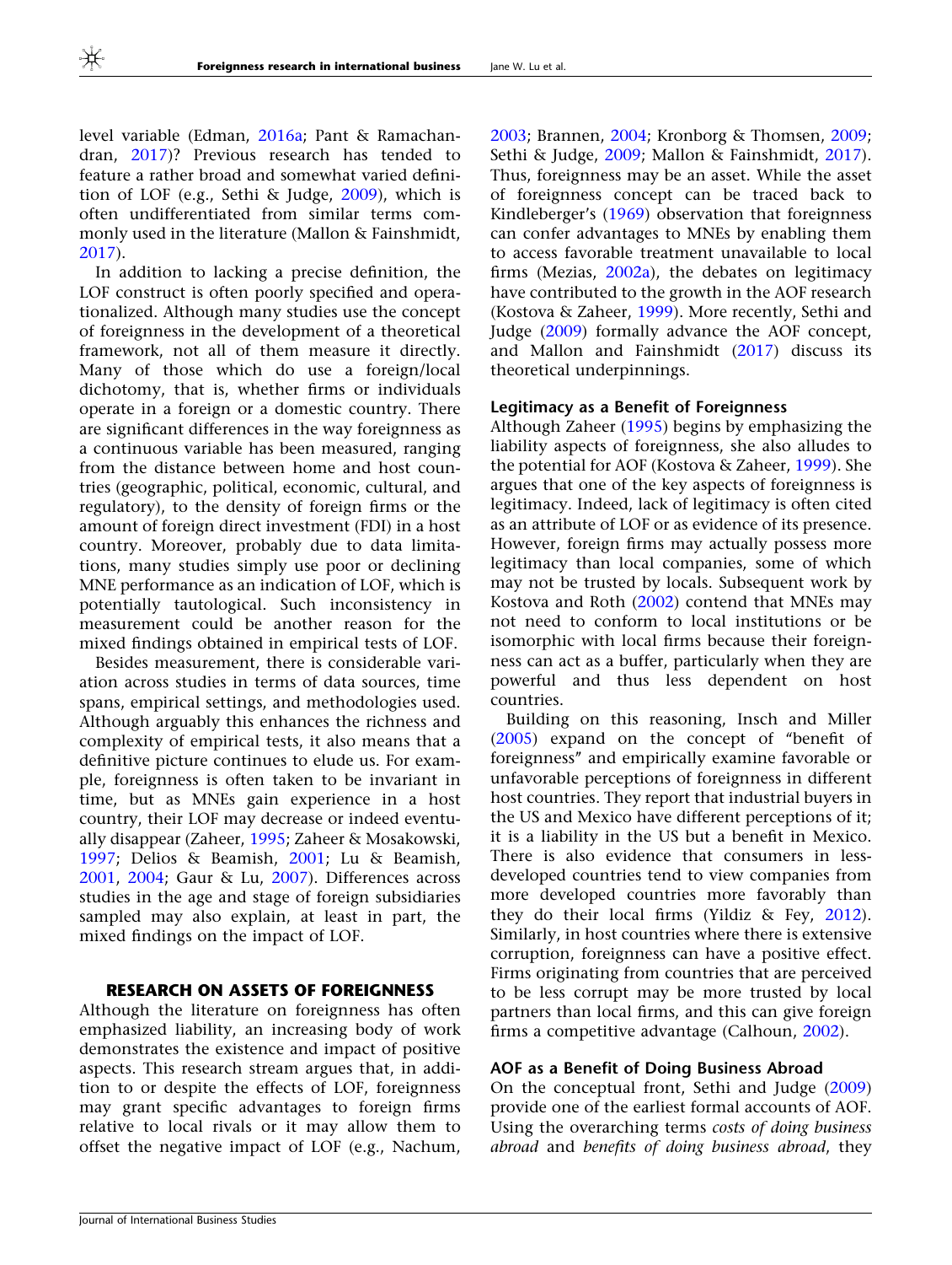level variable (Edman, 2016a; Pant & Ramachandran, 2017)? Previous research has tended to feature a rather broad and somewhat varied definition of LOF (e.g., Sethi & Judge, 2009), which is often undifferentiated from similar terms commonly used in the literature (Mallon & Fainshmidt, 2017).

In addition to lacking a precise definition, the LOF construct is often poorly specified and operationalized. Although many studies use the concept of foreignness in the development of a theoretical framework, not all of them measure it directly. Many of those which do use a foreign/local dichotomy, that is, whether firms or individuals operate in a foreign or a domestic country. There are significant differences in the way foreignness as a continuous variable has been measured, ranging from the distance between home and host countries (geographic, political, economic, cultural, and regulatory), to the density of foreign firms or the amount of foreign direct investment (FDI) in a host country. Moreover, probably due to data limitations, many studies simply use poor or declining MNE performance as an indication of LOF, which is potentially tautological. Such inconsistency in measurement could be another reason for the mixed findings obtained in empirical tests of LOF.

Besides measurement, there is considerable variation across studies in terms of data sources, time spans, empirical settings, and methodologies used. Although arguably this enhances the richness and complexity of empirical tests, it also means that a definitive picture continues to elude us. For example, foreignness is often taken to be invariant in time, but as MNEs gain experience in a host country, their LOF may decrease or indeed eventually disappear (Zaheer, 1995; Zaheer & Mosakowski, 1997; Delios & Beamish, 2001; Lu & Beamish, 2001, 2004; Gaur & Lu, 2007). Differences across studies in the age and stage of foreign subsidiaries sampled may also explain, at least in part, the mixed findings on the impact of LOF.

## RESEARCH ON ASSETS OF FOREIGNNESS

Although the literature on foreignness has often emphasized liability, an increasing body of work demonstrates the existence and impact of positive aspects. This research stream argues that, in addition to or despite the effects of LOF, foreignness may grant specific advantages to foreign firms relative to local rivals or it may allow them to offset the negative impact of LOF (e.g., Nachum, 2003; Brannen, 2004; Kronborg & Thomsen, 2009; Sethi & Judge, 2009; Mallon & Fainshmidt, 2017). Thus, foreignness may be an asset. While the asset of foreignness concept can be traced back to Kindleberger's (1969) observation that foreignness can confer advantages to MNEs by enabling them to access favorable treatment unavailable to local firms (Mezias, 2002a), the debates on legitimacy have contributed to the growth in the AOF research (Kostova & Zaheer, 1999). More recently, Sethi and Judge (2009) formally advance the AOF concept, and Mallon and Fainshmidt (2017) discuss its theoretical underpinnings.

### Legitimacy as a Benefit of Foreignness

Although Zaheer (1995) begins by emphasizing the liability aspects of foreignness, she also alludes to the potential for AOF (Kostova & Zaheer, 1999). She argues that one of the key aspects of foreignness is legitimacy. Indeed, lack of legitimacy is often cited as an attribute of LOF or as evidence of its presence. However, foreign firms may actually possess more legitimacy than local companies, some of which may not be trusted by locals. Subsequent work by Kostova and Roth (2002) contend that MNEs may not need to conform to local institutions or be isomorphic with local firms because their foreignness can act as a buffer, particularly when they are powerful and thus less dependent on host countries.

Building on this reasoning, Insch and Miller (2005) expand on the concept of "benefit of foreignness" and empirically examine favorable or unfavorable perceptions of foreignness in different host countries. They report that industrial buyers in the US and Mexico have different perceptions of it; it is a liability in the US but a benefit in Mexico. There is also evidence that consumers in less-developed countries tend to view companies from more developed countries more favorably than they do their local firms (Yildiz & Fey, 2012). Similarly, in host countries where there is extensive corruption, foreignness can have a positive effect. Firms originating from countries that are perceived to be less corrupt may be more trusted by local partners than local firms, and this can give foreign firms a competitive advantage (Calhoun, 2002).

### AOF as a Benefit of Doing Business Abroad

On the conceptual front, Sethi and Judge (2009) provide one of the earliest formal accounts of AOF. Using the overarching terms *costs of doing business abroad* and *benefits of doing business abroad*, they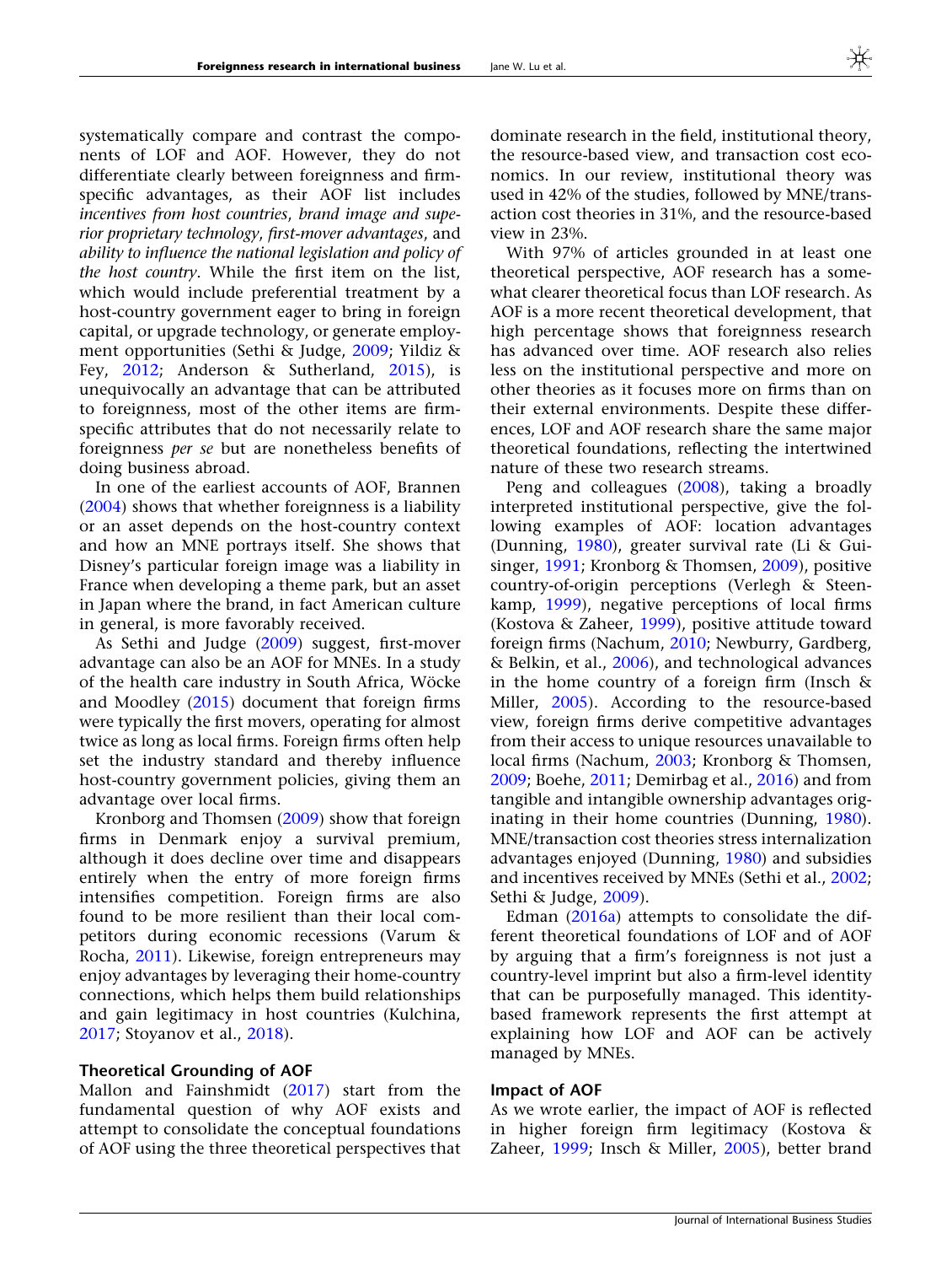systematically compare and contrast the components of LOF and AOF. However, they do not differentiate clearly between foreignness and firm-specific advantages, as their AOF list includes *incentives from host countries*, *brand image and superior proprietary technology*, *first-mover advantages*, and *ability to influence the national legislation and policy of the host country*. While the first item on the list, which would include preferential treatment by a host-country government eager to bring in foreign capital, or upgrade technology, or generate employment opportunities (Sethi & Judge, 2009; Yildiz & Fey, 2012; Anderson & Sutherland, 2015), is unequivocally an advantage that can be attributed to foreignness, most of the other items are firm-specific attributes that do not necessarily relate to foreignness *per se* but are nonetheless benefits of doing business abroad.

In one of the earliest accounts of AOF, Brannen (2004) shows that whether foreignness is a liability or an asset depends on the host-country context and how an MNE portrays itself. She shows that Disney's particular foreign image was a liability in France when developing a theme park, but an asset in Japan where the brand, in fact American culture in general, is more favorably received.

As Sethi and Judge (2009) suggest, first-mover advantage can also be an AOF for MNEs. In a study of the health care industry in South Africa, Wöcke and Moodley (2015) document that foreign firms were typically the first movers, operating for almost twice as long as local firms. Foreign firms often help set the industry standard and thereby influence host-country government policies, giving them an advantage over local firms.

Kronborg and Thomsen (2009) show that foreign firms in Denmark enjoy a survival premium, although it does decline over time and disappears entirely when the entry of more foreign firms intensifies competition. Foreign firms are also found to be more resilient than their local competitors during economic recessions (Varum & Rocha, 2011). Likewise, foreign entrepreneurs may enjoy advantages by leveraging their home-country connections, which helps them build relationships and gain legitimacy in host countries (Kulchina, 2017; Stoyanov et al., 2018).

### Theoretical Grounding of AOF

Mallon and Fainshmidt (2017) start from the fundamental question of why AOF exists and attempt to consolidate the conceptual foundations of AOF using the three theoretical perspectives that dominate research in the field, institutional theory, the resource-based view, and transaction cost economics. In our review, institutional theory was used in 42% of the studies, followed by MNE/transaction cost theories in 31%, and the resource-based view in 23%.

With 97% of articles grounded in at least one theoretical perspective, AOF research has a somewhat clearer theoretical focus than LOF research. As AOF is a more recent theoretical development, that high percentage shows that foreignness research has advanced over time. AOF research also relies less on the institutional perspective and more on other theories as it focuses more on firms than on their external environments. Despite these differences, LOF and AOF research share the same major theoretical foundations, reflecting the intertwined nature of these two research streams.

Peng and colleagues (2008), taking a broadly interpreted institutional perspective, give the following examples of AOF: location advantages (Dunning, 1980), greater survival rate (Li & Guisinger, 1991; Kronborg & Thomsen, 2009), positive country-of-origin perceptions (Verlegh & Steenkamp, 1999), negative perceptions of local firms (Kostova & Zaheer, 1999), positive attitude toward foreign firms (Nachum, 2010; Newburry, Gardberg, & Belkin, et al., 2006), and technological advances in the home country of a foreign firm (Insch & Miller, 2005). According to the resource-based view, foreign firms derive competitive advantages from their access to unique resources unavailable to local firms (Nachum, 2003; Kronborg & Thomsen, 2009; Boehe, 2011; Demirbag et al., 2016) and from tangible and intangible ownership advantages originating in their home countries (Dunning, 1980). MNE/transaction cost theories stress internalization advantages enjoyed (Dunning, 1980) and subsidies and incentives received by MNEs (Sethi et al., 2002; Sethi & Judge, 2009).

Edman (2016a) attempts to consolidate the different theoretical foundations of LOF and of AOF by arguing that a firm's foreignness is not just a country-level imprint but also a firm-level identity that can be purposefully managed. This identity-based framework represents the first attempt at explaining how LOF and AOF can be actively managed by MNEs.

### Impact of AOF

As we wrote earlier, the impact of AOF is reflected in higher foreign firm legitimacy (Kostova & Zaheer, 1999; Insch & Miller, 2005), better brand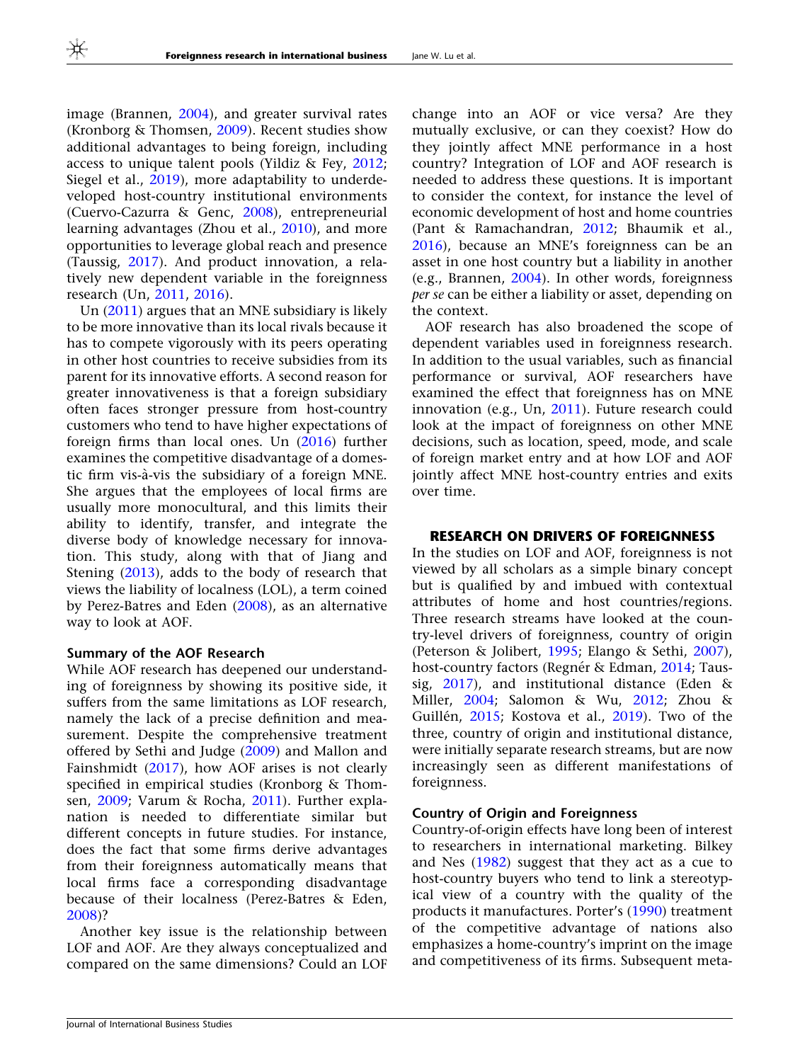image (Brannen, 2004), and greater survival rates (Kronborg & Thomsen, 2009). Recent studies show additional advantages to being foreign, including access to unique talent pools (Yildiz & Fey, 2012; Siegel et al., 2019), more adaptability to underdeveloped host-country institutional environments (Cuervo-Cazurra & Genc, 2008), entrepreneurial learning advantages (Zhou et al., 2010), and more opportunities to leverage global reach and presence (Taussig, 2017). And product innovation, a relatively new dependent variable in the foreignness research (Un, 2011, 2016).

Un (2011) argues that an MNE subsidiary is likely to be more innovative than its local rivals because it has to compete vigorously with its peers operating in other host countries to receive subsidies from its parent for its innovative efforts. A second reason for greater innovativeness is that a foreign subsidiary often faces stronger pressure from host-country customers who tend to have higher expectations of foreign firms than local ones. Un (2016) further examines the competitive disadvantage of a domestic firm vis-à-vis the subsidiary of a foreign MNE. She argues that the employees of local firms are usually more monocultural, and this limits their ability to identify, transfer, and integrate the diverse body of knowledge necessary for innovation. This study, along with that of Jiang and Stening (2013), adds to the body of research that views the liability of localness (LOL), a term coined by Perez-Batres and Eden (2008), as an alternative way to look at AOF.

### Summary of the AOF Research

While AOF research has deepened our understanding of foreignness by showing its positive side, it suffers from the same limitations as LOF research, namely the lack of a precise definition and measurement. Despite the comprehensive treatment offered by Sethi and Judge (2009) and Mallon and Fainshmidt (2017), how AOF arises is not clearly specified in empirical studies (Kronborg & Thomsen, 2009; Varum & Rocha, 2011). Further explanation is needed to differentiate similar but different concepts in future studies. For instance, does the fact that some firms derive advantages from their foreignness automatically mean that local firms face a corresponding disadvantage because of their localness (Perez-Batres & Eden, 2008)?

Another key issue is the relationship between LOF and AOF. Are they always conceptualized and compared on the same dimensions? Could an LOF change into an AOF or vice versa? Are they mutually exclusive, or can they coexist? How do they jointly affect MNE performance in a host country? Integration of LOF and AOF research is needed to address these questions. It is important to consider the context, for instance the level of economic development of host and home countries (Pant & Ramachandran, 2012; Bhaumik et al., 2016), because an MNE's foreignness can be an asset in one host country but a liability in another (e.g., Brannen, 2004). In other words, foreignness *per se* can be either a liability or asset, depending on the context.

AOF research has also broadened the scope of dependent variables used in foreignness research. In addition to the usual variables, such as financial performance or survival, AOF researchers have examined the effect that foreignness has on MNE innovation (e.g., Un, 2011). Future research could look at the impact of foreignness on other MNE decisions, such as location, speed, mode, and scale of foreign market entry and at how LOF and AOF jointly affect MNE host-country entries and exits over time.

## RESEARCH ON DRIVERS OF FOREIGNNESS

In the studies on LOF and AOF, foreignness is not viewed by all scholars as a simple binary concept but is qualified by and imbued with contextual attributes of home and host countries/regions. Three research streams have looked at the country-level drivers of foreignness, country of origin (Peterson & Jolibert, 1995; Elango & Sethi, 2007), host-country factors (Regnér & Edman, 2014; Taussig, 2017), and institutional distance (Eden & Miller, 2004; Salomon & Wu, 2012; Zhou & Guillén, 2015; Kostova et al., 2019). Two of the three, country of origin and institutional distance, were initially separate research streams, but are now increasingly seen as different manifestations of foreignness.

### Country of Origin and Foreignness

Country-of-origin effects have long been of interest to researchers in international marketing. Bilkey and Nes (1982) suggest that they act as a cue to host-country buyers who tend to link a stereotypical view of a country with the quality of the products it manufactures. Porter's (1990) treatment of the competitive advantage of nations also emphasizes a home-country's imprint on the image and competitiveness of its firms. Subsequent meta-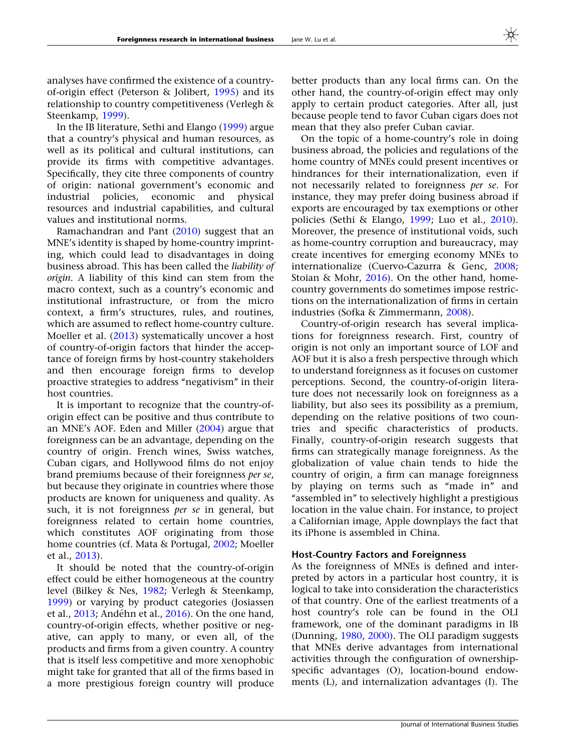analyses have confirmed the existence of a country-of-origin effect (Peterson & Jolibert, 1995) and its relationship to country competitiveness (Verlegh & Steenkamp, 1999).

In the IB literature, Sethi and Elango (1999) argue that a country's physical and human resources, as well as its political and cultural institutions, can provide its firms with competitive advantages. Specifically, they cite three components of country of origin: national government's economic and industrial policies, economic and physical resources and industrial capabilities, and cultural values and institutional norms.

Ramachandran and Pant (2010) suggest that an MNE's identity is shaped by home-country imprinting, which could lead to disadvantages in doing business abroad. This has been called the *liability of origin*. A liability of this kind can stem from the macro context, such as a country's economic and institutional infrastructure, or from the micro context, a firm's structures, rules, and routines, which are assumed to reflect home-country culture. Moeller et al. (2013) systematically uncover a host of country-of-origin factors that hinder the acceptance of foreign firms by host-country stakeholders and then encourage foreign firms to develop proactive strategies to address "negativism" in their host countries.

It is important to recognize that the country-of-origin effect can be positive and thus contribute to an MNE's AOF. Eden and Miller (2004) argue that foreignness can be an advantage, depending on the country of origin. French wines, Swiss watches, Cuban cigars, and Hollywood films do not enjoy brand premiums because of their foreignness *per se*, but because they originate in countries where those products are known for uniqueness and quality. As such, it is not foreignness *per se* in general, but foreignness related to certain home countries, which constitutes AOF originating from those home countries (cf. Mata & Portugal, 2002; Moeller et al., 2013).

It should be noted that the country-of-origin effect could be either homogeneous at the country level (Bilkey & Nes, 1982; Verlegh & Steenkamp, 1999) or varying by product categories (Josiassen et al., 2013; Andéhn et al., 2016). On the one hand, country-of-origin effects, whether positive or negative, can apply to many, or even all, of the products and firms from a given country. A country that is itself less competitive and more xenophobic might take for granted that all of the firms based in a more prestigious foreign country will produce better products than any local firms can. On the other hand, the country-of-origin effect may only apply to certain product categories. After all, just because people tend to favor Cuban cigars does not mean that they also prefer Cuban caviar.

On the topic of a home-country's role in doing business abroad, the policies and regulations of the home country of MNEs could present incentives or hindrances for their internationalization, even if not necessarily related to foreignness *per se*. For instance, they may prefer doing business abroad if exports are encouraged by tax exemptions or other policies (Sethi & Elango, 1999; Luo et al., 2010). Moreover, the presence of institutional voids, such as home-country corruption and bureaucracy, may create incentives for emerging economy MNEs to internationalize (Cuervo-Cazurra & Genc, 2008; Stoian & Mohr, 2016). On the other hand, home-country governments do sometimes impose restrictions on the internationalization of firms in certain industries (Sofka & Zimmermann, 2008).

Country-of-origin research has several implications for foreignness research. First, country of origin is not only an important source of LOF and AOF but it is also a fresh perspective through which to understand foreignness as it focuses on customer perceptions. Second, the country-of-origin literature does not necessarily look on foreignness as a liability, but also sees its possibility as a premium, depending on the relative positions of two countries and specific characteristics of products. Finally, country-of-origin research suggests that firms can strategically manage foreignness. As the globalization of value chain tends to hide the country of origin, a firm can manage foreignness by playing on terms such as "made in" and "assembled in" to selectively highlight a prestigious location in the value chain. For instance, to project a Californian image, Apple downplays the fact that its iPhone is assembled in China.

### Host-Country Factors and Foreignness

As the foreignness of MNEs is defined and interpreted by actors in a particular host country, it is logical to take into consideration the characteristics of that country. One of the earliest treatments of a host country's role can be found in the OLI framework, one of the dominant paradigms in IB (Dunning, 1980, 2000). The OLI paradigm suggests that MNEs derive advantages from international activities through the configuration of ownership-specific advantages (O), location-bound endowments (L), and internalization advantages (I). The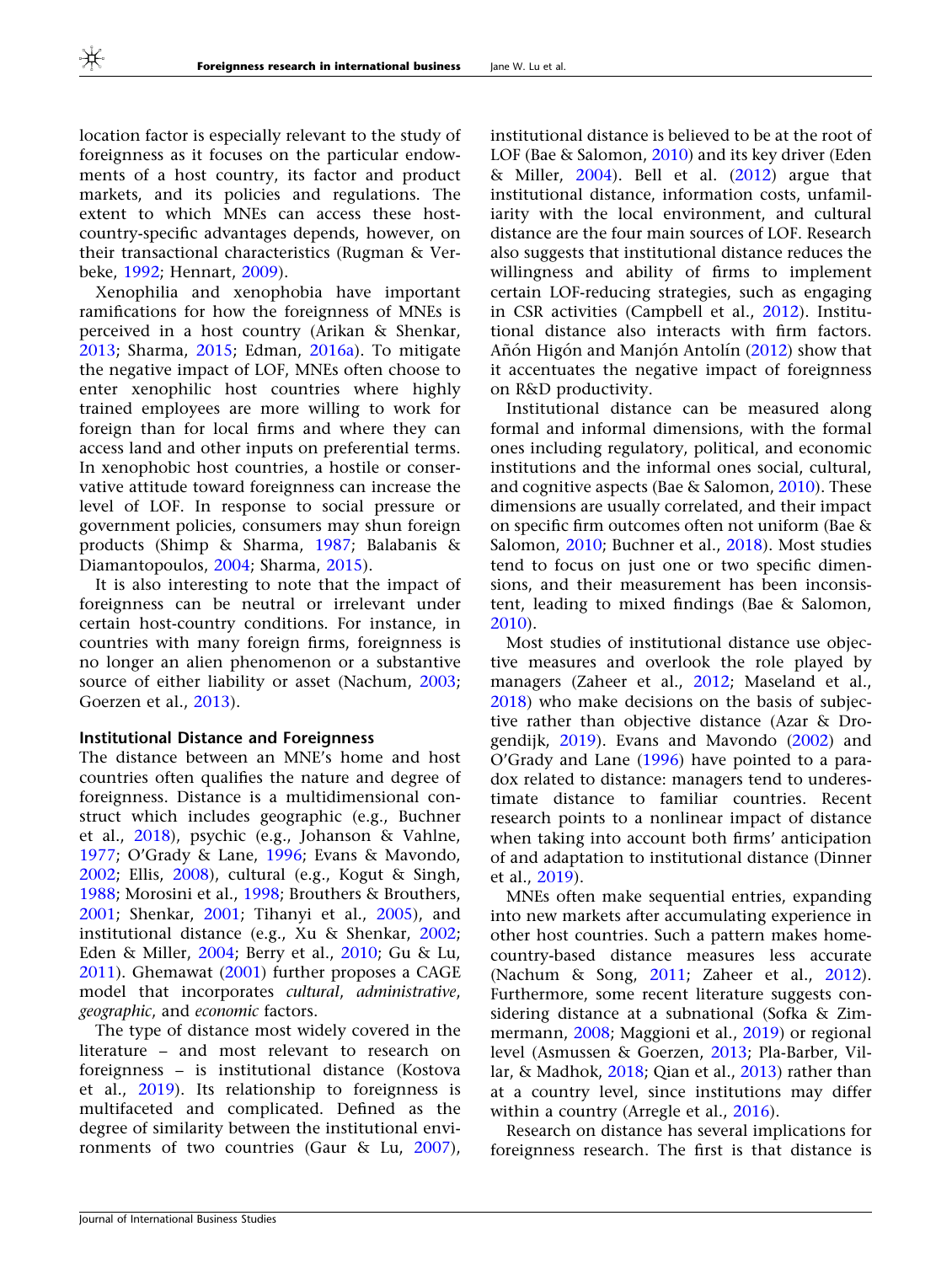location factor is especially relevant to the study of foreignness as it focuses on the particular endowments of a host country, its factor and product markets, and its policies and regulations. The extent to which MNEs can access these host-country-specific advantages depends, however, on their transactional characteristics (Rugman & Verbeke, 1992; Hennart, 2009).

Xenophilia and xenophobia have important ramifications for how the foreignness of MNEs is perceived in a host country (Arikan & Shenkar, 2013; Sharma, 2015; Edman, 2016a). To mitigate the negative impact of LOF, MNEs often choose to enter xenophilic host countries where highly trained employees are more willing to work for foreign than for local firms and where they can access land and other inputs on preferential terms. In xenophobic host countries, a hostile or conservative attitude toward foreignness can increase the level of LOF. In response to social pressure or government policies, consumers may shun foreign products (Shimp & Sharma, 1987; Balabanis & Diamantopoulos, 2004; Sharma, 2015).

It is also interesting to note that the impact of foreignness can be neutral or irrelevant under certain host-country conditions. For instance, in countries with many foreign firms, foreignness is no longer an alien phenomenon or a substantive source of either liability or asset (Nachum, 2003; Goerzen et al., 2013).

### Institutional Distance and Foreignness

The distance between an MNE's home and host countries often qualifies the nature and degree of foreignness. Distance is a multidimensional construct which includes geographic (e.g., Buchner et al., 2018), psychic (e.g., Johanson & Vahlne, 1977; O'Grady & Lane, 1996; Evans & Mavondo, 2002; Ellis, 2008), cultural (e.g., Kogut & Singh, 1988; Morosini et al., 1998; Brouthers & Brouthers, 2001; Shenkar, 2001; Tihanyi et al., 2005), and institutional distance (e.g., Xu & Shenkar, 2002; Eden & Miller, 2004; Berry et al., 2010; Gu & Lu, 2011). Ghemawat (2001) further proposes a CAGE model that incorporates *cultural*, *administrative*, *geographic*, and *economic* factors.

The type of distance most widely covered in the literature – and most relevant to research on foreignness – is institutional distance (Kostova et al., 2019). Its relationship to foreignness is multifaceted and complicated. Defined as the degree of similarity between the institutional environments of two countries (Gaur & Lu, 2007), institutional distance is believed to be at the root of LOF (Bae & Salomon, 2010) and its key driver (Eden & Miller, 2004). Bell et al. (2012) argue that institutional distance, information costs, unfamiliarity with the local environment, and cultural distance are the four main sources of LOF. Research also suggests that institutional distance reduces the willingness and ability of firms to implement certain LOF-reducing strategies, such as engaging in CSR activities (Campbell et al., 2012). Institutional distance also interacts with firm factors. Añón Higón and Manjón Antolín (2012) show that it accentuates the negative impact of foreignness on R&D productivity.

Institutional distance can be measured along formal and informal dimensions, with the formal ones including regulatory, political, and economic institutions and the informal ones social, cultural, and cognitive aspects (Bae & Salomon, 2010). These dimensions are usually correlated, and their impact on specific firm outcomes often not uniform (Bae & Salomon, 2010; Buchner et al., 2018). Most studies tend to focus on just one or two specific dimensions, and their measurement has been inconsistent, leading to mixed findings (Bae & Salomon, 2010).

Most studies of institutional distance use objective measures and overlook the role played by managers (Zaheer et al., 2012; Maseland et al., 2018) who make decisions on the basis of subjective rather than objective distance (Azar & Drogendijk, 2019). Evans and Mavondo (2002) and O'Grady and Lane (1996) have pointed to a paradox related to distance: managers tend to underestimate distance to familiar countries. Recent research points to a nonlinear impact of distance when taking into account both firms' anticipation of and adaptation to institutional distance (Dinner et al., 2019).

MNEs often make sequential entries, expanding into new markets after accumulating experience in other host countries. Such a pattern makes home-country-based distance measures less accurate (Nachum & Song, 2011; Zaheer et al., 2012). Furthermore, some recent literature suggests considering distance at a subnational (Sofka & Zimmermann, 2008; Maggioni et al., 2019) or regional level (Asmussen & Goerzen, 2013; Pla-Barber, Villar, & Madhok, 2018; Qian et al., 2013) rather than at a country level, since institutions may differ within a country (Arregle et al., 2016).

Research on distance has several implications for foreignness research. The first is that distance is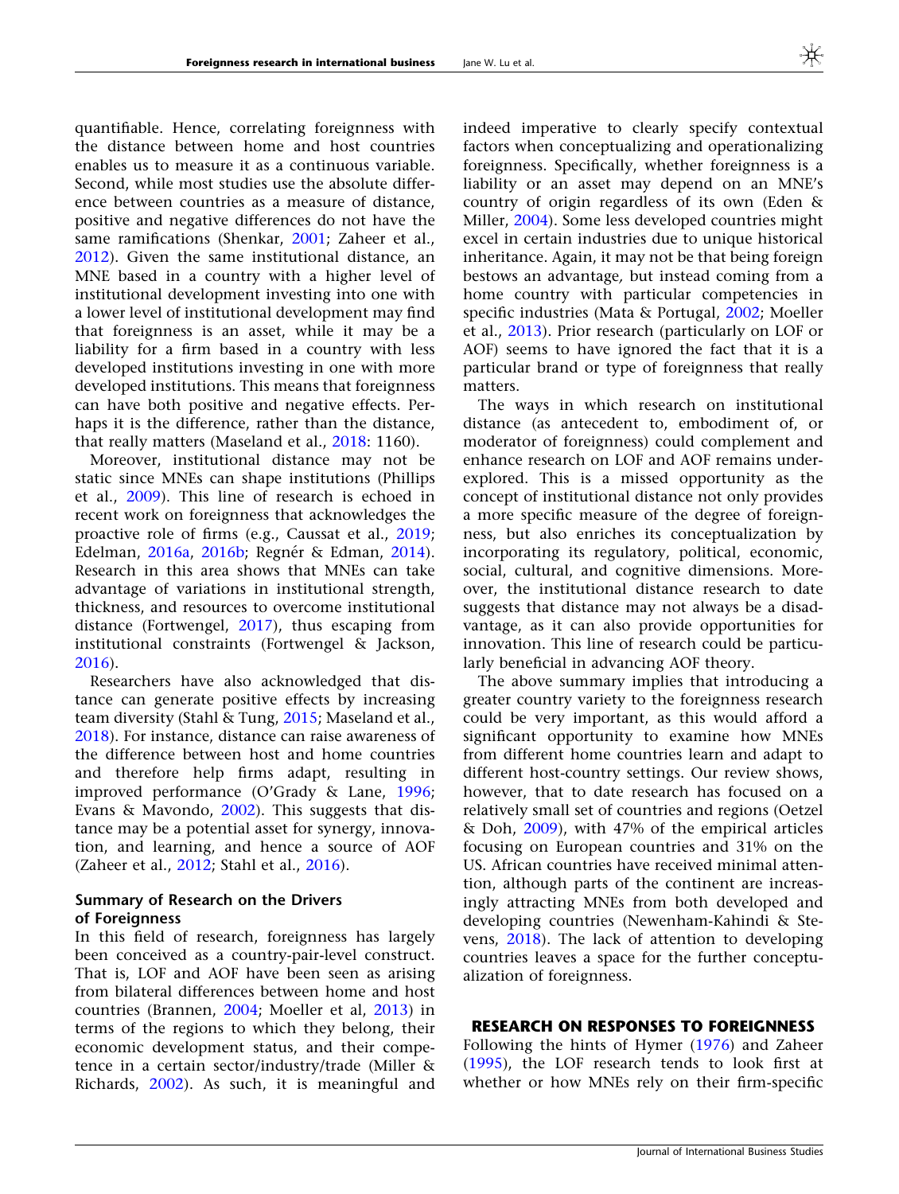quantifiable. Hence, correlating foreignness with the distance between home and host countries enables us to measure it as a continuous variable. Second, while most studies use the absolute difference between countries as a measure of distance, positive and negative differences do not have the same ramifications (Shenkar, 2001; Zaheer et al., 2012). Given the same institutional distance, an MNE based in a country with a higher level of institutional development investing into one with a lower level of institutional development may find that foreignness is an asset, while it may be a liability for a firm based in a country with less developed institutions investing in one with more developed institutions. This means that foreignness can have both positive and negative effects. Perhaps it is the difference, rather than the distance, that really matters (Maseland et al., 2018: 1160).

Moreover, institutional distance may not be static since MNEs can shape institutions (Phillips et al., 2009). This line of research is echoed in recent work on foreignness that acknowledges the proactive role of firms (e.g., Caussat et al., 2019; Edelman, 2016a, 2016b; Regnér & Edman, 2014). Research in this area shows that MNEs can take advantage of variations in institutional strength, thickness, and resources to overcome institutional distance (Fortwengel, 2017), thus escaping from institutional constraints (Fortwengel & Jackson, 2016).

Researchers have also acknowledged that distance can generate positive effects by increasing team diversity (Stahl & Tung, 2015; Maseland et al., 2018). For instance, distance can raise awareness of the difference between host and home countries and therefore help firms adapt, resulting in improved performance (O'Grady & Lane, 1996; Evans & Mavondo, 2002). This suggests that distance may be a potential asset for synergy, innovation, and learning, and hence a source of AOF (Zaheer et al., 2012; Stahl et al., 2016).

### Summary of Research on the Drivers of Foreignness

In this field of research, foreignness has largely been conceived as a country-pair-level construct. That is, LOF and AOF have been seen as arising from bilateral differences between home and host countries (Brannen, 2004; Moeller et al, 2013) in terms of the regions to which they belong, their economic development status, and their competence in a certain sector/industry/trade (Miller & Richards, 2002). As such, it is meaningful and indeed imperative to clearly specify contextual factors when conceptualizing and operationalizing foreignness. Specifically, whether foreignness is a liability or an asset may depend on an MNE's country of origin regardless of its own (Eden & Miller, 2004). Some less developed countries might excel in certain industries due to unique historical inheritance. Again, it may not be that being foreign bestows an advantage, but instead coming from a home country with particular competencies in specific industries (Mata & Portugal, 2002; Moeller et al., 2013). Prior research (particularly on LOF or AOF) seems to have ignored the fact that it is a particular brand or type of foreignness that really matters.

The ways in which research on institutional distance (as antecedent to, embodiment of, or moderator of foreignness) could complement and enhance research on LOF and AOF remains underexplored. This is a missed opportunity as the concept of institutional distance not only provides a more specific measure of the degree of foreignness, but also enriches its conceptualization by incorporating its regulatory, political, economic, social, cultural, and cognitive dimensions. Moreover, the institutional distance research to date suggests that distance may not always be a disadvantage, as it can also provide opportunities for innovation. This line of research could be particularly beneficial in advancing AOF theory.

The above summary implies that introducing a greater country variety to the foreignness research could be very important, as this would afford a significant opportunity to examine how MNEs from different home countries learn and adapt to different host-country settings. Our review shows, however, that to date research has focused on a relatively small set of countries and regions (Oetzel & Doh, 2009), with 47% of the empirical articles focusing on European countries and 31% on the US. African countries have received minimal attention, although parts of the continent are increasingly attracting MNEs from both developed and developing countries (Newenham-Kahindi & Stevens, 2018). The lack of attention to developing countries leaves a space for the further conceptualization of foreignness.

## RESEARCH ON RESPONSES TO FOREIGNNESS

Following the hints of Hymer (1976) and Zaheer (1995), the LOF research tends to look first at whether or how MNEs rely on their firm-specific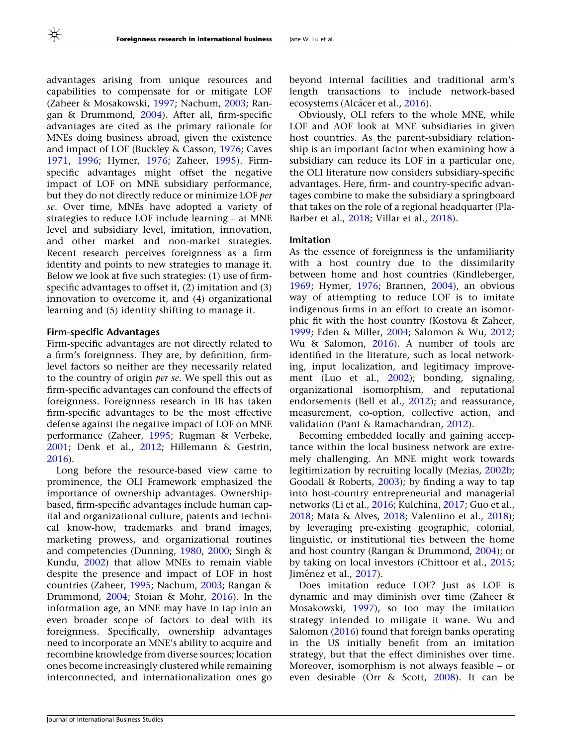advantages arising from unique resources and capabilities to compensate for or mitigate LOF (Zaheer & Mosakowski, 1997; Nachum, 2003; Rangan & Drummond, 2004). After all, firm-specific advantages are cited as the primary rationale for MNEs doing business abroad, given the existence and impact of LOF (Buckley & Casson, 1976; Caves 1971, 1996; Hymer, 1976; Zaheer, 1995). Firm-specific advantages might offset the negative impact of LOF on MNE subsidiary performance, but they do not directly reduce or minimize LOF *per se*. Over time, MNEs have adopted a variety of strategies to reduce LOF include learning – at MNE level and subsidiary level, imitation, innovation, and other market and non-market strategies. Recent research perceives foreignness as a firm identity and points to new strategies to manage it. Below we look at five such strategies: (1) use of firm-specific advantages to offset it, (2) imitation and (3) innovation to overcome it, and (4) organizational learning and (5) identity shifting to manage it.

### Firm-specific Advantages

Firm-specific advantages are not directly related to a firm's foreignness. They are, by definition, firm-level factors so neither are they necessarily related to the country of origin *per se*. We spell this out as firm-specific advantages can confound the effects of foreignness. Foreignness research in IB has taken firm-specific advantages to be the most effective defense against the negative impact of LOF on MNE performance (Zaheer, 1995; Rugman & Verbeke, 2001; Denk et al., 2012; Hillemann & Gestrin, 2016).

Long before the resource-based view came to prominence, the OLI Framework emphasized the importance of ownership advantages. Ownership-based, firm-specific advantages include human capital and organizational culture, patents and technical know-how, trademarks and brand images, marketing prowess, and organizational routines and competencies (Dunning, 1980, 2000; Singh & Kundu, 2002) that allow MNEs to remain viable despite the presence and impact of LOF in host countries (Zaheer, 1995; Nachum, 2003; Rangan & Drummond, 2004; Stoian & Mohr, 2016). In the information age, an MNE may have to tap into an even broader scope of factors to deal with its foreignness. Specifically, ownership advantages need to incorporate an MNE's ability to acquire and recombine knowledge from diverse sources; location ones become increasingly clustered while remaining interconnected, and internationalization ones go beyond internal facilities and traditional arm's length transactions to include network-based ecosystems (Alcácer et al., 2016).

Obviously, OLI refers to the whole MNE, while LOF and AOF look at MNE subsidiaries in given host countries. As the parent-subsidiary relationship is an important factor when examining how a subsidiary can reduce its LOF in a particular one, the OLI literature now considers subsidiary-specific advantages. Here, firm- and country-specific advantages combine to make the subsidiary a springboard that takes on the role of a regional headquarter (Pla-Barber et al., 2018; Villar et al., 2018).

### Imitation

As the essence of foreignness is the unfamiliarity with a host country due to the dissimilarity between home and host countries (Kindleberger, 1969; Hymer, 1976; Brannen, 2004), an obvious way of attempting to reduce LOF is to imitate indigenous firms in an effort to create an isomorphic fit with the host country (Kostova & Zaheer, 1999; Eden & Miller, 2004; Salomon & Wu, 2012; Wu & Salomon, 2016). A number of tools are identified in the literature, such as local networking, input localization, and legitimacy improvement (Luo et al., 2002); bonding, signaling, organizational isomorphism, and reputational endorsements (Bell et al., 2012); and reassurance, measurement, co-option, collective action, and validation (Pant & Ramachandran, 2012).

Becoming embedded locally and gaining acceptance within the local business network are extremely challenging. An MNE might work towards legitimization by recruiting locally (Mezias, 2002b; Goodall & Roberts, 2003); by finding a way to tap into host-country entrepreneurial and managerial networks (Li et al., 2016; Kulchina, 2017; Guo et al., 2018; Mata & Alves, 2018; Valentino et al., 2018); by leveraging pre-existing geographic, colonial, linguistic, or institutional ties between the home and host country (Rangan & Drummond, 2004); or by taking on local investors (Chittoor et al., 2015; Jiménez et al., 2017).

Does imitation reduce LOF? Just as LOF is dynamic and may diminish over time (Zaheer & Mosakowski, 1997), so too may the imitation strategy intended to mitigate it wane. Wu and Salomon (2016) found that foreign banks operating in the US initially benefit from an imitation strategy, but that the effect diminishes over time. Moreover, isomorphism is not always feasible – or even desirable (Orr & Scott, 2008). It can be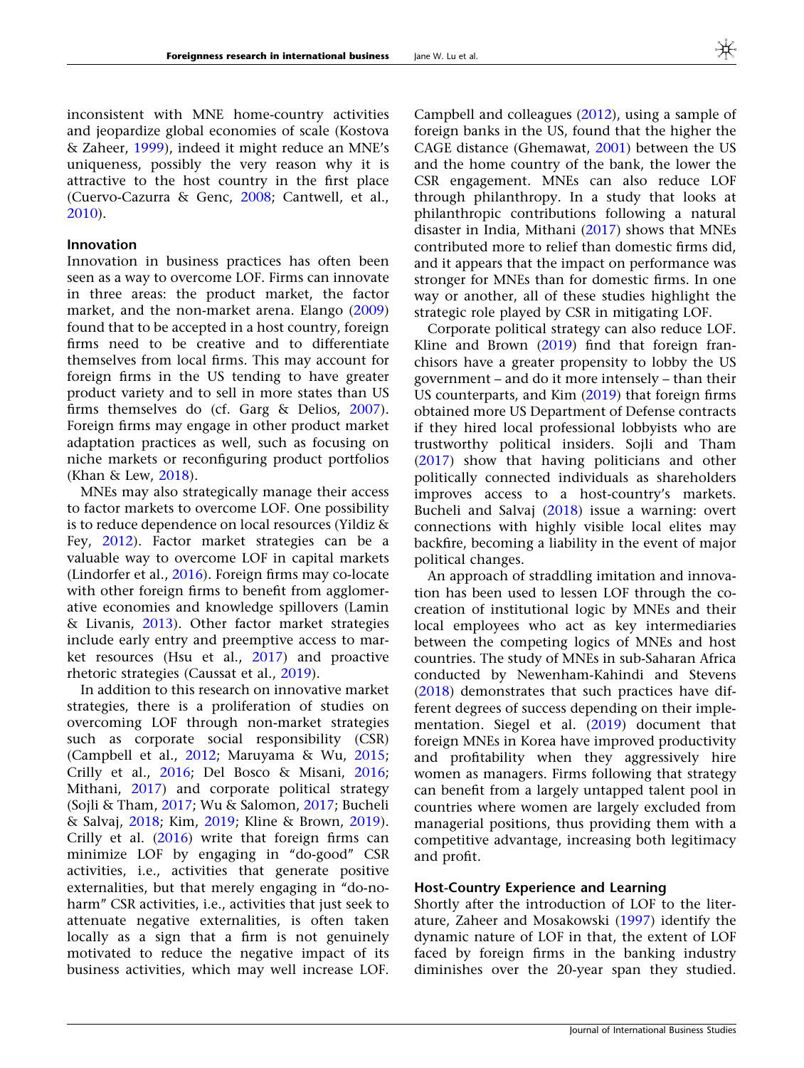inconsistent with MNE home-country activities and jeopardize global economies of scale (Kostova & Zaheer, 1999), indeed it might reduce an MNE's uniqueness, possibly the very reason why it is attractive to the host country in the first place (Cuervo-Cazurra & Genc, 2008; Cantwell, et al., 2010).

### Innovation

Innovation in business practices has often been seen as a way to overcome LOF. Firms can innovate in three areas: the product market, the factor market, and the non-market arena. Elango (2009) found that to be accepted in a host country, foreign firms need to be creative and to differentiate themselves from local firms. This may account for foreign firms in the US tending to have greater product variety and to sell in more states than US firms themselves do (cf. Garg & Delios, 2007). Foreign firms may engage in other product market adaptation practices as well, such as focusing on niche markets or reconfiguring product portfolios (Khan & Lew, 2018).

MNEs may also strategically manage their access to factor markets to overcome LOF. One possibility is to reduce dependence on local resources (Yildiz & Fey, 2012). Factor market strategies can be a valuable way to overcome LOF in capital markets (Lindorfer et al., 2016). Foreign firms may co-locate with other foreign firms to benefit from agglomerative economies and knowledge spillovers (Lamin & Livanis, 2013). Other factor market strategies include early entry and preemptive access to market resources (Hsu et al., 2017) and proactive rhetoric strategies (Caussat et al., 2019).

In addition to this research on innovative market strategies, there is a proliferation of studies on overcoming LOF through non-market strategies such as corporate social responsibility (CSR) (Campbell et al., 2012; Maruyama & Wu, 2015; Crilly et al., 2016; Del Bosco & Misani, 2016; Mithani, 2017) and corporate political strategy (Sojli & Tham, 2017; Wu & Salomon, 2017; Bucheli & Salvaj, 2018; Kim, 2019; Kline & Brown, 2019). Crilly et al. (2016) write that foreign firms can minimize LOF by engaging in "do-good" CSR activities, i.e., activities that generate positive externalities, but that merely engaging in "do-no-harm" CSR activities, i.e., activities that just seek to attenuate negative externalities, is often taken locally as a sign that a firm is not genuinely motivated to reduce the negative impact of its business activities, which may well increase LOF. Campbell and colleagues (2012), using a sample of foreign banks in the US, found that the higher the CAGE distance (Ghemawat, 2001) between the US and the home country of the bank, the lower the CSR engagement. MNEs can also reduce LOF through philanthropy. In a study that looks at philanthropic contributions following a natural disaster in India, Mithani (2017) shows that MNEs contributed more to relief than domestic firms did, and it appears that the impact on performance was stronger for MNEs than for domestic firms. In one way or another, all of these studies highlight the strategic role played by CSR in mitigating LOF.

Corporate political strategy can also reduce LOF. Kline and Brown (2019) find that foreign franchisors have a greater propensity to lobby the US government – and do it more intensely – than their US counterparts, and Kim (2019) that foreign firms obtained more US Department of Defense contracts if they hired local professional lobbyists who are trustworthy political insiders. Sojli and Tham (2017) show that having politicians and other politically connected individuals as shareholders improves access to a host-country's markets. Bucheli and Salvaj (2018) issue a warning: overt connections with highly visible local elites may backfire, becoming a liability in the event of major political changes.

An approach of straddling imitation and innovation has been used to lessen LOF through the co-creation of institutional logic by MNEs and their local employees who act as key intermediaries between the competing logics of MNEs and host countries. The study of MNEs in sub-Saharan Africa conducted by Newenham-Kahindi and Stevens (2018) demonstrates that such practices have different degrees of success depending on their implementation. Siegel et al. (2019) document that foreign MNEs in Korea have improved productivity and profitability when they aggressively hire women as managers. Firms following that strategy can benefit from a largely untapped talent pool in countries where women are largely excluded from managerial positions, thus providing them with a competitive advantage, increasing both legitimacy and profit.

### Host-Country Experience and Learning

Shortly after the introduction of LOF to the literature, Zaheer and Mosakowski (1997) identify the dynamic nature of LOF in that, the extent of LOF faced by foreign firms in the banking industry diminishes over the 20-year span they studied.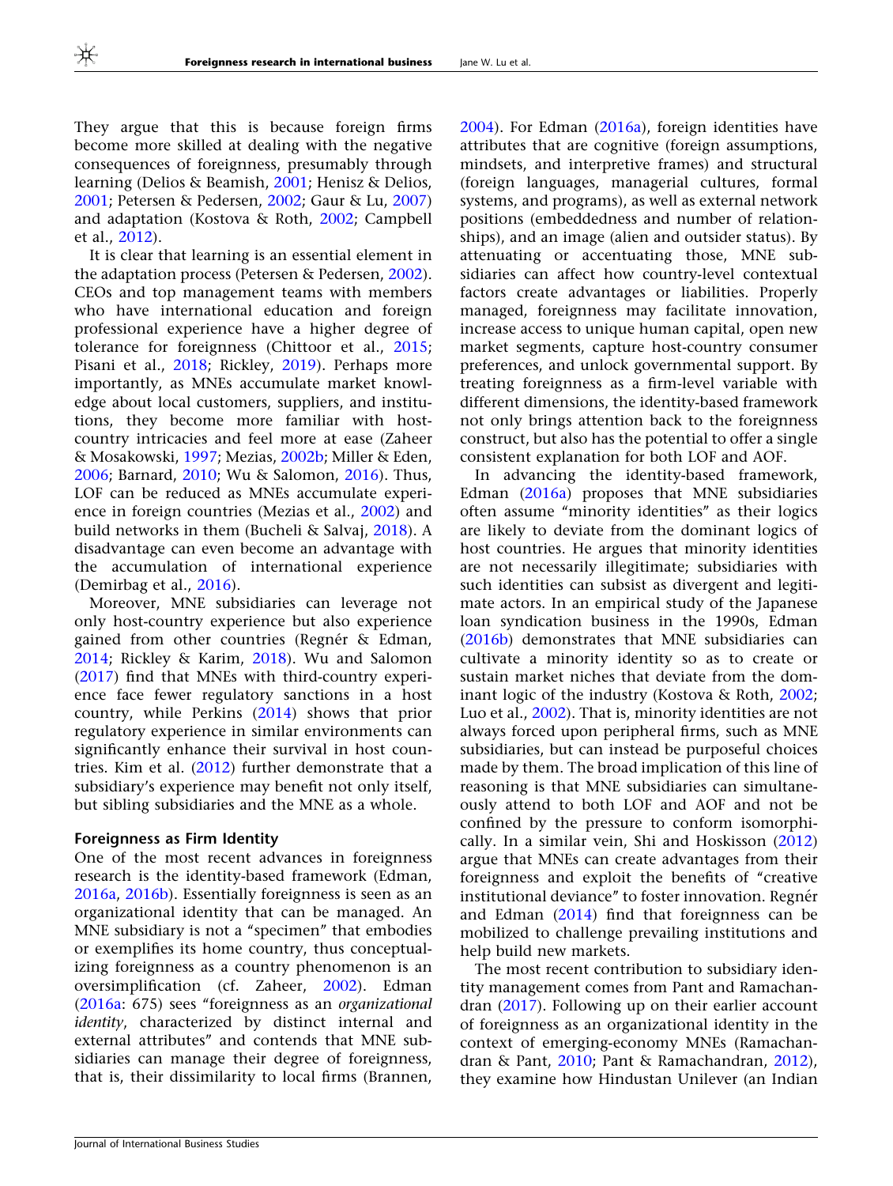They argue that this is because foreign firms become more skilled at dealing with the negative consequences of foreignness, presumably through learning (Delios & Beamish, 2001; Henisz & Delios, 2001; Petersen & Pedersen, 2002; Gaur & Lu, 2007) and adaptation (Kostova & Roth, 2002; Campbell et al., 2012).

It is clear that learning is an essential element in the adaptation process (Petersen & Pedersen, 2002). CEOs and top management teams with members who have international education and foreign professional experience have a higher degree of tolerance for foreignness (Chittoor et al., 2015; Pisani et al., 2018; Rickley, 2019). Perhaps more importantly, as MNEs accumulate market knowledge about local customers, suppliers, and institutions, they become more familiar with host-country intricacies and feel more at ease (Zaheer & Mosakowski, 1997; Mezias, 2002b; Miller & Eden, 2006; Barnard, 2010; Wu & Salomon, 2016). Thus, LOF can be reduced as MNEs accumulate experience in foreign countries (Mezias et al., 2002) and build networks in them (Bucheli & Salvaj, 2018). A disadvantage can even become an advantage with the accumulation of international experience (Demirbag et al., 2016).

Moreover, MNE subsidiaries can leverage not only host-country experience but also experience gained from other countries (Regnér & Edman, 2014; Rickley & Karim, 2018). Wu and Salomon (2017) find that MNEs with third-country experience face fewer regulatory sanctions in a host country, while Perkins (2014) shows that prior regulatory experience in similar environments can significantly enhance their survival in host countries. Kim et al. (2012) further demonstrate that a subsidiary's experience may benefit not only itself, but sibling subsidiaries and the MNE as a whole.

### Foreignness as Firm Identity

One of the most recent advances in foreignness research is the identity-based framework (Edman, 2016a, 2016b). Essentially foreignness is seen as an organizational identity that can be managed. An MNE subsidiary is not a "specimen" that embodies or exemplifies its home country, thus conceptualizing foreignness as a country phenomenon is an oversimplification (cf. Zaheer, 2002). Edman (2016a: 675) sees "foreignness as an *organizational identity*, characterized by distinct internal and external attributes" and contends that MNE subsidiaries can manage their degree of foreignness, that is, their dissimilarity to local firms (Brannen, 2004). For Edman (2016a), foreign identities have attributes that are cognitive (foreign assumptions, mindsets, and interpretive frames) and structural (foreign languages, managerial cultures, formal systems, and programs), as well as external network positions (embeddedness and number of relationships), and an image (alien and outsider status). By attenuating or accentuating those, MNE subsidiaries can affect how country-level contextual factors create advantages or liabilities. Properly managed, foreignness may facilitate innovation, increase access to unique human capital, open new market segments, capture host-country consumer preferences, and unlock governmental support. By treating foreignness as a firm-level variable with different dimensions, the identity-based framework not only brings attention back to the foreignness construct, but also has the potential to offer a single consistent explanation for both LOF and AOF.

In advancing the identity-based framework, Edman (2016a) proposes that MNE subsidiaries often assume "minority identities" as their logics are likely to deviate from the dominant logics of host countries. He argues that minority identities are not necessarily illegitimate; subsidiaries with such identities can subsist as divergent and legitimate actors. In an empirical study of the Japanese loan syndication business in the 1990s, Edman (2016b) demonstrates that MNE subsidiaries can cultivate a minority identity so as to create or sustain market niches that deviate from the dominant logic of the industry (Kostova & Roth, 2002; Luo et al., 2002). That is, minority identities are not always forced upon peripheral firms, such as MNE subsidiaries, but can instead be purposeful choices made by them. The broad implication of this line of reasoning is that MNE subsidiaries can simultaneously attend to both LOF and AOF and not be confined by the pressure to conform isomorphically. In a similar vein, Shi and Hoskisson (2012) argue that MNEs can create advantages from their foreignness and exploit the benefits of "creative institutional deviance" to foster innovation. Regnér and Edman (2014) find that foreignness can be mobilized to challenge prevailing institutions and help build new markets.

The most recent contribution to subsidiary identity management comes from Pant and Ramachandran (2017). Following up on their earlier account of foreignness as an organizational identity in the context of emerging-economy MNEs (Ramachandran & Pant, 2010; Pant & Ramachandran, 2012), they examine how Hindustan Unilever (an Indian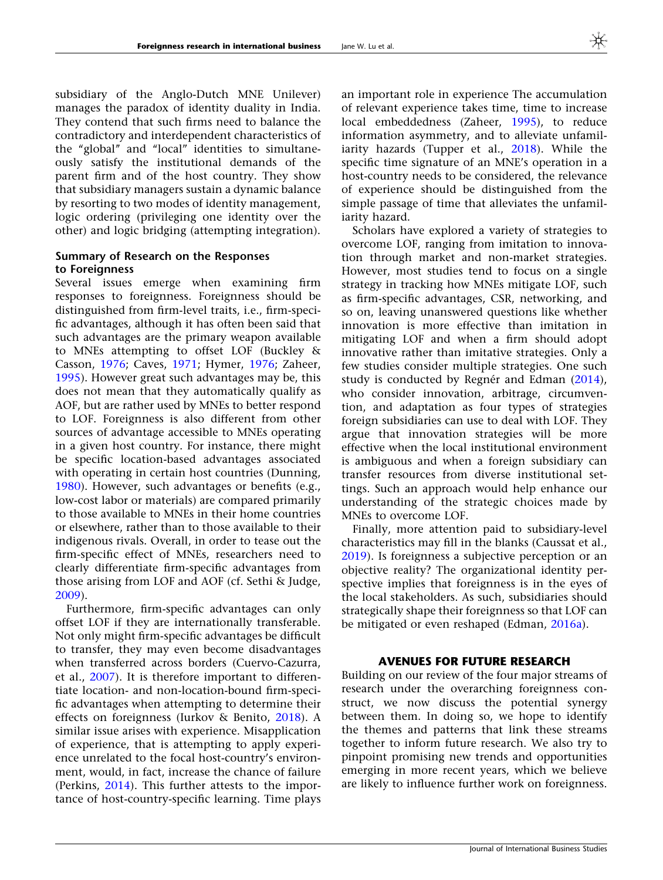subsidiary of the Anglo-Dutch MNE Unilever) manages the paradox of identity duality in India. They contend that such firms need to balance the contradictory and interdependent characteristics of the "global" and "local" identities to simultaneously satisfy the institutional demands of the parent firm and of the host country. They show that subsidiary managers sustain a dynamic balance by resorting to two modes of identity management, logic ordering (privileging one identity over the other) and logic bridging (attempting integration).

### Summary of Research on the Responses to Foreignness

Several issues emerge when examining firm responses to foreignness. Foreignness should be distinguished from firm-level traits, i.e., firm-specific advantages, although it has often been said that such advantages are the primary weapon available to MNEs attempting to offset LOF (Buckley & Casson, 1976; Caves, 1971; Hymer, 1976; Zaheer, 1995). However great such advantages may be, this does not mean that they automatically qualify as AOF, but are rather used by MNEs to better respond to LOF. Foreignness is also different from other sources of advantage accessible to MNEs operating in a given host country. For instance, there might be specific location-based advantages associated with operating in certain host countries (Dunning, 1980). However, such advantages or benefits (e.g., low-cost labor or materials) are compared primarily to those available to MNEs in their home countries or elsewhere, rather than to those available to their indigenous rivals. Overall, in order to tease out the firm-specific effect of MNEs, researchers need to clearly differentiate firm-specific advantages from those arising from LOF and AOF (cf. Sethi & Judge, 2009).

Furthermore, firm-specific advantages can only offset LOF if they are internationally transferable. Not only might firm-specific advantages be difficult to transfer, they may even become disadvantages when transferred across borders (Cuervo-Cazurra, et al., 2007). It is therefore important to differentiate location- and non-location-bound firm-specific advantages when attempting to determine their effects on foreignness (Iurkov & Benito, 2018). A similar issue arises with experience. Misapplication of experience, that is attempting to apply experience unrelated to the focal host-country's environment, would, in fact, increase the chance of failure (Perkins, 2014). This further attests to the importance of host-country-specific learning. Time plays an important role in experience The accumulation of relevant experience takes time, time to increase local embeddedness (Zaheer, 1995), to reduce information asymmetry, and to alleviate unfamiliarity hazards (Tupper et al., 2018). While the specific time signature of an MNE's operation in a host-country needs to be considered, the relevance of experience should be distinguished from the simple passage of time that alleviates the unfamiliarity hazard.

Scholars have explored a variety of strategies to overcome LOF, ranging from imitation to innovation through market and non-market strategies. However, most studies tend to focus on a single strategy in tracking how MNEs mitigate LOF, such as firm-specific advantages, CSR, networking, and so on, leaving unanswered questions like whether innovation is more effective than imitation in mitigating LOF and when a firm should adopt innovative rather than imitative strategies. Only a few studies consider multiple strategies. One such study is conducted by Regnér and Edman (2014), who consider innovation, arbitrage, circumvention, and adaptation as four types of strategies foreign subsidiaries can use to deal with LOF. They argue that innovation strategies will be more effective when the local institutional environment is ambiguous and when a foreign subsidiary can transfer resources from diverse institutional settings. Such an approach would help enhance our understanding of the strategic choices made by MNEs to overcome LOF.

Finally, more attention paid to subsidiary-level characteristics may fill in the blanks (Caussat et al., 2019). Is foreignness a subjective perception or an objective reality? The organizational identity perspective implies that foreignness is in the eyes of the local stakeholders. As such, subsidiaries should strategically shape their foreignness so that LOF can be mitigated or even reshaped (Edman, 2016a).

## AVENUES FOR FUTURE RESEARCH

Building on our review of the four major streams of research under the overarching foreignness construct, we now discuss the potential synergy between them. In doing so, we hope to identify the themes and patterns that link these streams together to inform future research. We also try to pinpoint promising new trends and opportunities emerging in more recent years, which we believe are likely to influence further work on foreignness.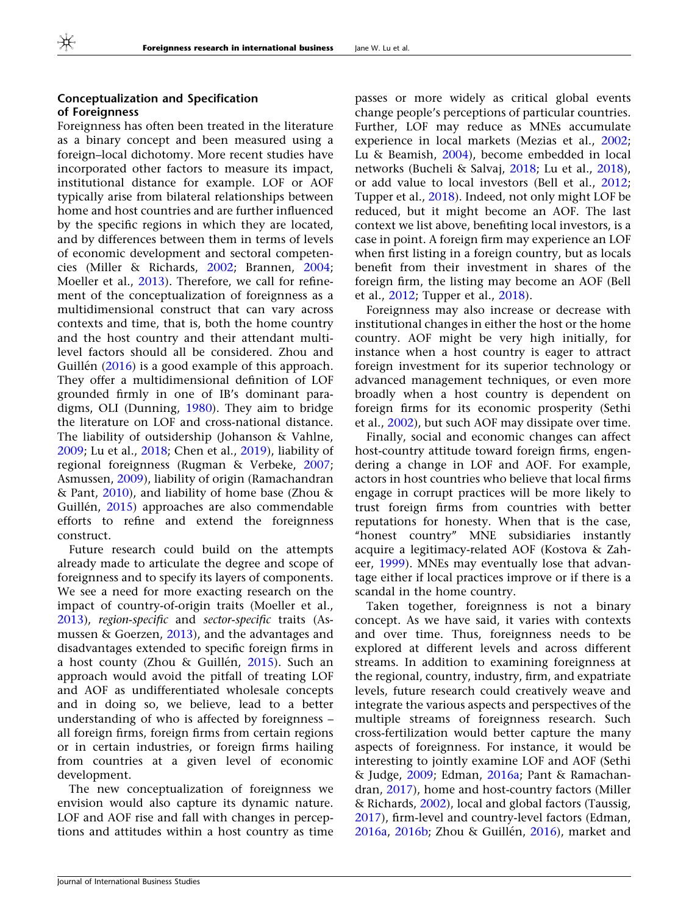### Conceptualization and Specification of Foreignness

Foreignness has often been treated in the literature as a binary concept and been measured using a foreign–local dichotomy. More recent studies have incorporated other factors to measure its impact, institutional distance for example. LOF or AOF typically arise from bilateral relationships between home and host countries and are further influenced by the specific regions in which they are located, and by differences between them in terms of levels of economic development and sectoral competencies (Miller & Richards, 2002; Brannen, 2004; Moeller et al., 2013). Therefore, we call for refinement of the conceptualization of foreignness as a multidimensional construct that can vary across contexts and time, that is, both the home country and the host country and their attendant multilevel factors should all be considered. Zhou and Guillén (2016) is a good example of this approach. They offer a multidimensional definition of LOF grounded firmly in one of IB's dominant paradigms, OLI (Dunning, 1980). They aim to bridge the literature on LOF and cross-national distance. The liability of outsidership (Johanson & Vahlne, 2009; Lu et al., 2018; Chen et al., 2019), liability of regional foreignness (Rugman & Verbeke, 2007; Asmussen, 2009), liability of origin (Ramachandran & Pant, 2010), and liability of home base (Zhou & Guillén, 2015) approaches are also commendable efforts to refine and extend the foreignness construct.

Future research could build on the attempts already made to articulate the degree and scope of foreignness and to specify its layers of components. We see a need for more exacting research on the impact of country-of-origin traits (Moeller et al., 2013), *region-specific* and *sector-specific* traits (Asmussen & Goerzen, 2013), and the advantages and disadvantages extended to specific foreign firms in a host county (Zhou & Guillén, 2015). Such an approach would avoid the pitfall of treating LOF and AOF as undifferentiated wholesale concepts and in doing so, we believe, lead to a better understanding of who is affected by foreignness – all foreign firms, foreign firms from certain regions or in certain industries, or foreign firms hailing from countries at a given level of economic development.

The new conceptualization of foreignness we envision would also capture its dynamic nature. LOF and AOF rise and fall with changes in perceptions and attitudes within a host country as time passes or more widely as critical global events change people's perceptions of particular countries. Further, LOF may reduce as MNEs accumulate experience in local markets (Mezias et al., 2002; Lu & Beamish, 2004), become embedded in local networks (Bucheli & Salvaj, 2018; Lu et al., 2018), or add value to local investors (Bell et al., 2012; Tupper et al., 2018). Indeed, not only might LOF be reduced, but it might become an AOF. The last context we list above, benefiting local investors, is a case in point. A foreign firm may experience an LOF when first listing in a foreign country, but as locals benefit from their investment in shares of the foreign firm, the listing may become an AOF (Bell et al., 2012; Tupper et al., 2018).

Foreignness may also increase or decrease with institutional changes in either the host or the home country. AOF might be very high initially, for instance when a host country is eager to attract foreign investment for its superior technology or advanced management techniques, or even more broadly when a host country is dependent on foreign firms for its economic prosperity (Sethi et al., 2002), but such AOF may dissipate over time.

Finally, social and economic changes can affect host-country attitude toward foreign firms, engendering a change in LOF and AOF. For example, actors in host countries who believe that local firms engage in corrupt practices will be more likely to trust foreign firms from countries with better reputations for honesty. When that is the case, "honest country" MNE subsidiaries instantly acquire a legitimacy-related AOF (Kostova & Zaheer, 1999). MNEs may eventually lose that advantage either if local practices improve or if there is a scandal in the home country.

Taken together, foreignness is not a binary concept. As we have said, it varies with contexts and over time. Thus, foreignness needs to be explored at different levels and across different streams. In addition to examining foreignness at the regional, country, industry, firm, and expatriate levels, future research could creatively weave and integrate the various aspects and perspectives of the multiple streams of foreignness research. Such cross-fertilization would better capture the many aspects of foreignness. For instance, it would be interesting to jointly examine LOF and AOF (Sethi & Judge, 2009; Edman, 2016a; Pant & Ramachandran, 2017), home and host-country factors (Miller & Richards, 2002), local and global factors (Taussig, 2017), firm-level and country-level factors (Edman, 2016a, 2016b; Zhou & Guillén, 2016), market and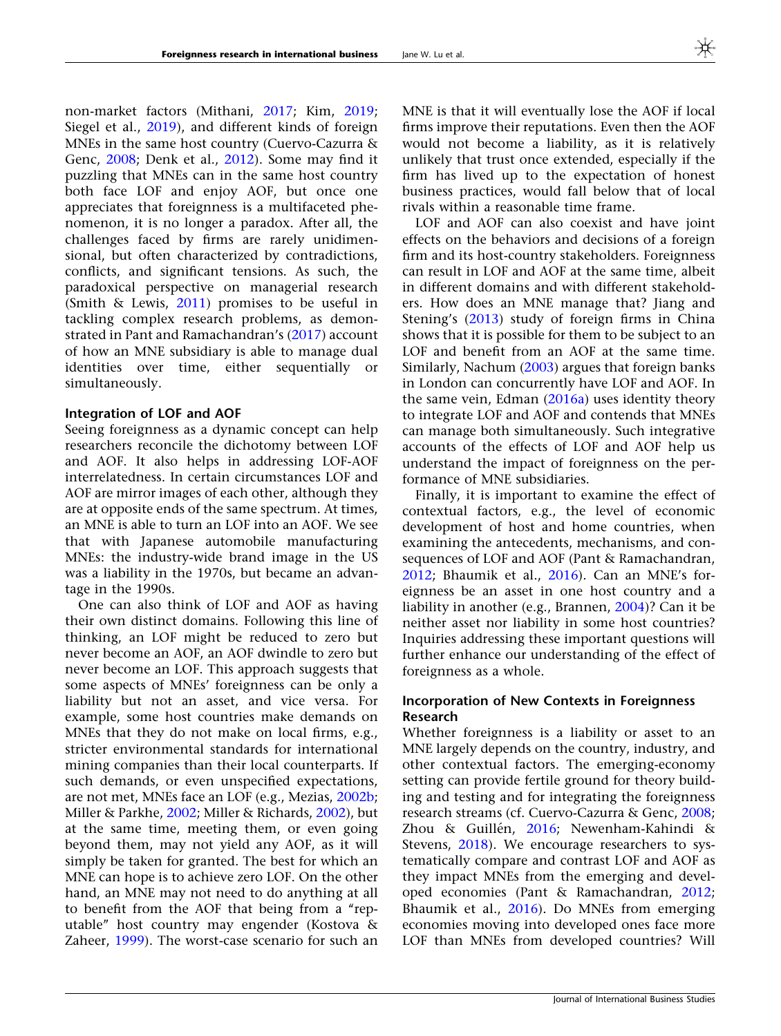non-market factors (Mithani, 2017; Kim, 2019; Siegel et al., 2019), and different kinds of foreign MNEs in the same host country (Cuervo-Cazurra & Genc, 2008; Denk et al., 2012). Some may find it puzzling that MNEs can in the same host country both face LOF and enjoy AOF, but once one appreciates that foreignness is a multifaceted phenomenon, it is no longer a paradox. After all, the challenges faced by firms are rarely unidimensional, but often characterized by contradictions, conflicts, and significant tensions. As such, the paradoxical perspective on managerial research (Smith & Lewis, 2011) promises to be useful in tackling complex research problems, as demonstrated in Pant and Ramachandran's (2017) account of how an MNE subsidiary is able to manage dual identities over time, either sequentially or simultaneously.

### Integration of LOF and AOF

Seeing foreignness as a dynamic concept can help researchers reconcile the dichotomy between LOF and AOF. It also helps in addressing LOF-AOF interrelatedness. In certain circumstances LOF and AOF are mirror images of each other, although they are at opposite ends of the same spectrum. At times, an MNE is able to turn an LOF into an AOF. We see that with Japanese automobile manufacturing MNEs: the industry-wide brand image in the US was a liability in the 1970s, but became an advantage in the 1990s.

One can also think of LOF and AOF as having their own distinct domains. Following this line of thinking, an LOF might be reduced to zero but never become an AOF, an AOF dwindle to zero but never become an LOF. This approach suggests that some aspects of MNEs' foreignness can be only a liability but not an asset, and vice versa. For example, some host countries make demands on MNEs that they do not make on local firms, e.g., stricter environmental standards for international mining companies than their local counterparts. If such demands, or even unspecified expectations, are not met, MNEs face an LOF (e.g., Mezias, 2002b; Miller & Parkhe, 2002; Miller & Richards, 2002), but at the same time, meeting them, or even going beyond them, may not yield any AOF, as it will simply be taken for granted. The best for which an MNE can hope is to achieve zero LOF. On the other hand, an MNE may not need to do anything at all to benefit from the AOF that being from a "reputable" host country may engender (Kostova & Zaheer, 1999). The worst-case scenario for such an MNE is that it will eventually lose the AOF if local firms improve their reputations. Even then the AOF would not become a liability, as it is relatively unlikely that trust once extended, especially if the firm has lived up to the expectation of honest business practices, would fall below that of local rivals within a reasonable time frame.

LOF and AOF can also coexist and have joint effects on the behaviors and decisions of a foreign firm and its host-country stakeholders. Foreignness can result in LOF and AOF at the same time, albeit in different domains and with different stakeholders. How does an MNE manage that? Jiang and Stening's (2013) study of foreign firms in China shows that it is possible for them to be subject to an LOF and benefit from an AOF at the same time. Similarly, Nachum (2003) argues that foreign banks in London can concurrently have LOF and AOF. In the same vein, Edman (2016a) uses identity theory to integrate LOF and AOF and contends that MNEs can manage both simultaneously. Such integrative accounts of the effects of LOF and AOF help us understand the impact of foreignness on the performance of MNE subsidiaries.

Finally, it is important to examine the effect of contextual factors, e.g., the level of economic development of host and home countries, when examining the antecedents, mechanisms, and consequences of LOF and AOF (Pant & Ramachandran, 2012; Bhaumik et al., 2016). Can an MNE's foreignness be an asset in one host country and a liability in another (e.g., Brannen, 2004)? Can it be neither asset nor liability in some host countries? Inquiries addressing these important questions will further enhance our understanding of the effect of foreignness as a whole.

### Incorporation of New Contexts in Foreignness Research

Whether foreignness is a liability or asset to an MNE largely depends on the country, industry, and other contextual factors. The emerging-economy setting can provide fertile ground for theory building and testing and for integrating the foreignness research streams (cf. Cuervo-Cazurra & Genc, 2008; Zhou & Guillén, 2016; Newenham-Kahindi & Stevens, 2018). We encourage researchers to systematically compare and contrast LOF and AOF as they impact MNEs from the emerging and developed economies (Pant & Ramachandran, 2012; Bhaumik et al., 2016). Do MNEs from emerging economies moving into developed ones face more LOF than MNEs from developed countries? Will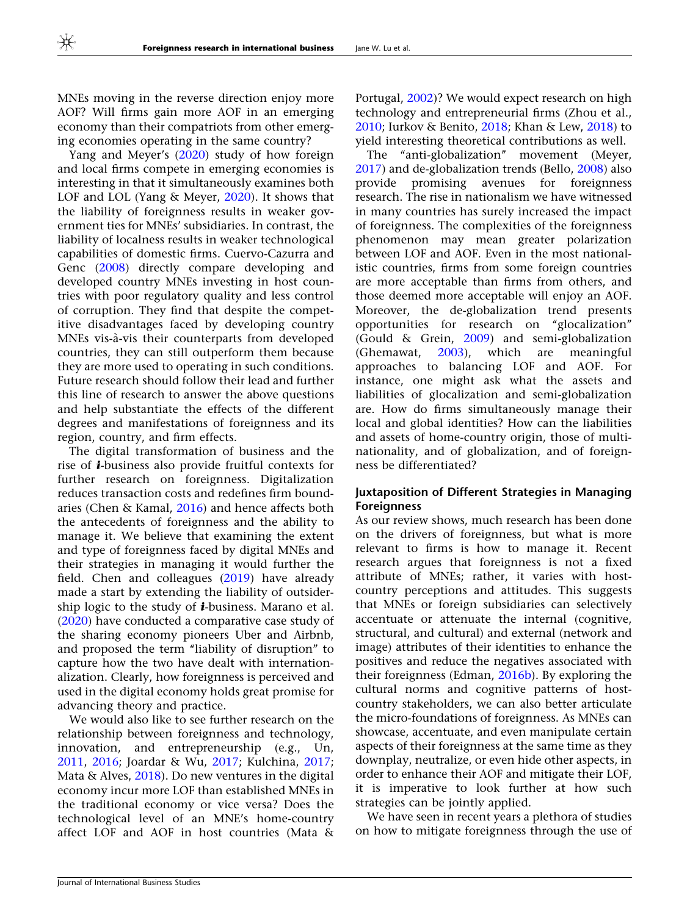MNEs moving in the reverse direction enjoy more AOF? Will firms gain more AOF in an emerging economy than their compatriots from other emerging economies operating in the same country?

Yang and Meyer's (2020) study of how foreign and local firms compete in emerging economies is interesting in that it simultaneously examines both LOF and LOL (Yang & Meyer, 2020). It shows that the liability of foreignness results in weaker government ties for MNEs' subsidiaries. In contrast, the liability of localness results in weaker technological capabilities of domestic firms. Cuervo-Cazurra and Genc (2008) directly compare developing and developed country MNEs investing in host countries with poor regulatory quality and less control of corruption. They find that despite the competitive disadvantages faced by developing country MNEs vis-à-vis their counterparts from developed countries, they can still outperform them because they are more used to operating in such conditions. Future research should follow their lead and further this line of research to answer the above questions and help substantiate the effects of the different degrees and manifestations of foreignness and its region, country, and firm effects.

The digital transformation of business and the rise of ***i***-business also provide fruitful contexts for further research on foreignness. Digitalization reduces transaction costs and redefines firm boundaries (Chen & Kamal, 2016) and hence affects both the antecedents of foreignness and the ability to manage it. We believe that examining the extent and type of foreignness faced by digital MNEs and their strategies in managing it would further the field. Chen and colleagues (2019) have already made a start by extending the liability of outsidership logic to the study of ***i***-business. Marano et al. (2020) have conducted a comparative case study of the sharing economy pioneers Uber and Airbnb, and proposed the term "liability of disruption" to capture how the two have dealt with internationalization. Clearly, how foreignness is perceived and used in the digital economy holds great promise for advancing theory and practice.

We would also like to see further research on the relationship between foreignness and technology, innovation, and entrepreneurship (e.g., Un, 2011, 2016; Joardar & Wu, 2017; Kulchina, 2017; Mata & Alves, 2018). Do new ventures in the digital economy incur more LOF than established MNEs in the traditional economy or vice versa? Does the technological level of an MNE's home-country affect LOF and AOF in host countries (Mata & Portugal, 2002)? We would expect research on high technology and entrepreneurial firms (Zhou et al., 2010; Iurkov & Benito, 2018; Khan & Lew, 2018) to yield interesting theoretical contributions as well.

The "anti-globalization" movement (Meyer, 2017) and de-globalization trends (Bello, 2008) also provide promising avenues for foreignness research. The rise in nationalism we have witnessed in many countries has surely increased the impact of foreignness. The complexities of the foreignness phenomenon may mean greater polarization between LOF and AOF. Even in the most nationalistic countries, firms from some foreign countries are more acceptable than firms from others, and those deemed more acceptable will enjoy an AOF. Moreover, the de-globalization trend presents opportunities for research on "glocalization" (Gould & Grein, 2009) and semi-globalization (Ghemawat, 2003), which are meaningful approaches to balancing LOF and AOF. For instance, one might ask what the assets and liabilities of glocalization and semi-globalization are. How do firms simultaneously manage their local and global identities? How can the liabilities and assets of home-country origin, those of multinationality, and of globalization, and of foreignness be differentiated?

### Juxtaposition of Different Strategies in Managing Foreignness

As our review shows, much research has been done on the drivers of foreignness, but what is more relevant to firms is how to manage it. Recent research argues that foreignness is not a fixed attribute of MNEs; rather, it varies with host-country perceptions and attitudes. This suggests that MNEs or foreign subsidiaries can selectively accentuate or attenuate the internal (cognitive, structural, and cultural) and external (network and image) attributes of their identities to enhance the positives and reduce the negatives associated with their foreignness (Edman, 2016b). By exploring the cultural norms and cognitive patterns of host-country stakeholders, we can also better articulate the micro-foundations of foreignness. As MNEs can showcase, accentuate, and even manipulate certain aspects of their foreignness at the same time as they downplay, neutralize, or even hide other aspects, in order to enhance their AOF and mitigate their LOF, it is imperative to look further at how such strategies can be jointly applied.

We have seen in recent years a plethora of studies on how to mitigate foreignness through the use of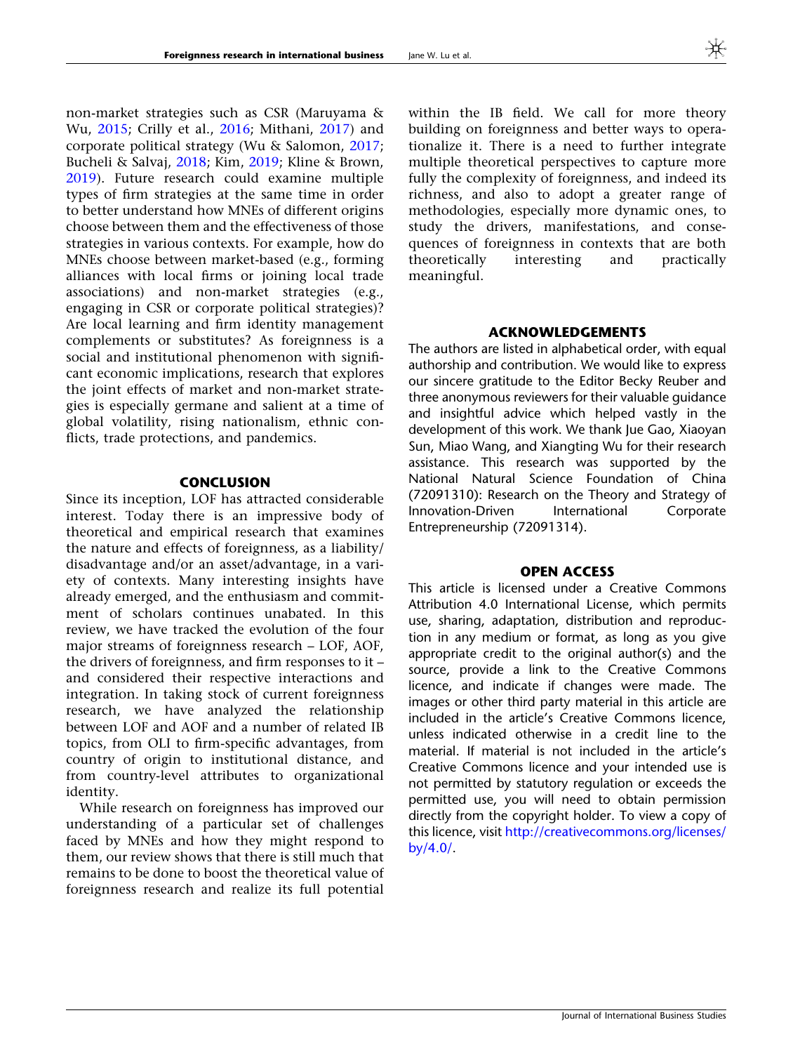non-market strategies such as CSR (Maruyama & Wu, 2015; Crilly et al., 2016; Mithani, 2017) and corporate political strategy (Wu & Salomon, 2017; Bucheli & Salvaj, 2018; Kim, 2019; Kline & Brown, 2019). Future research could examine multiple types of firm strategies at the same time in order to better understand how MNEs of different origins choose between them and the effectiveness of those strategies in various contexts. For example, how do MNEs choose between market-based (e.g., forming alliances with local firms or joining local trade associations) and non-market strategies (e.g., engaging in CSR or corporate political strategies)? Are local learning and firm identity management complements or substitutes? As foreignness is a social and institutional phenomenon with significant economic implications, research that explores the joint effects of market and non-market strategies is especially germane and salient at a time of global volatility, rising nationalism, ethnic conflicts, trade protections, and pandemics.

## CONCLUSION

Since its inception, LOF has attracted considerable interest. Today there is an impressive body of theoretical and empirical research that examines the nature and effects of foreignness, as a liability/disadvantage and/or an asset/advantage, in a variety of contexts. Many interesting insights have already emerged, and the enthusiasm and commitment of scholars continues unabated. In this review, we have tracked the evolution of the four major streams of foreignness research – LOF, AOF, the drivers of foreignness, and firm responses to it – and considered their respective interactions and integration. In taking stock of current foreignness research, we have analyzed the relationship between LOF and AOF and a number of related IB topics, from OLI to firm-specific advantages, from country of origin to institutional distance, and from country-level attributes to organizational identity.

While research on foreignness has improved our understanding of a particular set of challenges faced by MNEs and how they might respond to them, our review shows that there is still much that remains to be done to boost the theoretical value of foreignness research and realize its full potential within the IB field. We call for more theory building on foreignness and better ways to operationalize it. There is a need to further integrate multiple theoretical perspectives to capture more fully the complexity of foreignness, and indeed its richness, and also to adopt a greater range of methodologies, especially more dynamic ones, to study the drivers, manifestations, and consequences of foreignness in contexts that are both theoretically interesting and practically meaningful.

## ACKNOWLEDGEMENTS

The authors are listed in alphabetical order, with equal authorship and contribution. We would like to express our sincere gratitude to the Editor Becky Reuber and three anonymous reviewers for their valuable guidance and insightful advice which helped vastly in the development of this work. We thank Jue Gao, Xiaoyan Sun, Miao Wang, and Xiangting Wu for their research assistance. This research was supported by the National Natural Science Foundation of China (72091310): Research on the Theory and Strategy of Innovation-Driven International Corporate Entrepreneurship (72091314).

## OPEN ACCESS

This article is licensed under a Creative Commons Attribution 4.0 International License, which permits use, sharing, adaptation, distribution and reproduction in any medium or format, as long as you give appropriate credit to the original author(s) and the source, provide a link to the Creative Commons licence, and indicate if changes were made. The images or other third party material in this article are included in the article's Creative Commons licence, unless indicated otherwise in a credit line to the material. If material is not included in the article's Creative Commons licence and your intended use is not permitted by statutory regulation or exceeds the permitted use, you will need to obtain permission directly from the copyright holder. To view a copy of this licence, visit http://creativecommons.org/licenses/by/4.0/.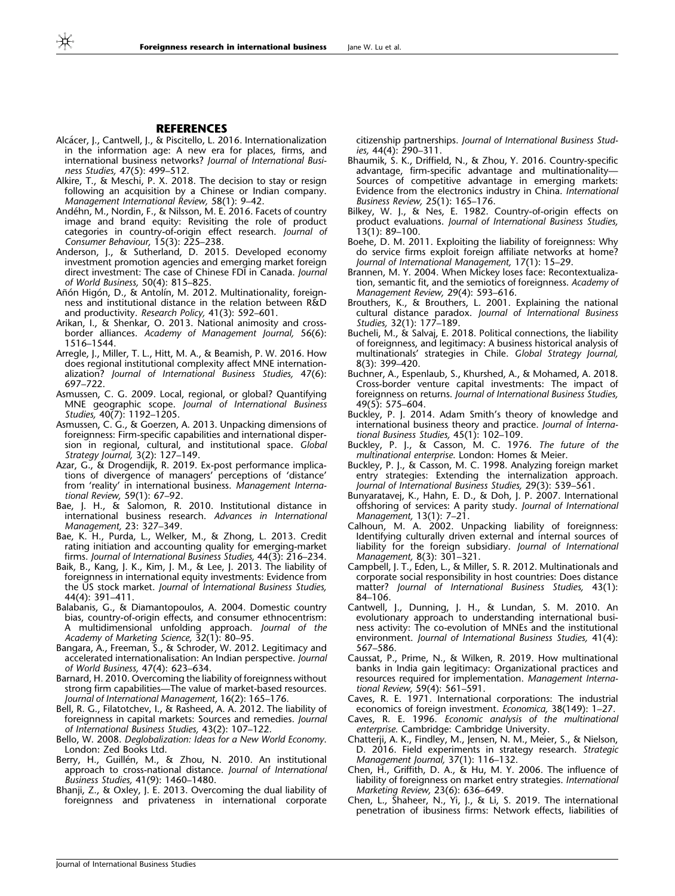## REFERENCES

Alcácer, J., Cantwell, J., & Piscitello, L. 2016. Internationalization in the information age: A new era for places, firms, and international business networks? *Journal of International Business Studies,* 47(5): 499–512.

Alkire, T., & Meschi, P. X. 2018. The decision to stay or resign following an acquisition by a Chinese or Indian company. *Management International Review,* 58(1): 9–42.

Andéhn, M., Nordin, F., & Nilsson, M. E. 2016. Facets of country image and brand equity: Revisiting the role of product categories in country-of-origin effect research. *Journal of Consumer Behaviour,* 15(3): 225–238.

Anderson, J., & Sutherland, D. 2015. Developed economy investment promotion agencies and emerging market foreign direct investment: The case of Chinese FDI in Canada. *Journal of World Business,* 50(4): 815–825.

Añón Higón, D., & Antolín, M. 2012. Multinationality, foreignness and institutional distance in the relation between R&D and productivity. *Research Policy,* 41(3): 592–601.

Arikan, I., & Shenkar, O. 2013. National animosity and cross-border alliances. *Academy of Management Journal,* 56(6): 1516–1544.

Arregle, J., Miller, T. L., Hitt, M. A., & Beamish, P. W. 2016. How does regional institutional complexity affect MNE internationalization? *Journal of International Business Studies,* 47(6): 697–722.

Asmussen, C. G. 2009. Local, regional, or global? Quantifying MNE geographic scope. *Journal of International Business Studies,* 40(7): 1192–1205.

Asmussen, C. G., & Goerzen, A. 2013. Unpacking dimensions of foreignness: Firm-specific capabilities and international dispersion in regional, cultural, and institutional space. *Global Strategy Journal,* 3(2): 127–149.

Azar, G., & Drogendijk, R. 2019. Ex-post performance implications of divergence of managers' perceptions of 'distance' from 'reality' in international business. *Management International Review,* 59(1): 67–92.

Bae, J. H., & Salomon, R. 2010. Institutional distance in international business research. *Advances in International Management,* 23: 327–349.

Bae, K. H., Purda, L., Welker, M., & Zhong, L. 2013. Credit rating initiation and accounting quality for emerging-market firms. *Journal of International Business Studies,* 44(3): 216–234.

Baik, B., Kang, J. K., Kim, J. M., & Lee, J. 2013. The liability of foreignness in international equity investments: Evidence from the US stock market. *Journal of International Business Studies,* 44(4): 391–411.

Balabanis, G., & Diamantopoulos, A. 2004. Domestic country bias, country-of-origin effects, and consumer ethnocentrism: A multidimensional unfolding approach. *Journal of the Academy of Marketing Science,* 32(1): 80–95.

Bangara, A., Freeman, S., & Schroder, W. 2012. Legitimacy and accelerated internationalisation: An Indian perspective. *Journal of World Business,* 47(4): 623–634.

Barnard, H. 2010. Overcoming the liability of foreignness without strong firm capabilities—The value of market-based resources. *Journal of International Management,* 16(2): 165–176.

Bell, R. G., Filatotchev, I., & Rasheed, A. A. 2012. The liability of foreignness in capital markets: Sources and remedies. *Journal of International Business Studies,* 43(2): 107–122.

Bello, W. 2008. *Deglobalization: Ideas for a New World Economy*. London: Zed Books Ltd.

Berry, H., Guillén, M., & Zhou, N. 2010. An institutional approach to cross-national distance. *Journal of International Business Studies,* 41(9): 1460–1480.

Bhanji, Z., & Oxley, J. E. 2013. Overcoming the dual liability of foreignness and privateness in international corporate citizenship partnerships. *Journal of International Business Studies,* 44(4): 290–311.

Bhaumik, S. K., Driffield, N., & Zhou, Y. 2016. Country-specific advantage, firm-specific advantage and multinationality—Sources of competitive advantage in emerging markets: Evidence from the electronics industry in China. *International Business Review,* 25(1): 165–176.

Bilkey, W. J., & Nes, E. 1982. Country-of-origin effects on product evaluations. *Journal of International Business Studies,* 13(1): 89–100.

Boehe, D. M. 2011. Exploiting the liability of foreignness: Why do service firms exploit foreign affiliate networks at home? *Journal of International Management,* 17(1): 15–29.

Brannen, M. Y. 2004. When Mickey loses face: Recontextualization, semantic fit, and the semiotics of foreignness. *Academy of Management Review,* 29(4): 593–616.

Brouthers, K., & Brouthers, L. 2001. Explaining the national cultural distance paradox. *Journal of International Business Studies,* 32(1): 177–189.

Bucheli, M., & Salvaj, E. 2018. Political connections, the liability of foreignness, and legitimacy: A business historical analysis of multinationals' strategies in Chile. *Global Strategy Journal,* 8(3): 399–420.

Buchner, A., Espenlaub, S., Khurshed, A., & Mohamed, A. 2018. Cross-border venture capital investments: The impact of foreignness on returns. *Journal of International Business Studies,* 49(5): 575–604.

Buckley, P. J. 2014. Adam Smith's theory of knowledge and international business theory and practice. *Journal of International Business Studies,* 45(1): 102–109.

Buckley, P. J., & Casson, M. C. 1976. *The future of the multinational enterprise*. London: Homes & Meier.

Buckley, P. J., & Casson, M. C. 1998. Analyzing foreign market entry strategies: Extending the internalization approach. *Journal of International Business Studies,* 29(3): 539–561.

Bunyaratavej, K., Hahn, E. D., & Doh, J. P. 2007. International offshoring of services: A parity study. *Journal of International Management,* 13(1): 7–21.

Calhoun, M. A. 2002. Unpacking liability of foreignness: Identifying culturally driven external and internal sources of liability for the foreign subsidiary. *Journal of International Management,* 8(3): 301–321.

Campbell, J. T., Eden, L., & Miller, S. R. 2012. Multinationals and corporate social responsibility in host countries: Does distance matter? *Journal of International Business Studies,* 43(1): 84–106.

Cantwell, J., Dunning, J. H., & Lundan, S. M. 2010. An evolutionary approach to understanding international business activity: The co-evolution of MNEs and the institutional environment. *Journal of International Business Studies,* 41(4): 567–586.

Caussat, P., Prime, N., & Wilken, R. 2019. How multinational banks in India gain legitimacy: Organizational practices and resources required for implementation. *Management International Review,* 59(4): 561–591.

Caves, R. E. 1971. International corporations: The industrial economics of foreign investment. *Economica,* 38(149): 1–27.

Caves, R. E. 1996. *Economic analysis of the multinational enterprise*. Cambridge: Cambridge University.

Chatterji, A. K., Findley, M., Jensen, N. M., Meier, S., & Nielson, D. 2016. Field experiments in strategy research. *Strategic Management Journal,* 37(1): 116–132.

Chen, H., Griffith, D. A., & Hu, M. Y. 2006. The influence of liability of foreignness on market entry strategies. *International Marketing Review,* 23(6): 636–649.

Chen, L., Shaheer, N., Yi, J., & Li, S. 2019. The international penetration of ibusiness firms: Network effects, liabilities of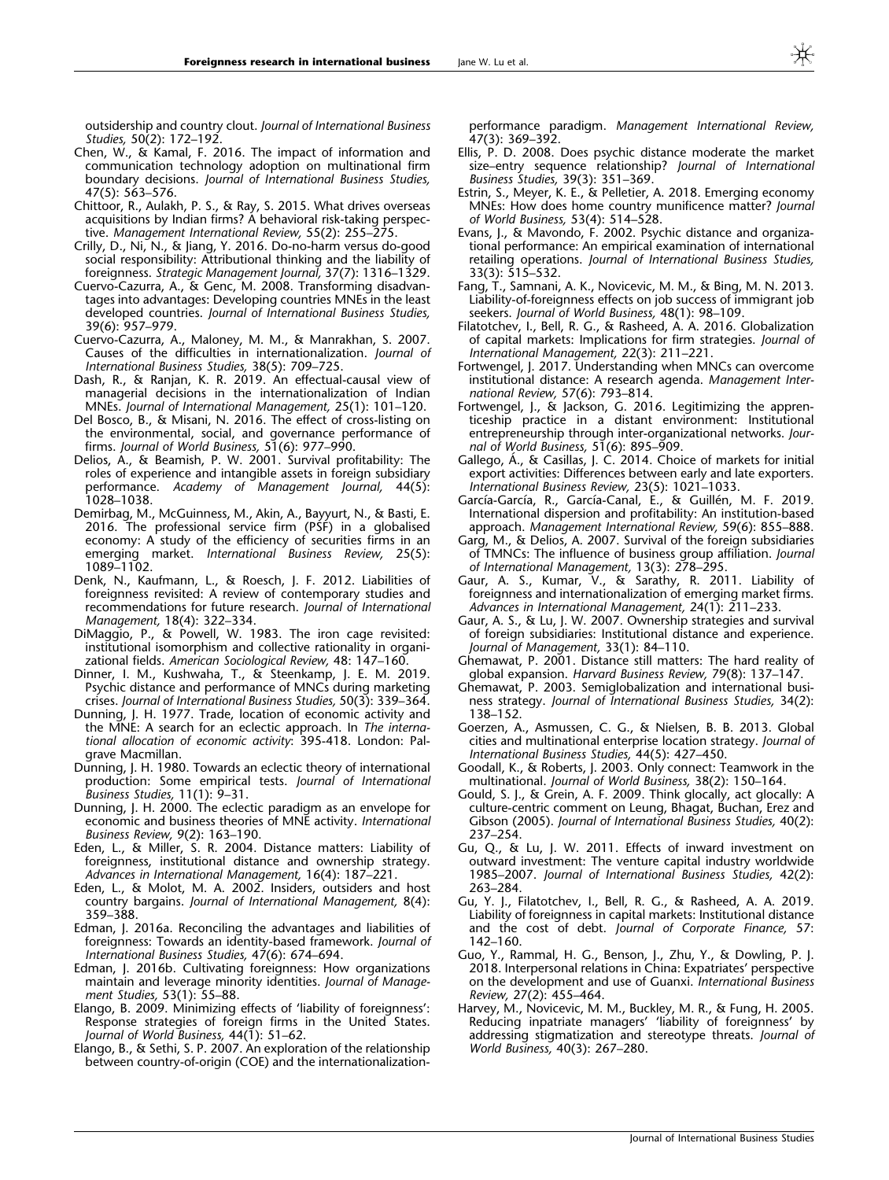outsidership and country clout. *Journal of International Business Studies,* 50(2): 172–192.

Chen, W., & Kamal, F. 2016. The impact of information and communication technology adoption on multinational firm boundary decisions. *Journal of International Business Studies,* 47(5): 563–576.

Chittoor, R., Aulakh, P. S., & Ray, S. 2015. What drives overseas acquisitions by Indian firms? A behavioral risk-taking perspective. *Management International Review,* 55(2): 255–275.

Crilly, D., Ni, N., & Jiang, Y. 2016. Do-no-harm versus do-good social responsibility: Attributional thinking and the liability of foreignness. *Strategic Management Journal,* 37(7): 1316–1329.

Cuervo-Cazurra, A., & Genc, M. 2008. Transforming disadvantages into advantages: Developing countries MNEs in the least developed countries. *Journal of International Business Studies,* 39(6): 957–979.

Cuervo-Cazurra, A., Maloney, M. M., & Manrakhan, S. 2007. Causes of the difficulties in internationalization. *Journal of International Business Studies,* 38(5): 709–725.

Dash, R., & Ranjan, K. R. 2019. An effectual-causal view of managerial decisions in the internationalization of Indian MNEs. *Journal of International Management,* 25(1): 101–120.

Del Bosco, B., & Misani, N. 2016. The effect of cross-listing on the environmental, social, and governance performance of firms. *Journal of World Business,* 51(6): 977–990.

Delios, A., & Beamish, P. W. 2001. Survival profitability: The roles of experience and intangible assets in foreign subsidiary performance. *Academy of Management Journal,* 44(5): 1028–1038.

Demirbag, M., McGuinness, M., Akin, A., Bayyurt, N., & Basti, E. 2016. The professional service firm (PSF) in a globalised economy: A study of the efficiency of securities firms in an emerging market. *International Business Review,* 25(5): 1089–1102.

Denk, N., Kaufmann, L., & Roesch, J. F. 2012. Liabilities of foreignness revisited: A review of contemporary studies and recommendations for future research. *Journal of International Management,* 18(4): 322–334.

DiMaggio, P., & Powell, W. 1983. The iron cage revisited: institutional isomorphism and collective rationality in organizational fields. *American Sociological Review,* 48: 147–160.

Dinner, I. M., Kushwaha, T., & Steenkamp, J. E. M. 2019. Psychic distance and performance of MNCs during marketing crises. *Journal of International Business Studies,* 50(3): 339–364.

Dunning, J. H. 1977. Trade, location of economic activity and the MNE: A search for an eclectic approach. In *The international allocation of economic activity*: 395-418. London: Palgrave Macmillan.

Dunning, J. H. 1980. Towards an eclectic theory of international production: Some empirical tests. *Journal of International Business Studies,* 11(1): 9–31.

Dunning, J. H. 2000. The eclectic paradigm as an envelope for economic and business theories of MNE activity. *International Business Review,* 9(2): 163–190.

Eden, L., & Miller, S. R. 2004. Distance matters: Liability of foreignness, institutional distance and ownership strategy. *Advances in International Management,* 16(4): 187–221.

Eden, L., & Molot, M. A. 2002. Insiders, outsiders and host country bargains. *Journal of International Management,* 8(4): 359–388.

Edman, J. 2016a. Reconciling the advantages and liabilities of foreignness: Towards an identity-based framework. *Journal of International Business Studies,* 47(6): 674–694.

Edman, J. 2016b. Cultivating foreignness: How organizations maintain and leverage minority identities. *Journal of Management Studies,* 53(1): 55–88.

Elango, B. 2009. Minimizing effects of 'liability of foreignness': Response strategies of foreign firms in the United States. *Journal of World Business,* 44(1): 51–62.

Elango, B., & Sethi, S. P. 2007. An exploration of the relationship between country-of-origin (COE) and the internationalization-performance paradigm. *Management International Review,* 47(3): 369–392.

Ellis, P. D. 2008. Does psychic distance moderate the market size–entry sequence relationship? *Journal of International Business Studies,* 39(3): 351–369.

Estrin, S., Meyer, K. E., & Pelletier, A. 2018. Emerging economy MNEs: How does home country munificence matter? *Journal of World Business,* 53(4): 514–528.

Evans, J., & Mavondo, F. 2002. Psychic distance and organizational performance: An empirical examination of international retailing operations. *Journal of International Business Studies,* 33(3): 515–532.

Fang, T., Samnani, A. K., Novicevic, M. M., & Bing, M. N. 2013. Liability-of-foreignness effects on job success of immigrant job seekers. *Journal of World Business,* 48(1): 98–109.

Filatotchev, I., Bell, R. G., & Rasheed, A. A. 2016. Globalization of capital markets: Implications for firm strategies. *Journal of International Management,* 22(3): 211–221.

Fortwengel, J. 2017. Understanding when MNCs can overcome institutional distance: A research agenda. *Management International Review,* 57(6): 793–814.

Fortwengel, J., & Jackson, G. 2016. Legitimizing the apprenticeship practice in a distant environment: Institutional entrepreneurship through inter-organizational networks. *Journal of World Business,* 51(6): 895–909.

Gallego, Á., & Casillas, J. C. 2014. Choice of markets for initial export activities: Differences between early and late exporters. *International Business Review,* 23(5): 1021–1033.

García-García, R., García-Canal, E., & Guillén, M. F. 2019. International dispersion and profitability: An institution-based approach. *Management International Review,* 59(6): 855–888.

Garg, M., & Delios, A. 2007. Survival of the foreign subsidiaries of TMNCs: The influence of business group affiliation. *Journal of International Management,* 13(3): 278–295.

Gaur, A. S., Kumar, V., & Sarathy, R. 2011. Liability of foreignness and internationalization of emerging market firms. *Advances in International Management,* 24(1): 211–233.

Gaur, A. S., & Lu, J. W. 2007. Ownership strategies and survival of foreign subsidiaries: Institutional distance and experience. *Journal of Management,* 33(1): 84–110.

Ghemawat, P. 2001. Distance still matters: The hard reality of global expansion. *Harvard Business Review,* 79(8): 137–147.

Ghemawat, P. 2003. Semiglobalization and international business strategy. *Journal of International Business Studies,* 34(2): 138–152.

Goerzen, A., Asmussen, C. G., & Nielsen, B. B. 2013. Global cities and multinational enterprise location strategy. *Journal of International Business Studies,* 44(5): 427–450.

Goodall, K., & Roberts, J. 2003. Only connect: Teamwork in the multinational. *Journal of World Business,* 38(2): 150–164.

Gould, S. J., & Grein, A. F. 2009. Think glocally, act glocally: A culture-centric comment on Leung, Bhagat, Buchan, Erez and Gibson (2005). *Journal of International Business Studies,* 40(2): 237–254.

Gu, Q., & Lu, J. W. 2011. Effects of inward investment on outward investment: The venture capital industry worldwide 1985–2007. *Journal of International Business Studies,* 42(2): 263–284.

Gu, Y. J., Filatotchev, I., Bell, R. G., & Rasheed, A. A. 2019. Liability of foreignness in capital markets: Institutional distance and the cost of debt. *Journal of Corporate Finance,* 57: 142–160.

Guo, Y., Rammal, H. G., Benson, J., Zhu, Y., & Dowling, P. J. 2018. Interpersonal relations in China: Expatriates' perspective on the development and use of Guanxi. *International Business Review,* 27(2): 455–464.

Harvey, M., Novicevic, M. M., Buckley, M. R., & Fung, H. 2005. Reducing inpatriate managers' 'liability of foreignness' by addressing stigmatization and stereotype threats. *Journal of World Business,* 40(3): 267–280.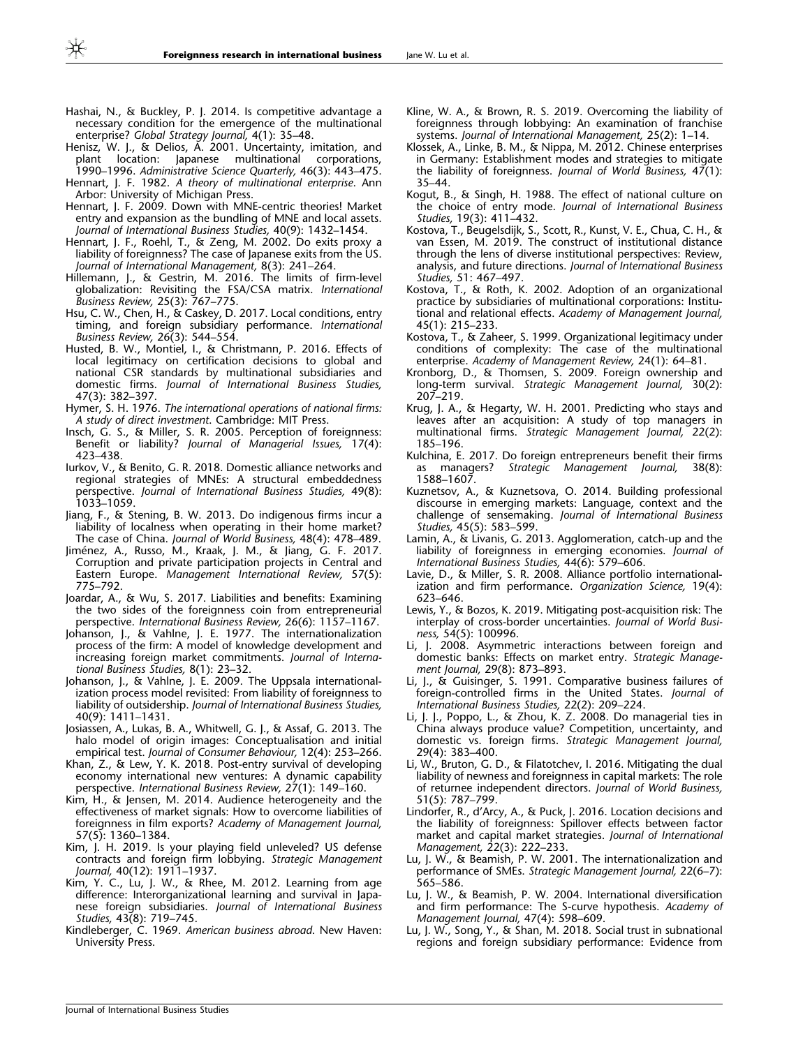Hashai, N., & Buckley, P. J. 2014. Is competitive advantage a necessary condition for the emergence of the multinational enterprise? *Global Strategy Journal,* 4(1): 35–48.

Henisz, W. J., & Delios, A. 2001. Uncertainty, imitation, and plant location: Japanese multinational corporations, 1990–1996. *Administrative Science Quarterly,* 46(3): 443–475.

Hennart, J. F. 1982. *A theory of multinational enterprise.* Ann Arbor: University of Michigan Press.

Hennart, J. F. 2009. Down with MNE-centric theories! Market entry and expansion as the bundling of MNE and local assets. *Journal of International Business Studies,* 40(9): 1432–1454.

Hennart, J. F., Roehl, T., & Zeng, M. 2002. Do exits proxy a liability of foreignness? The case of Japanese exits from the US. *Journal of International Management,* 8(3): 241–264.

Hillemann, J., & Gestrin, M. 2016. The limits of firm-level globalization: Revisiting the FSA/CSA matrix. *International Business Review,* 25(3): 767–775.

Hsu, C. W., Chen, H., & Caskey, D. 2017. Local conditions, entry timing, and foreign subsidiary performance. *International Business Review,* 26(3): 544–554.

Husted, B. W., Montiel, I., & Christmann, P. 2016. Effects of local legitimacy on certification decisions to global and national CSR standards by multinational subsidiaries and domestic firms. *Journal of International Business Studies,* 47(3): 382–397.

Hymer, S. H. 1976. *The international operations of national firms: A study of direct investment.* Cambridge: MIT Press.

Insch, G. S., & Miller, S. R. 2005. Perception of foreignness: Benefit or liability? *Journal of Managerial Issues,* 17(4): 423–438.

Iurkov, V., & Benito, G. R. 2018. Domestic alliance networks and regional strategies of MNEs: A structural embeddedness perspective. *Journal of International Business Studies,* 49(8): 1033–1059.

Jiang, F., & Stening, B. W. 2013. Do indigenous firms incur a liability of localness when operating in their home market? The case of China. *Journal of World Business,* 48(4): 478–489.

Jiménez, A., Russo, M., Kraak, J. M., & Jiang, G. F. 2017. Corruption and private participation projects in Central and Eastern Europe. *Management International Review,* 57(5): 775–792.

Joardar, A., & Wu, S. 2017. Liabilities and benefits: Examining the two sides of the foreignness coin from entrepreneurial perspective. *International Business Review,* 26(6): 1157–1167.

Johanson, J., & Vahlne, J. E. 1977. The internationalization process of the firm: A model of knowledge development and increasing foreign market commitments. *Journal of International Business Studies,* 8(1): 23–32.

Johanson, J., & Vahlne, J. E. 2009. The Uppsala internationalization process model revisited: From liability of foreignness to liability of outsidership. *Journal of International Business Studies,* 40(9): 1411–1431.

Josiassen, A., Lukas, B. A., Whitwell, G. J., & Assaf, G. 2013. The halo model of origin images: Conceptualisation and initial empirical test. *Journal of Consumer Behaviour,* 12(4): 253–266.

Khan, Z., & Lew, Y. K. 2018. Post-entry survival of developing economy international new ventures: A dynamic capability perspective. *International Business Review,* 27(1): 149–160.

Kim, H., & Jensen, M. 2014. Audience heterogeneity and the effectiveness of market signals: How to overcome liabilities of foreignness in film exports? *Academy of Management Journal,* 57(5): 1360–1384.

Kim, J. H. 2019. Is your playing field unleveled? US defense contracts and foreign firm lobbying. *Strategic Management Journal,* 40(12): 1911–1937.

Kim, Y. C., Lu, J. W., & Rhee, M. 2012. Learning from age difference: Interorganizational learning and survival in Japanese foreign subsidiaries. *Journal of International Business Studies,* 43(8): 719–745.

Kindleberger, C. 1969. *American business abroad*. New Haven: University Press.

Kline, W. A., & Brown, R. S. 2019. Overcoming the liability of foreignness through lobbying: An examination of franchise systems. *Journal of International Management,* 25(2): 1–14.

Klossek, A., Linke, B. M., & Nippa, M. 2012. Chinese enterprises in Germany: Establishment modes and strategies to mitigate the liability of foreignness. *Journal of World Business,* 47(1): 35–44.

Kogut, B., & Singh, H. 1988. The effect of national culture on the choice of entry mode. *Journal of International Business Studies,* 19(3): 411–432.

Kostova, T., Beugelsdijk, S., Scott, R., Kunst, V. E., Chua, C. H., & van Essen, M. 2019. The construct of institutional distance through the lens of diverse institutional perspectives: Review, analysis, and future directions. *Journal of International Business Studies,* 51: 467–497.

Kostova, T., & Roth, K. 2002. Adoption of an organizational practice by subsidiaries of multinational corporations: Institutional and relational effects. *Academy of Management Journal,* 45(1): 215–233.

Kostova, T., & Zaheer, S. 1999. Organizational legitimacy under conditions of complexity: The case of the multinational enterprise. *Academy of Management Review,* 24(1): 64–81.

Kronborg, D., & Thomsen, S. 2009. Foreign ownership and long-term survival. *Strategic Management Journal,* 30(2): 207–219.

Krug, J. A., & Hegarty, W. H. 2001. Predicting who stays and leaves after an acquisition: A study of top managers in multinational firms. *Strategic Management Journal,* 22(2): 185–196.

Kulchina, E. 2017. Do foreign entrepreneurs benefit their firms as managers? *Strategic Management Journal,* 38(8): 1588–1607.

Kuznetsov, A., & Kuznetsova, O. 2014. Building professional discourse in emerging markets: Language, context and the challenge of sensemaking. *Journal of International Business Studies,* 45(5): 583–599.

Lamin, A., & Livanis, G. 2013. Agglomeration, catch-up and the liability of foreignness in emerging economies. *Journal of International Business Studies,* 44(6): 579–606.

Lavie, D., & Miller, S. R. 2008. Alliance portfolio internationalization and firm performance. *Organization Science,* 19(4): 623–646.

Lewis, Y., & Bozos, K. 2019. Mitigating post-acquisition risk: The interplay of cross-border uncertainties. *Journal of World Business,* 54(5): 100996.

Li, J. 2008. Asymmetric interactions between foreign and domestic banks: Effects on market entry. *Strategic Management Journal,* 29(8): 873–893.

Li, J., & Guisinger, S. 1991. Comparative business failures of foreign-controlled firms in the United States. *Journal of International Business Studies,* 22(2): 209–224.

Li, J. J., Poppo, L., & Zhou, K. Z. 2008. Do managerial ties in China always produce value? Competition, uncertainty, and domestic vs. foreign firms. *Strategic Management Journal,* 29(4): 383–400.

Li, W., Bruton, G. D., & Filatotchev, I. 2016. Mitigating the dual liability of newness and foreignness in capital markets: The role of returnee independent directors. *Journal of World Business,* 51(5): 787–799.

Lindorfer, R., d'Arcy, A., & Puck, J. 2016. Location decisions and the liability of foreignness: Spillover effects between factor market and capital market strategies. *Journal of International Management,* 22(3): 222–233.

Lu, J. W., & Beamish, P. W. 2001. The internationalization and performance of SMEs. *Strategic Management Journal,* 22(6–7): 565–586.

Lu, J. W., & Beamish, P. W. 2004. International diversification and firm performance: The S-curve hypothesis. *Academy of Management Journal,* 47(4): 598–609.

Lu, J. W., Song, Y., & Shan, M. 2018. Social trust in subnational regions and foreign subsidiary performance: Evidence from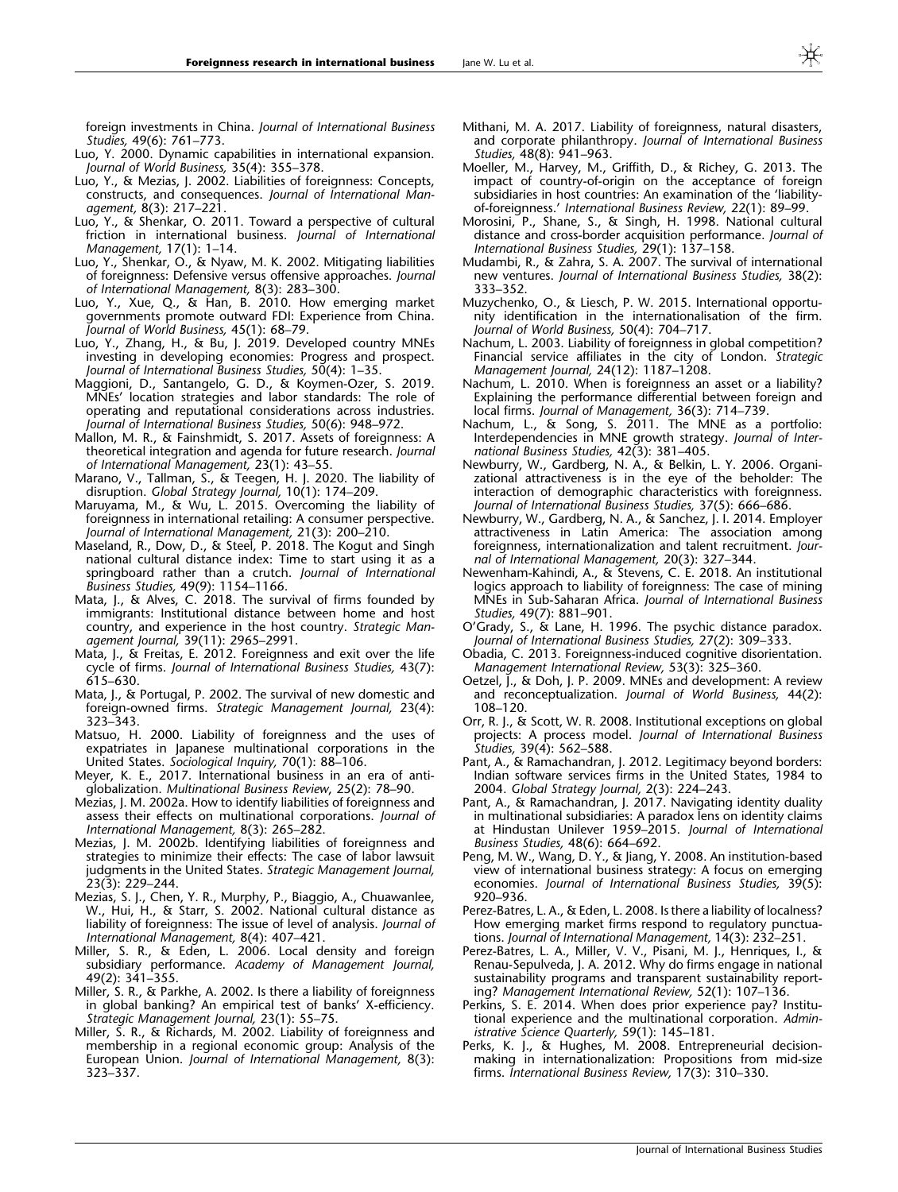foreign investments in China. *Journal of International Business Studies,* 49(6): 761–773.

Luo, Y. 2000. Dynamic capabilities in international expansion. *Journal of World Business,* 35(4): 355–378.

Luo, Y., & Mezias, J. 2002. Liabilities of foreignness: Concepts, constructs, and consequences. *Journal of International Management,* 8(3): 217–221.

Luo, Y., & Shenkar, O. 2011. Toward a perspective of cultural friction in international business. *Journal of International Management,* 17(1): 1–14.

Luo, Y., Shenkar, O., & Nyaw, M. K. 2002. Mitigating liabilities of foreignness: Defensive versus offensive approaches. *Journal of International Management,* 8(3): 283–300.

Luo, Y., Xue, Q., & Han, B. 2010. How emerging market governments promote outward FDI: Experience from China. *Journal of World Business,* 45(1): 68–79.

Luo, Y., Zhang, H., & Bu, J. 2019. Developed country MNEs investing in developing economies: Progress and prospect. *Journal of International Business Studies,* 50(4): 1–35.

Maggioni, D., Santangelo, G. D., & Koymen-Ozer, S. 2019. MNEs' location strategies and labor standards: The role of operating and reputational considerations across industries. *Journal of International Business Studies,* 50(6): 948–972.

Mallon, M. R., & Fainshmidt, S. 2017. Assets of foreignness: A theoretical integration and agenda for future research. *Journal of International Management,* 23(1): 43–55.

Marano, V., Tallman, S., & Teegen, H. J. 2020. The liability of disruption. *Global Strategy Journal,* 10(1): 174–209.

Maruyama, M., & Wu, L. 2015. Overcoming the liability of foreignness in international retailing: A consumer perspective. *Journal of International Management,* 21(3): 200–210.

Maseland, R., Dow, D., & Steel, P. 2018. The Kogut and Singh national cultural distance index: Time to start using it as a springboard rather than a crutch. *Journal of International Business Studies,* 49(9): 1154–1166.

Mata, J., & Alves, C. 2018. The survival of firms founded by immigrants: Institutional distance between home and host country, and experience in the host country. *Strategic Management Journal,* 39(11): 2965–2991.

Mata, J., & Freitas, E. 2012. Foreignness and exit over the life cycle of firms. *Journal of International Business Studies,* 43(7): 615–630.

Mata, J., & Portugal, P. 2002. The survival of new domestic and foreign-owned firms. *Strategic Management Journal,* 23(4): 323–343.

Matsuo, H. 2000. Liability of foreignness and the uses of expatriates in Japanese multinational corporations in the United States. *Sociological Inquiry,* 70(1): 88–106.

Meyer, K. E., 2017. International business in an era of anti-globalization. *Multinational Business Review*, 25(2): 78–90.

Mezias, J. M. 2002a. How to identify liabilities of foreignness and assess their effects on multinational corporations. *Journal of International Management,* 8(3): 265–282.

Mezias, J. M. 2002b. Identifying liabilities of foreignness and strategies to minimize their effects: The case of labor lawsuit judgments in the United States. *Strategic Management Journal,* 23(3): 229–244.

Mezias, S. J., Chen, Y. R., Murphy, P., Biaggio, A., Chuawanlee, W., Hui, H., & Starr, S. 2002. National cultural distance as liability of foreignness: The issue of level of analysis. *Journal of International Management,* 8(4): 407–421.

Miller, S. R., & Eden, L. 2006. Local density and foreign subsidiary performance. *Academy of Management Journal,* 49(2): 341–355.

Miller, S. R., & Parkhe, A. 2002. Is there a liability of foreignness in global banking? An empirical test of banks' X-efficiency. *Strategic Management Journal,* 23(1): 55–75.

Miller, S. R., & Richards, M. 2002. Liability of foreignness and membership in a regional economic group: Analysis of the European Union. *Journal of International Management,* 8(3): 323–337.

Mithani, M. A. 2017. Liability of foreignness, natural disasters, and corporate philanthropy. *Journal of International Business Studies,* 48(8): 941–963.

Moeller, M., Harvey, M., Griffith, D., & Richey, G. 2013. The impact of country-of-origin on the acceptance of foreign subsidiaries in host countries: An examination of the 'liability-of-foreignness.' *International Business Review,* 22(1): 89–99.

Morosini, P., Shane, S., & Singh, H. 1998. National cultural distance and cross-border acquisition performance. *Journal of International Business Studies,* 29(1): 137–158.

Mudambi, R., & Zahra, S. A. 2007. The survival of international new ventures. *Journal of International Business Studies,* 38(2): 333–352.

Muzychenko, O., & Liesch, P. W. 2015. International opportunity identification in the internationalisation of the firm. *Journal of World Business,* 50(4): 704–717.

Nachum, L. 2003. Liability of foreignness in global competition? Financial service affiliates in the city of London. *Strategic Management Journal,* 24(12): 1187–1208.

Nachum, L. 2010. When is foreignness an asset or a liability? Explaining the performance differential between foreign and local firms. *Journal of Management,* 36(3): 714–739.

Nachum, L., & Song, S. 2011. The MNE as a portfolio: Interdependencies in MNE growth strategy. *Journal of International Business Studies,* 42(3): 381–405.

Newburry, W., Gardberg, N. A., & Belkin, L. Y. 2006. Organizational attractiveness is in the eye of the beholder: The interaction of demographic characteristics with foreignness. *Journal of International Business Studies,* 37(5): 666–686.

Newburry, W., Gardberg, N. A., & Sanchez, J. I. 2014. Employer attractiveness in Latin America: The association among foreignness, internationalization and talent recruitment. *Journal of International Management,* 20(3): 327–344.

Newenham-Kahindi, A., & Stevens, C. E. 2018. An institutional logics approach to liability of foreignness: The case of mining MNEs in Sub-Saharan Africa. *Journal of International Business Studies,* 49(7): 881–901.

O'Grady, S., & Lane, H. 1996. The psychic distance paradox. *Journal of International Business Studies,* 27(2): 309–333.

Obadia, C. 2013. Foreignness-induced cognitive disorientation. *Management International Review,* 53(3): 325–360.

Oetzel, J., & Doh, J. P. 2009. MNEs and development: A review and reconceptualization. *Journal of World Business,* 44(2): 108–120.

Orr, R. J., & Scott, W. R. 2008. Institutional exceptions on global projects: A process model. *Journal of International Business Studies,* 39(4): 562–588.

Pant, A., & Ramachandran, J. 2012. Legitimacy beyond borders: Indian software services firms in the United States, 1984 to 2004. *Global Strategy Journal,* 2(3): 224–243.

Pant, A., & Ramachandran, J. 2017. Navigating identity duality in multinational subsidiaries: A paradox lens on identity claims at Hindustan Unilever 1959–2015. *Journal of International Business Studies,* 48(6): 664–692.

Peng, M. W., Wang, D. Y., & Jiang, Y. 2008. An institution-based view of international business strategy: A focus on emerging economies. *Journal of International Business Studies,* 39(5): 920–936.

Perez-Batres, L. A., & Eden, L. 2008. Is there a liability of localness? How emerging market firms respond to regulatory punctuations. *Journal of International Management,* 14(3): 232–251.

Perez-Batres, L. A., Miller, V. V., Pisani, M. J., Henriques, I., & Renau-Sepulveda, J. A. 2012. Why do firms engage in national sustainability programs and transparent sustainability reporting? *Management International Review,* 52(1): 107–136.

Perkins, S. E. 2014. When does prior experience pay? Institutional experience and the multinational corporation. *Administrative Science Quarterly,* 59(1): 145–181.

Perks, K. J., & Hughes, M. 2008. Entrepreneurial decision-making in internationalization: Propositions from mid-size firms. *International Business Review,* 17(3): 310–330.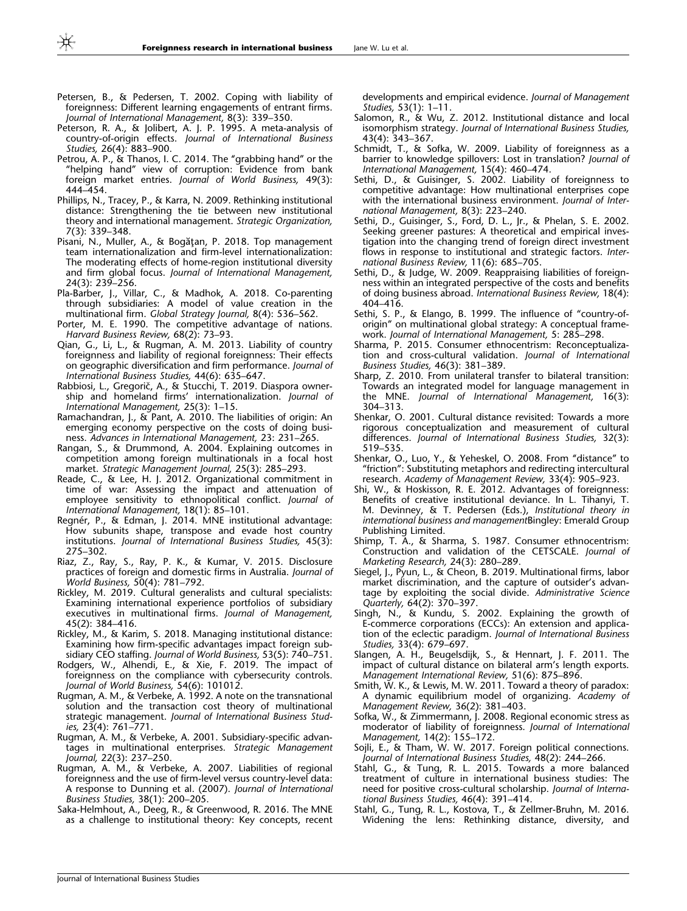Petersen, B., & Pedersen, T. 2002. Coping with liability of foreignness: Different learning engagements of entrant firms. *Journal of International Management,* 8(3): 339–350.

Peterson, R. A., & Jolibert, A. J. P. 1995. A meta-analysis of country-of-origin effects. *Journal of International Business Studies,* 26(4): 883–900.

Petrou, A. P., & Thanos, I. C. 2014. The "grabbing hand" or the "helping hand" view of corruption: Evidence from bank foreign market entries. *Journal of World Business,* 49(3): 444–454.

Phillips, N., Tracey, P., & Karra, N. 2009. Rethinking institutional distance: Strengthening the tie between new institutional theory and international management. *Strategic Organization,* 7(3): 339–348.

Pisani, N., Muller, A., & Bogăţan, P. 2018. Top management team internationalization and firm-level internationalization: The moderating effects of home-region institutional diversity and firm global focus. *Journal of International Management,* 24(3): 239–256.

Pla-Barber, J., Villar, C., & Madhok, A. 2018. Co-parenting through subsidiaries: A model of value creation in the multinational firm. *Global Strategy Journal,* 8(4): 536–562.

Porter, M. E. 1990. The competitive advantage of nations. *Harvard Business Review,* 68(2): 73–93.

Qian, G., Li, L., & Rugman, A. M. 2013. Liability of country foreignness and liability of regional foreignness: Their effects on geographic diversification and firm performance. *Journal of International Business Studies,* 44(6): 635–647.

Rabbiosi, L., Gregorič, A., & Stucchi, T. 2019. Diaspora ownership and homeland firms' internationalization. *Journal of International Management,* 25(3): 1–15.

Ramachandran, J., & Pant, A. 2010. The liabilities of origin: An emerging economy perspective on the costs of doing business. *Advances in International Management,* 23: 231–265.

Rangan, S., & Drummond, A. 2004. Explaining outcomes in competition among foreign multinationals in a focal host market. *Strategic Management Journal,* 25(3): 285–293.

Reade, C., & Lee, H. J. 2012. Organizational commitment in time of war: Assessing the impact and attenuation of employee sensitivity to ethnopolitical conflict. *Journal of International Management,* 18(1): 85–101.

Regnér, P., & Edman, J. 2014. MNE institutional advantage: How subunits shape, transpose and evade host country institutions. *Journal of International Business Studies,* 45(3): 275–302.

Riaz, Z., Ray, S., Ray, P. K., & Kumar, V. 2015. Disclosure practices of foreign and domestic firms in Australia. *Journal of World Business,* 50(4): 781–792.

Rickley, M. 2019. Cultural generalists and cultural specialists: Examining international experience portfolios of subsidiary executives in multinational firms. *Journal of Management,* 45(2): 384–416.

Rickley, M., & Karim, S. 2018. Managing institutional distance: Examining how firm-specific advantages impact foreign subsidiary CEO staffing. *Journal of World Business,* 53(5): 740–751.

Rodgers, W., Alhendi, E., & Xie, F. 2019. The impact of foreignness on the compliance with cybersecurity controls. *Journal of World Business,* 54(6): 101012.

Rugman, A. M., & Verbeke, A. 1992. A note on the transnational solution and the transaction cost theory of multinational strategic management. *Journal of International Business Studies,* 23(4): 761–771.

Rugman, A. M., & Verbeke, A. 2001. Subsidiary-specific advantages in multinational enterprises. *Strategic Management Journal,* 22(3): 237–250.

Rugman, A. M., & Verbeke, A. 2007. Liabilities of regional foreignness and the use of firm-level versus country-level data: A response to Dunning et al. (2007). *Journal of International Business Studies,* 38(1): 200–205.

Saka-Helmhout, A., Deeg, R., & Greenwood, R. 2016. The MNE as a challenge to institutional theory: Key concepts, recent developments and empirical evidence. *Journal of Management Studies,* 53(1): 1–11.

Salomon, R., & Wu, Z. 2012. Institutional distance and local isomorphism strategy. *Journal of International Business Studies,* 43(4): 343–367.

Schmidt, T., & Sofka, W. 2009. Liability of foreignness as a barrier to knowledge spillovers: Lost in translation? *Journal of International Management,* 15(4): 460–474.

Sethi, D., & Guisinger, S. 2002. Liability of foreignness to competitive advantage: How multinational enterprises cope with the international business environment. *Journal of International Management,* 8(3): 223–240.

Sethi, D., Guisinger, S., Ford, D. L., Jr., & Phelan, S. E. 2002. Seeking greener pastures: A theoretical and empirical investigation into the changing trend of foreign direct investment flows in response to institutional and strategic factors. *International Business Review,* 11(6): 685–705.

Sethi, D., & Judge, W. 2009. Reappraising liabilities of foreignness within an integrated perspective of the costs and benefits of doing business abroad. *International Business Review,* 18(4): 404–416.

Sethi, S. P., & Elango, B. 1999. The influence of "country-of-origin" on multinational global strategy: A conceptual framework. *Journal of International Management,* 5: 285–298.

Sharma, P. 2015. Consumer ethnocentrism: Reconceptualization and cross-cultural validation. *Journal of International Business Studies,* 46(3): 381–389.

Sharp, Z. 2010. From unilateral transfer to bilateral transition: Towards an integrated model for language management in the MNE. *Journal of International Management,* 16(3): 304–313.

Shenkar, O. 2001. Cultural distance revisited: Towards a more rigorous conceptualization and measurement of cultural differences. *Journal of International Business Studies,* 32(3): 519–535.

Shenkar, O., Luo, Y., & Yeheskel, O. 2008. From "distance" to "friction": Substituting metaphors and redirecting intercultural research. *Academy of Management Review,* 33(4): 905–923.

Shi, W., & Hoskisson, R. E. 2012. Advantages of foreignness: Benefits of creative institutional deviance. In L. Tihanyi, T. M. Devinney, & T. Pedersen (Eds.), *Institutional theory in international business and management*Bingley: Emerald Group Publishing Limited.

Shimp, T. A., & Sharma, S. 1987. Consumer ethnocentrism: Construction and validation of the CETSCALE. *Journal of Marketing Research,* 24(3): 280–289.

Siegel, J., Pyun, L., & Cheon, B. 2019. Multinational firms, labor market discrimination, and the capture of outsider's advantage by exploiting the social divide. *Administrative Science Quarterly,* 64(2): 370–397.

Singh, N., & Kundu, S. 2002. Explaining the growth of E-commerce corporations (ECCs): An extension and application of the eclectic paradigm. *Journal of International Business Studies,* 33(4): 679–697.

Slangen, A. H., Beugelsdijk, S., & Hennart, J. F. 2011. The impact of cultural distance on bilateral arm's length exports. *Management International Review,* 51(6): 875–896.

Smith, W. K., & Lewis, M. W. 2011. Toward a theory of paradox: A dynamic equilibrium model of organizing. *Academy of Management Review,* 36(2): 381–403.

Sofka, W., & Zimmermann, J. 2008. Regional economic stress as moderator of liability of foreignness. *Journal of International Management,* 14(2): 155–172.

Sojli, E., & Tham, W. W. 2017. Foreign political connections. *Journal of International Business Studies,* 48(2): 244–266.

Stahl, G., & Tung, R. L. 2015. Towards a more balanced treatment of culture in international business studies: The need for positive cross-cultural scholarship. *Journal of International Business Studies,* 46(4): 391–414.

Stahl, G., Tung, R. L., Kostova, T., & Zellmer-Bruhn, M. 2016. Widening the lens: Rethinking distance, diversity, and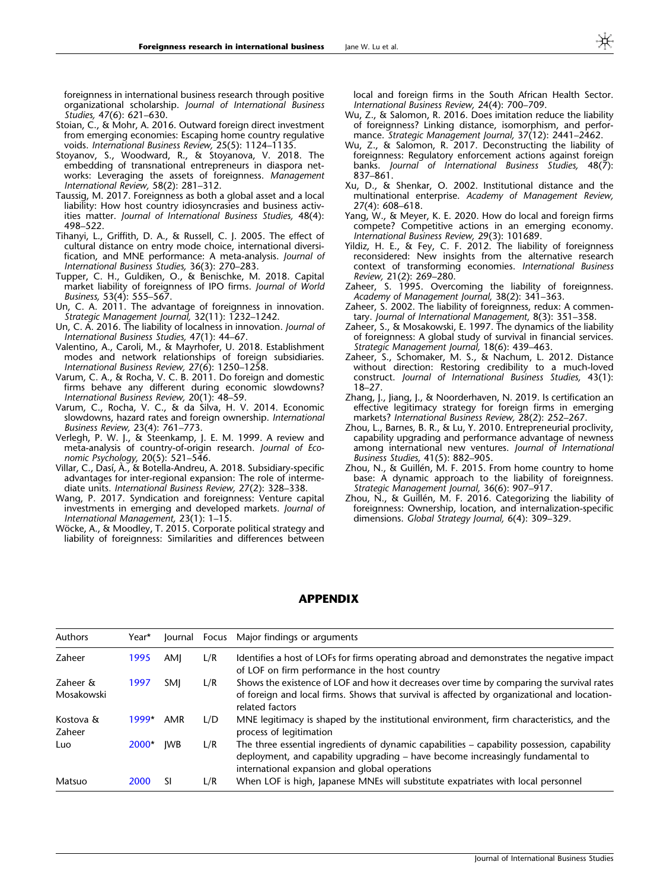foreignness in international business research through positive organizational scholarship. *Journal of International Business Studies,* 47(6): 621–630.

Stoian, C., & Mohr, A. 2016. Outward foreign direct investment from emerging economies: Escaping home country regulative voids. *International Business Review,* 25(5): 1124–1135.

Stoyanov, S., Woodward, R., & Stoyanova, V. 2018. The embedding of transnational entrepreneurs in diaspora networks: Leveraging the assets of foreignness. *Management International Review,* 58(2): 281–312.

Taussig, M. 2017. Foreignness as both a global asset and a local liability: How host country idiosyncrasies and business activities matter. *Journal of International Business Studies,* 48(4): 498–522.

Tihanyi, L., Griffith, D. A., & Russell, C. J. 2005. The effect of cultural distance on entry mode choice, international diversification, and MNE performance: A meta-analysis. *Journal of International Business Studies,* 36(3): 270–283.

Tupper, C. H., Guldiken, O., & Benischke, M. 2018. Capital market liability of foreignness of IPO firms. *Journal of World Business,* 53(4): 555–567.

Un, C. A. 2011. The advantage of foreignness in innovation. *Strategic Management Journal,* 32(11): 1232–1242.

Un, C. A. 2016. The liability of localness in innovation. *Journal of International Business Studies,* 47(1): 44–67.

Valentino, A., Caroli, M., & Mayrhofer, U. 2018. Establishment modes and network relationships of foreign subsidiaries. *International Business Review,* 27(6): 1250–1258.

Varum, C. A., & Rocha, V. C. B. 2011. Do foreign and domestic firms behave any different during economic slowdowns? *International Business Review,* 20(1): 48–59.

Varum, C., Rocha, V. C., & da Silva, H. V. 2014. Economic slowdowns, hazard rates and foreign ownership. *International Business Review,* 23(4): 761–773.

Verlegh, P. W. J., & Steenkamp, J. E. M. 1999. A review and meta-analysis of country-of-origin research. *Journal of Economic Psychology,* 20(5): 521–546.

Villar, C., Dasí, À., & Botella-Andreu, A. 2018. Subsidiary-specific advantages for inter-regional expansion: The role of intermediate units. *International Business Review,* 27(2): 328–338.

Wang, P. 2017. Syndication and foreignness: Venture capital investments in emerging and developed markets. *Journal of International Management,* 23(1): 1–15.

Wöcke, A., & Moodley, T. 2015. Corporate political strategy and liability of foreignness: Similarities and differences between local and foreign firms in the South African Health Sector. *International Business Review,* 24(4): 700–709.

Wu, Z., & Salomon, R. 2016. Does imitation reduce the liability of foreignness? Linking distance, isomorphism, and performance. *Strategic Management Journal,* 37(12): 2441–2462.

Wu, Z., & Salomon, R. 2017. Deconstructing the liability of foreignness: Regulatory enforcement actions against foreign banks. *Journal of International Business Studies,* 48(7): 837–861.

Xu, D., & Shenkar, O. 2002. Institutional distance and the multinational enterprise. *Academy of Management Review,* 27(4): 608–618.

Yang, W., & Meyer, K. E. 2020. How do local and foreign firms compete? Competitive actions in an emerging economy. *International Business Review,* 29(3): 101689.

Yildiz, H. E., & Fey, C. F. 2012. The liability of foreignness reconsidered: New insights from the alternative research context of transforming economies. *International Business Review,* 21(2): 269–280.

Zaheer, S. 1995. Overcoming the liability of foreignness. *Academy of Management Journal,* 38(2): 341–363.

Zaheer, S. 2002. The liability of foreignness, redux: A commentary. *Journal of International Management,* 8(3): 351–358.

Zaheer, S., & Mosakowski, E. 1997. The dynamics of the liability of foreignness: A global study of survival in financial services. *Strategic Management Journal,* 18(6): 439–463.

Zaheer, S., Schomaker, M. S., & Nachum, L. 2012. Distance without direction: Restoring credibility to a much-loved construct. *Journal of International Business Studies,* 43(1): 18–27.

Zhang, J., Jiang, J., & Noorderhaven, N. 2019. Is certification an effective legitimacy strategy for foreign firms in emerging markets? *International Business Review,* 28(2): 252–267.

Zhou, L., Barnes, B. R., & Lu, Y. 2010. Entrepreneurial proclivity, capability upgrading and performance advantage of newness among international new ventures. *Journal of International Business Studies,* 41(5): 882–905.

Zhou, N., & Guillén, M. F. 2015. From home country to home base: A dynamic approach to the liability of foreignness. *Strategic Management Journal,* 36(6): 907–917.

Zhou, N., & Guillén, M. F. 2016. Categorizing the liability of foreignness: Ownership, location, and internalization-specific dimensions. *Global Strategy Journal,* 6(4): 309–329.

## APPENDIX

| Authors | Year* | Journal | Focus | Major findings or arguments |
|---|---|---|---|---|
| Zaheer | 1995 | AMJ | L/R | Identifies a host of LOFs for firms operating abroad and demonstrates the negative impact of LOF on firm performance in the host country |
| Zaheer & Mosakowski | 1997 | SMJ | L/R | Shows the existence of LOF and how it decreases over time by comparing the survival rates of foreign and local firms. Shows that survival is affected by organizational and location-related factors |
| Kostova & Zaheer | 1999* | AMR | L/D | MNE legitimacy is shaped by the institutional environment, firm characteristics, and the process of legitimation |
| Luo | 2000* | JWB | L/R | The three essential ingredients of dynamic capabilities – capability possession, capability deployment, and capability upgrading – have become increasingly fundamental to international expansion and global operations |
| Matsuo | 2000 | SI | L/R | When LOF is high, Japanese MNEs will substitute expatriates with local personnel |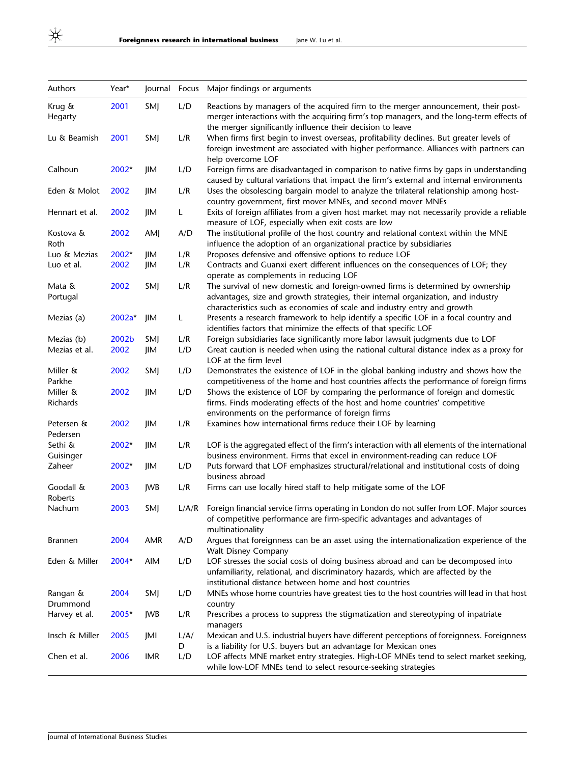| Authors | Year* | Journal | Focus | Major findings or arguments |
|---|---|---|---|---|
| Krug & Hegarty | 2001 | SMJ | L/D | Reactions by managers of the acquired firm to the merger announcement, their post-merger interactions with the acquiring firm's top managers, and the long-term effects of the merger significantly influence their decision to leave |
| Lu & Beamish | 2001 | SMJ | L/R | When firms first begin to invest overseas, profitability declines. But greater levels of foreign investment are associated with higher performance. Alliances with partners can help overcome LOF |
| Calhoun | 2002* | JIM | L/D | Foreign firms are disadvantaged in comparison to native firms by gaps in understanding caused by cultural variations that impact the firm's external and internal environments |
| Eden & Molot | 2002 | JIM | L/R | Uses the obsolescing bargain model to analyze the trilateral relationship among host-country government, first mover MNEs, and second mover MNEs |
| Hennart et al. | 2002 | JIM | L | Exits of foreign affiliates from a given host market may not necessarily provide a reliable measure of LOF, especially when exit costs are low |
| Kostova & Roth | 2002 | AMJ | A/D | The institutional profile of the host country and relational context within the MNE influence the adoption of an organizational practice by subsidiaries |
| Luo & Mezias | 2002* | JIM | L/R | Proposes defensive and offensive options to reduce LOF |
| Luo et al. | 2002 | JIM | L/R | Contracts and Guanxi exert different influences on the consequences of LOF; they operate as complements in reducing LOF |
| Mata & Portugal | 2002 | SMJ | L/R | The survival of new domestic and foreign-owned firms is determined by ownership advantages, size and growth strategies, their internal organization, and industry characteristics such as economies of scale and industry entry and growth |
| Mezias (a) | 2002a* | JIM | L | Presents a research framework to help identify a specific LOF in a focal country and identifies factors that minimize the effects of that specific LOF |
| Mezias (b) | 2002b | SMJ | L/R | Foreign subsidiaries face significantly more labor lawsuit judgments due to LOF |
| Mezias et al. | 2002 | JIM | L/D | Great caution is needed when using the national cultural distance index as a proxy for LOF at the firm level |
| Miller & Parkhe | 2002 | SMJ | L/D | Demonstrates the existence of LOF in the global banking industry and shows how the competitiveness of the home and host countries affects the performance of foreign firms |
| Miller & Richards | 2002 | JIM | L/D | Shows the existence of LOF by comparing the performance of foreign and domestic firms. Finds moderating effects of the host and home countries' competitive environments on the performance of foreign firms |
| Petersen & Pedersen | 2002 | JIM | L/R | Examines how international firms reduce their LOF by learning |
| Sethi & Guisinger | 2002* | JIM | L/R | LOF is the aggregated effect of the firm's interaction with all elements of the international business environment. Firms that excel in environment-reading can reduce LOF |
| Zaheer | 2002* | JIM | L/D | Puts forward that LOF emphasizes structural/relational and institutional costs of doing business abroad |
| Goodall & Roberts | 2003 | JWB | L/R | Firms can use locally hired staff to help mitigate some of the LOF |
| Nachum | 2003 | SMJ | L/A/R | Foreign financial service firms operating in London do not suffer from LOF. Major sources of competitive performance are firm-specific advantages and advantages of multinationality |
| Brannen | 2004 | AMR | A/D | Argues that foreignness can be an asset using the internationalization experience of the Walt Disney Company |
| Eden & Miller | 2004* | AIM | L/D | LOF stresses the social costs of doing business abroad and can be decomposed into unfamiliarity, relational, and discriminatory hazards, which are affected by the institutional distance between home and host countries |
| Rangan & Drummond | 2004 | SMJ | L/D | MNEs whose home countries have greatest ties to the host countries will lead in that host country |
| Harvey et al. | 2005* | JWB | L/R | Prescribes a process to suppress the stigmatization and stereotyping of inpatriate managers |
| Insch & Miller | 2005 | JMI | L/A/D | Mexican and U.S. industrial buyers have different perceptions of foreignness. Foreignness is a liability for U.S. buyers but an advantage for Mexican ones |
| Chen et al. | 2006 | IMR | L/D | LOF affects MNE market entry strategies. High-LOF MNEs tend to select market seeking, while low-LOF MNEs tend to select resource-seeking strategies |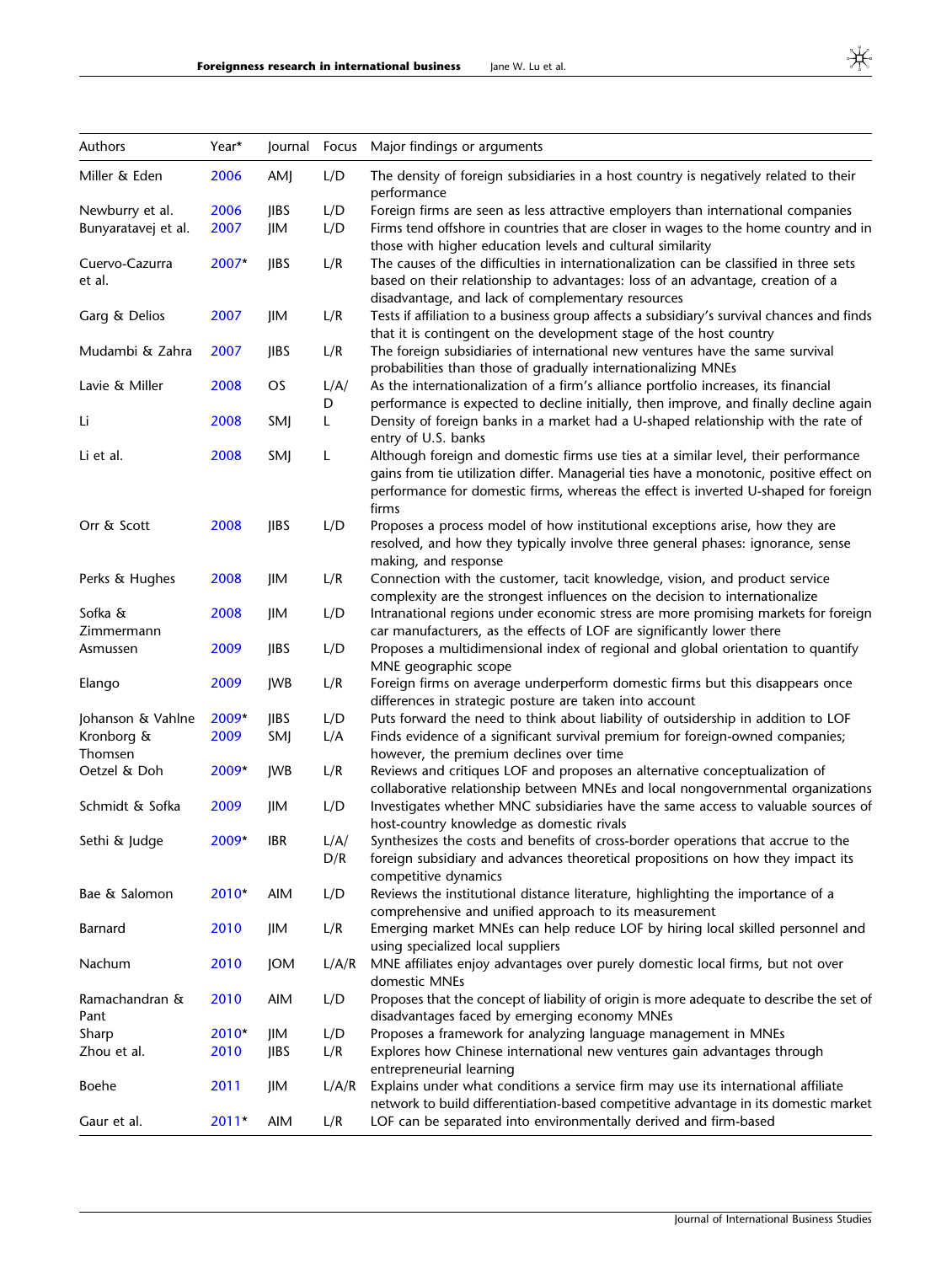| Authors | Year* | Journal | Focus | Major findings or arguments |
|---|---|---|---|---|
| Miller & Eden | 2006 | AMJ | L/D | The density of foreign subsidiaries in a host country is negatively related to their performance |
| Newburry et al. | 2006 | JIBS | L/D | Foreign firms are seen as less attractive employers than international companies |
| Bunyaratavej et al. | 2007 | JIM | L/D | Firms tend offshore in countries that are closer in wages to the home country and in those with higher education levels and cultural similarity |
| Cuervo-Cazurra et al. | 2007* | JIBS | L/R | The causes of the difficulties in internationalization can be classified in three sets based on their relationship to advantages: loss of an advantage, creation of a disadvantage, and lack of complementary resources |
| Garg & Delios | 2007 | JIM | L/R | Tests if affiliation to a business group affects a subsidiary's survival chances and finds that it is contingent on the development stage of the host country |
| Mudambi & Zahra | 2007 | JIBS | L/R | The foreign subsidiaries of international new ventures have the same survival probabilities than those of gradually internationalizing MNEs |
| Lavie & Miller | 2008 | OS | L/A/D | As the internationalization of a firm's alliance portfolio increases, its financial performance is expected to decline initially, then improve, and finally decline again |
| Li | 2008 | SMJ | L | Density of foreign banks in a market had a U-shaped relationship with the rate of entry of U.S. banks |
| Li et al. | 2008 | SMJ | L | Although foreign and domestic firms use ties at a similar level, their performance gains from tie utilization differ. Managerial ties have a monotonic, positive effect on performance for domestic firms, whereas the effect is inverted U-shaped for foreign firms |
| Orr & Scott | 2008 | JIBS | L/D | Proposes a process model of how institutional exceptions arise, how they are resolved, and how they typically involve three general phases: ignorance, sense making, and response |
| Perks & Hughes | 2008 | JIM | L/R | Connection with the customer, tacit knowledge, vision, and product service complexity are the strongest influences on the decision to internationalize |
| Sofka & Zimmermann | 2008 | JIM | L/D | Intranational regions under economic stress are more promising markets for foreign car manufacturers, as the effects of LOF are significantly lower there |
| Asmussen | 2009 | JIBS | L/D | Proposes a multidimensional index of regional and global orientation to quantify MNE geographic scope |
| Elango | 2009 | JWB | L/R | Foreign firms on average underperform domestic firms but this disappears once differences in strategic posture are taken into account |
| Johanson & Vahlne | 2009* | JIBS | L/D | Puts forward the need to think about liability of outsidership in addition to LOF |
| Kronborg & Thomsen | 2009 | SMJ | L/A | Finds evidence of a significant survival premium for foreign-owned companies; however, the premium declines over time |
| Oetzel & Doh | 2009* | JWB | L/R | Reviews and critiques LOF and proposes an alternative conceptualization of collaborative relationship between MNEs and local nongovernmental organizations |
| Schmidt & Sofka | 2009 | JIM | L/D | Investigates whether MNC subsidiaries have the same access to valuable sources of host-country knowledge as domestic rivals |
| Sethi & Judge | 2009* | IBR | L/A/D/R | Synthesizes the costs and benefits of cross-border operations that accrue to the foreign subsidiary and advances theoretical propositions on how they impact its competitive dynamics |
| Bae & Salomon | 2010* | AIM | L/D | Reviews the institutional distance literature, highlighting the importance of a comprehensive and unified approach to its measurement |
| Barnard | 2010 | JIM | L/R | Emerging market MNEs can help reduce LOF by hiring local skilled personnel and using specialized local suppliers |
| Nachum | 2010 | JOM | L/A/R | MNE affiliates enjoy advantages over purely domestic local firms, but not over domestic MNEs |
| Ramachandran & Pant | 2010 | AIM | L/D | Proposes that the concept of liability of origin is more adequate to describe the set of disadvantages faced by emerging economy MNEs |
| Sharp | 2010* | JIM | L/D | Proposes a framework for analyzing language management in MNEs |
| Zhou et al. | 2010 | JIBS | L/R | Explores how Chinese international new ventures gain advantages through entrepreneurial learning |
| Boehe | 2011 | JIM | L/A/R | Explains under what conditions a service firm may use its international affiliate network to build differentiation-based competitive advantage in its domestic market |
| Gaur et al. | 2011* | AIM | L/R | LOF can be separated into environmentally derived and firm-based |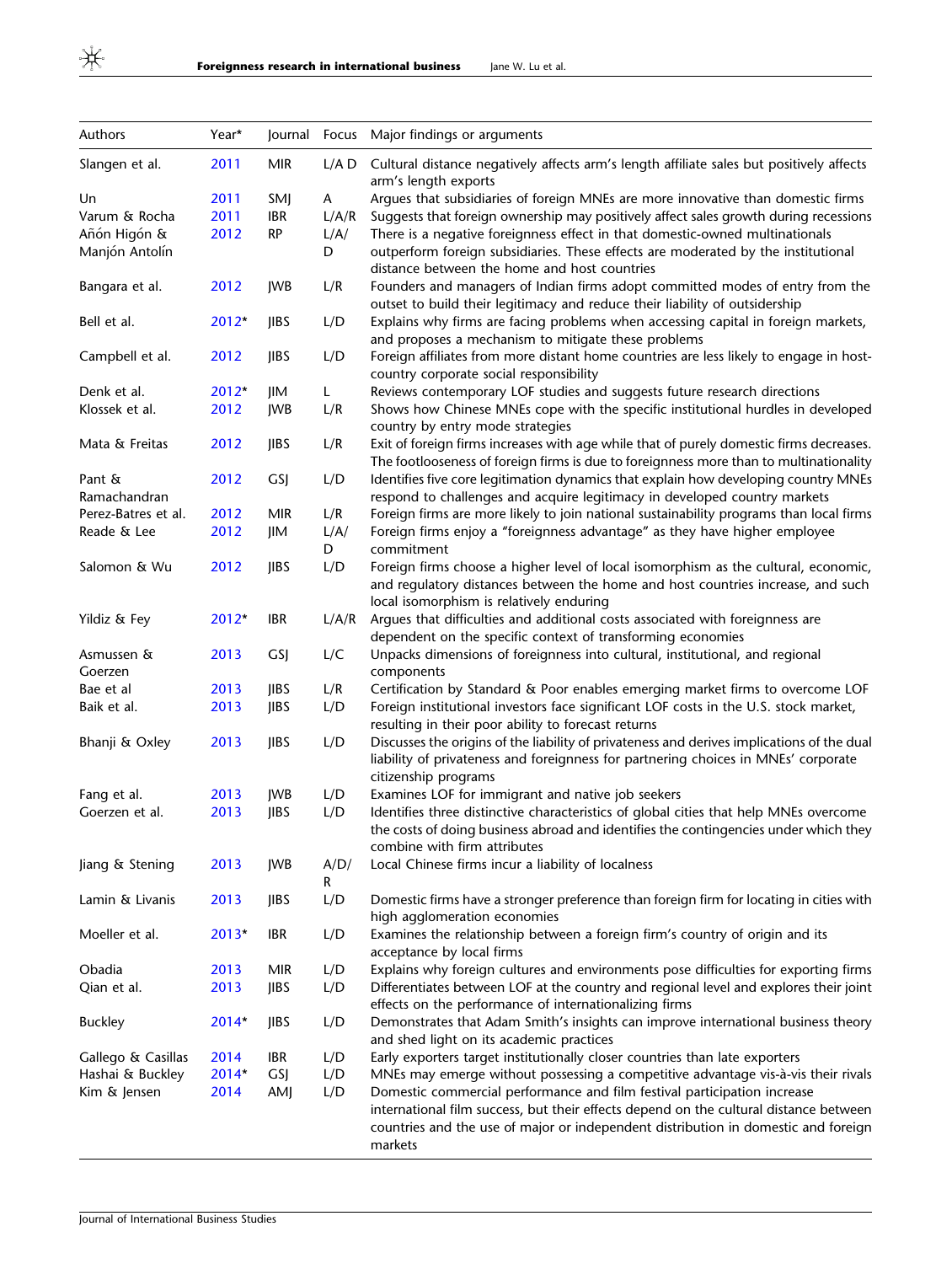| Authors | Year* | Journal | Focus | Major findings or arguments |
|---|---|---|---|---|
| Slangen et al. | 2011 | MIR | L/A D | Cultural distance negatively affects arm's length affiliate sales but positively affects arm's length exports |
| Un | 2011 | SMJ | A | Argues that subsidiaries of foreign MNEs are more innovative than domestic firms |
| Varum & Rocha | 2011 | IBR | L/A/R | Suggests that foreign ownership may positively affect sales growth during recessions |
| Añón Higón & Manjón Antolín | 2012 | RP | L/A/D | There is a negative foreignness effect in that domestic-owned multinationals outperform foreign subsidiaries. These effects are moderated by the institutional distance between the home and host countries |
| Bangara et al. | 2012 | JWB | L/R | Founders and managers of Indian firms adopt committed modes of entry from the outset to build their legitimacy and reduce their liability of outsidership |
| Bell et al. | 2012* | JIBS | L/D | Explains why firms are facing problems when accessing capital in foreign markets, and proposes a mechanism to mitigate these problems |
| Campbell et al. | 2012 | JIBS | L/D | Foreign affiliates from more distant home countries are less likely to engage in host-country corporate social responsibility |
| Denk et al. | 2012* | JIM | L | Reviews contemporary LOF studies and suggests future research directions |
| Klossek et al. | 2012 | JWB | L/R | Shows how Chinese MNEs cope with the specific institutional hurdles in developed country by entry mode strategies |
| Mata & Freitas | 2012 | JIBS | L/R | Exit of foreign firms increases with age while that of purely domestic firms decreases. The footlooseness of foreign firms is due to foreignness more than to multinationality |
| Pant & Ramachandran | 2012 | GSJ | L/D | Identifies five core legitimation dynamics that explain how developing country MNEs respond to challenges and acquire legitimacy in developed country markets |
| Perez-Batres et al. | 2012 | MIR | L/R | Foreign firms are more likely to join national sustainability programs than local firms |
| Reade & Lee | 2012 | JIM | L/A/D | Foreign firms enjoy a "foreignness advantage" as they have higher employee commitment |
| Salomon & Wu | 2012 | JIBS | L/D | Foreign firms choose a higher level of local isomorphism as the cultural, economic, and regulatory distances between the home and host countries increase, and such local isomorphism is relatively enduring |
| Yildiz & Fey | 2012* | IBR | L/A/R | Argues that difficulties and additional costs associated with foreignness are dependent on the specific context of transforming economies |
| Asmussen & Goerzen | 2013 | GSJ | L/C | Unpacks dimensions of foreignness into cultural, institutional, and regional components |
| Bae et al | 2013 | JIBS | L/R | Certification by Standard & Poor enables emerging market firms to overcome LOF |
| Baik et al. | 2013 | JIBS | L/D | Foreign institutional investors face significant LOF costs in the U.S. stock market, resulting in their poor ability to forecast returns |
| Bhanji & Oxley | 2013 | JIBS | L/D | Discusses the origins of the liability of privateness and derives implications of the dual liability of privateness and foreignness for partnering choices in MNEs' corporate citizenship programs |
| Fang et al. | 2013 | JWB | L/D | Examines LOF for immigrant and native job seekers |
| Goerzen et al. | 2013 | JIBS | L/D | Identifies three distinctive characteristics of global cities that help MNEs overcome the costs of doing business abroad and identifies the contingencies under which they combine with firm attributes |
| Jiang & Stening | 2013 | JWB | A/D/R | Local Chinese firms incur a liability of localness |
| Lamin & Livanis | 2013 | JIBS | L/D | Domestic firms have a stronger preference than foreign firm for locating in cities with high agglomeration economies |
| Moeller et al. | 2013* | IBR | L/D | Examines the relationship between a foreign firm's country of origin and its acceptance by local firms |
| Obadia | 2013 | MIR | L/D | Explains why foreign cultures and environments pose difficulties for exporting firms |
| Qian et al. | 2013 | JIBS | L/D | Differentiates between LOF at the country and regional level and explores their joint effects on the performance of internationalizing firms |
| Buckley | 2014* | JIBS | L/D | Demonstrates that Adam Smith's insights can improve international business theory and shed light on its academic practices |
| Gallego & Casillas | 2014 | IBR | L/D | Early exporters target institutionally closer countries than late exporters |
| Hashai & Buckley | 2014* | GSJ | L/D | MNEs may emerge without possessing a competitive advantage vis-à-vis their rivals |
| Kim & Jensen | 2014 | AMJ | L/D | Domestic commercial performance and film festival participation increase international film success, but their effects depend on the cultural distance between countries and the use of major or independent distribution in domestic and foreign markets |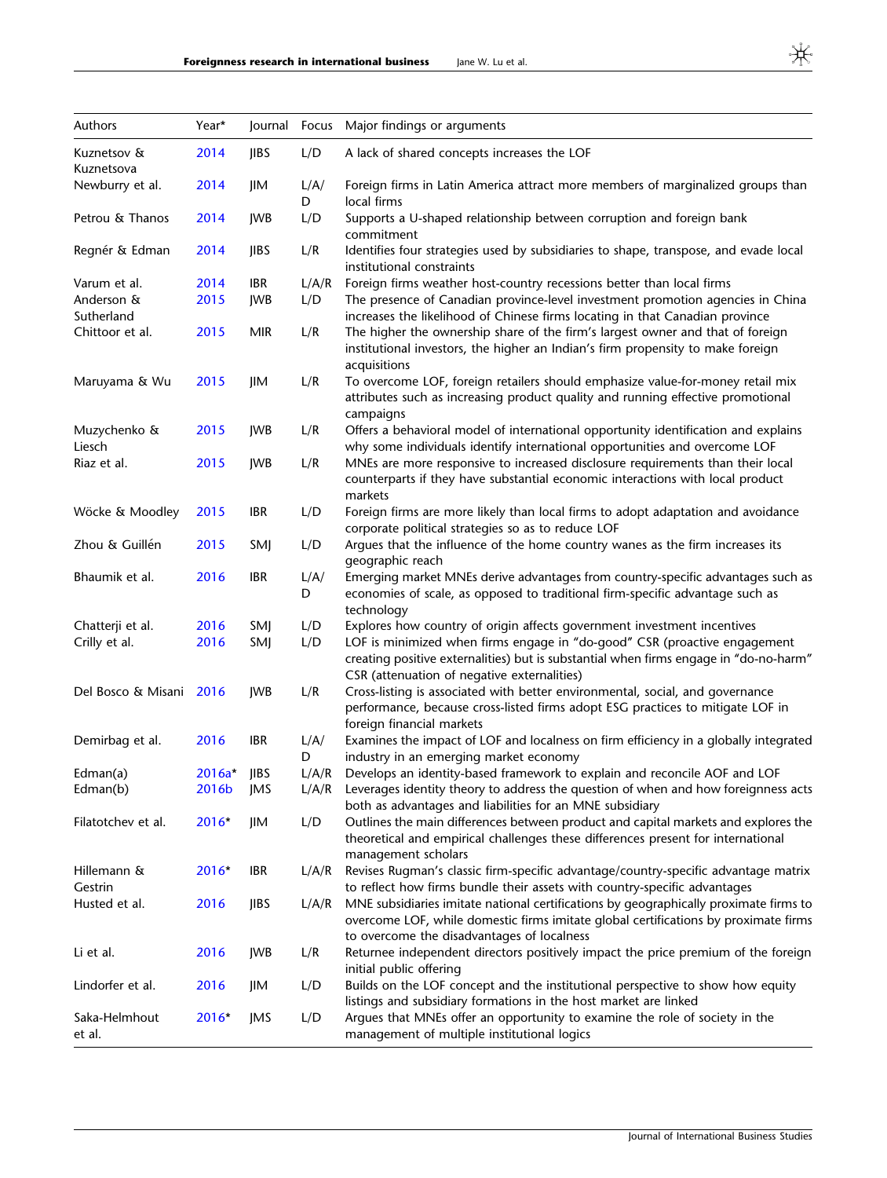| Authors | Year* | Journal | Focus | Major findings or arguments |
|---|---|---|---|---|
| Kuznetsov & Kuznetsova | 2014 | JIBS | L/D | A lack of shared concepts increases the LOF |
| Newburry et al. | 2014 | JIM | L/A/D | Foreign firms in Latin America attract more members of marginalized groups than local firms |
| Petrou & Thanos | 2014 | JWB | L/D | Supports a U-shaped relationship between corruption and foreign bank commitment |
| Regnér & Edman | 2014 | JIBS | L/R | Identifies four strategies used by subsidiaries to shape, transpose, and evade local institutional constraints |
| Varum et al. | 2014 | IBR | L/A/R | Foreign firms weather host-country recessions better than local firms |
| Anderson & Sutherland | 2015 | JWB | L/D | The presence of Canadian province-level investment promotion agencies in China increases the likelihood of Chinese firms locating in that Canadian province |
| Chittoor et al. | 2015 | MIR | L/R | The higher the ownership share of the firm's largest owner and that of foreign institutional investors, the higher an Indian's firm propensity to make foreign acquisitions |
| Maruyama & Wu | 2015 | JIM | L/R | To overcome LOF, foreign retailers should emphasize value-for-money retail mix attributes such as increasing product quality and running effective promotional campaigns |
| Muzychenko & Liesch | 2015 | JWB | L/R | Offers a behavioral model of international opportunity identification and explains why some individuals identify international opportunities and overcome LOF |
| Riaz et al. | 2015 | JWB | L/R | MNEs are more responsive to increased disclosure requirements than their local counterparts if they have substantial economic interactions with local product markets |
| Wöcke & Moodley | 2015 | IBR | L/D | Foreign firms are more likely than local firms to adopt adaptation and avoidance corporate political strategies so as to reduce LOF |
| Zhou & Guillén | 2015 | SMJ | L/D | Argues that the influence of the home country wanes as the firm increases its geographic reach |
| Bhaumik et al. | 2016 | IBR | L/A/D | Emerging market MNEs derive advantages from country-specific advantages such as economies of scale, as opposed to traditional firm-specific advantage such as technology |
| Chatterji et al. | 2016 | SMJ | L/D | Explores how country of origin affects government investment incentives |
| Crilly et al. | 2016 | SMJ | L/D | LOF is minimized when firms engage in "do-good" CSR (proactive engagement creating positive externalities) but is substantial when firms engage in "do-no-harm" CSR (attenuation of negative externalities) |
| Del Bosco & Misani | 2016 | JWB | L/R | Cross-listing is associated with better environmental, social, and governance performance, because cross-listed firms adopt ESG practices to mitigate LOF in foreign financial markets |
| Demirbag et al. | 2016 | IBR | L/A/D | Examines the impact of LOF and localness on firm efficiency in a globally integrated industry in an emerging market economy |
| Edman(a) | 2016a* | JIBS | L/A/R | Develops an identity-based framework to explain and reconcile AOF and LOF |
| Edman(b) | 2016b | JMS | L/A/R | Leverages identity theory to address the question of when and how foreignness acts both as advantages and liabilities for an MNE subsidiary |
| Filatotchev et al. | 2016* | JIM | L/D | Outlines the main differences between product and capital markets and explores the theoretical and empirical challenges these differences present for international management scholars |
| Hillemann & Gestrin | 2016* | IBR | L/A/R | Revises Rugman's classic firm-specific advantage/country-specific advantage matrix to reflect how firms bundle their assets with country-specific advantages |
| Husted et al. | 2016 | JIBS | L/A/R | MNE subsidiaries imitate national certifications by geographically proximate firms to overcome LOF, while domestic firms imitate global certifications by proximate firms to overcome the disadvantages of localness |
| Li et al. | 2016 | JWB | L/R | Returnee independent directors positively impact the price premium of the foreign initial public offering |
| Lindorfer et al. | 2016 | JIM | L/D | Builds on the LOF concept and the institutional perspective to show how equity listings and subsidiary formations in the host market are linked |
| Saka-Helmhout et al. | 2016* | JMS | L/D | Argues that MNEs offer an opportunity to examine the role of society in the management of multiple institutional logics |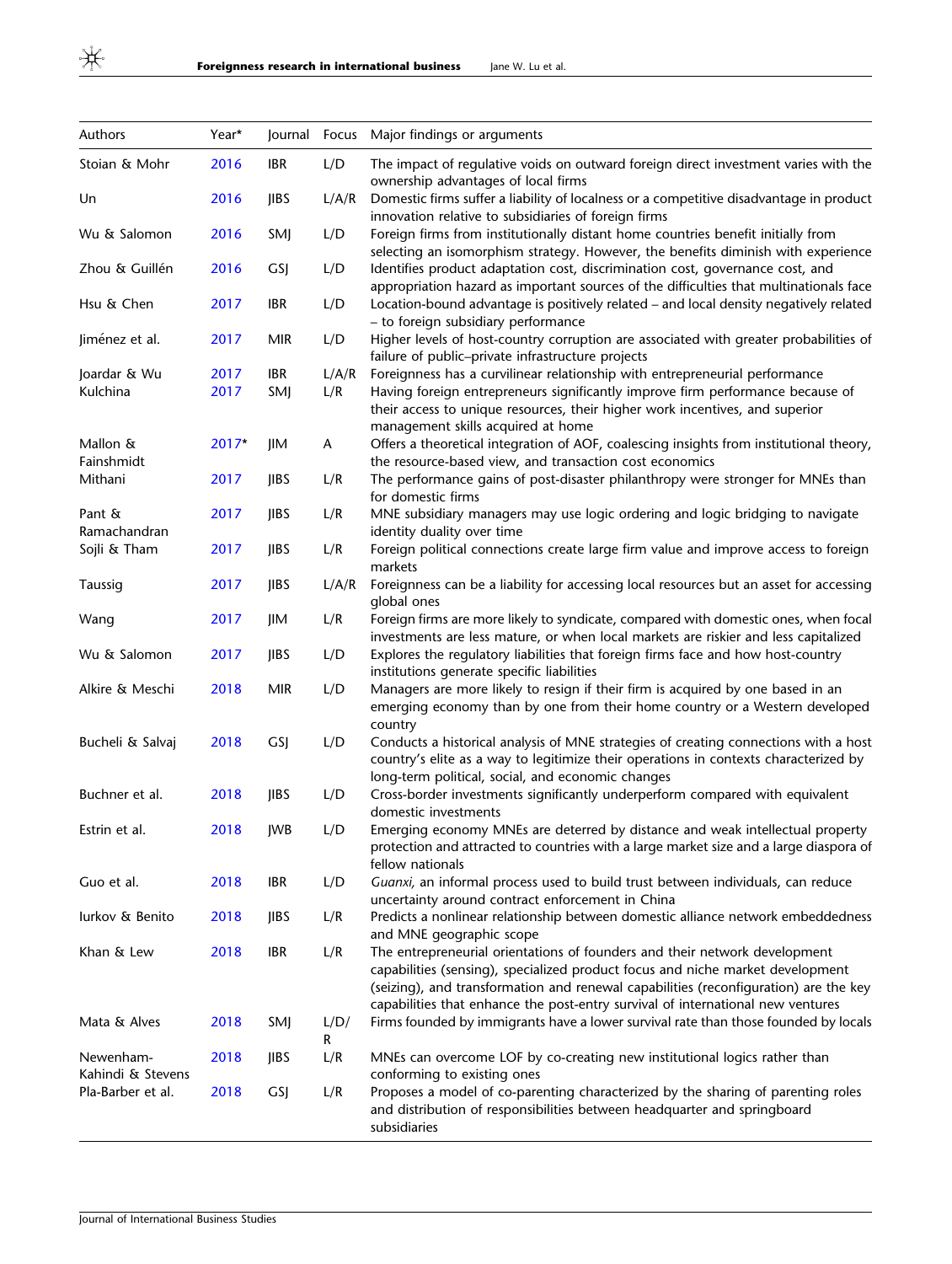| Authors | Year* | Journal | Focus | Major findings or arguments |
|---|---|---|---|---|
| Stoian & Mohr | 2016 | IBR | L/D | The impact of regulative voids on outward foreign direct investment varies with the ownership advantages of local firms |
| Un | 2016 | JIBS | L/A/R | Domestic firms suffer a liability of localness or a competitive disadvantage in product innovation relative to subsidiaries of foreign firms |
| Wu & Salomon | 2016 | SMJ | L/D | Foreign firms from institutionally distant home countries benefit initially from selecting an isomorphism strategy. However, the benefits diminish with experience |
| Zhou & Guillén | 2016 | GSJ | L/D | Identifies product adaptation cost, discrimination cost, governance cost, and appropriation hazard as important sources of the difficulties that multinationals face |
| Hsu & Chen | 2017 | IBR | L/D | Location-bound advantage is positively related – and local density negatively related – to foreign subsidiary performance |
| Jiménez et al. | 2017 | MIR | L/D | Higher levels of host-country corruption are associated with greater probabilities of failure of public–private infrastructure projects |
| Joardar & Wu | 2017 | IBR | L/A/R | Foreignness has a curvilinear relationship with entrepreneurial performance |
| Kulchina | 2017 | SMJ | L/R | Having foreign entrepreneurs significantly improve firm performance because of their access to unique resources, their higher work incentives, and superior management skills acquired at home |
| Mallon & Fainshmidt | 2017* | JIM | A | Offers a theoretical integration of AOF, coalescing insights from institutional theory, the resource-based view, and transaction cost economics |
| Mithani | 2017 | JIBS | L/R | The performance gains of post-disaster philanthropy were stronger for MNEs than for domestic firms |
| Pant & Ramachandran | 2017 | JIBS | L/R | MNE subsidiary managers may use logic ordering and logic bridging to navigate identity duality over time |
| Sojli & Tham | 2017 | JIBS | L/R | Foreign political connections create large firm value and improve access to foreign markets |
| Taussig | 2017 | JIBS | L/A/R | Foreignness can be a liability for accessing local resources but an asset for accessing global ones |
| Wang | 2017 | JIM | L/R | Foreign firms are more likely to syndicate, compared with domestic ones, when focal investments are less mature, or when local markets are riskier and less capitalized |
| Wu & Salomon | 2017 | JIBS | L/D | Explores the regulatory liabilities that foreign firms face and how host-country institutions generate specific liabilities |
| Alkire & Meschi | 2018 | MIR | L/D | Managers are more likely to resign if their firm is acquired by one based in an emerging economy than by one from their home country or a Western developed country |
| Bucheli & Salvaj | 2018 | GSJ | L/D | Conducts a historical analysis of MNE strategies of creating connections with a host country's elite as a way to legitimize their operations in contexts characterized by long-term political, social, and economic changes |
| Buchner et al. | 2018 | JIBS | L/D | Cross-border investments significantly underperform compared with equivalent domestic investments |
| Estrin et al. | 2018 | JWB | L/D | Emerging economy MNEs are deterred by distance and weak intellectual property protection and attracted to countries with a large market size and a large diaspora of fellow nationals |
| Guo et al. | 2018 | IBR | L/D | *Guanxi*, an informal process used to build trust between individuals, can reduce uncertainty around contract enforcement in China |
| Iurkov & Benito | 2018 | JIBS | L/R | Predicts a nonlinear relationship between domestic alliance network embeddedness and MNE geographic scope |
| Khan & Lew | 2018 | IBR | L/R | The entrepreneurial orientations of founders and their network development capabilities (sensing), specialized product focus and niche market development (seizing), and transformation and renewal capabilities (reconfiguration) are the key capabilities that enhance the post-entry survival of international new ventures |
| Mata & Alves | 2018 | SMJ | L/D/R | Firms founded by immigrants have a lower survival rate than those founded by locals |
| Newenham-Kahindi & Stevens | 2018 | JIBS | L/R | MNEs can overcome LOF by co-creating new institutional logics rather than conforming to existing ones |
| Pla-Barber et al. | 2018 | GSJ | L/R | Proposes a model of co-parenting characterized by the sharing of parenting roles and distribution of responsibilities between headquarter and springboard subsidiaries |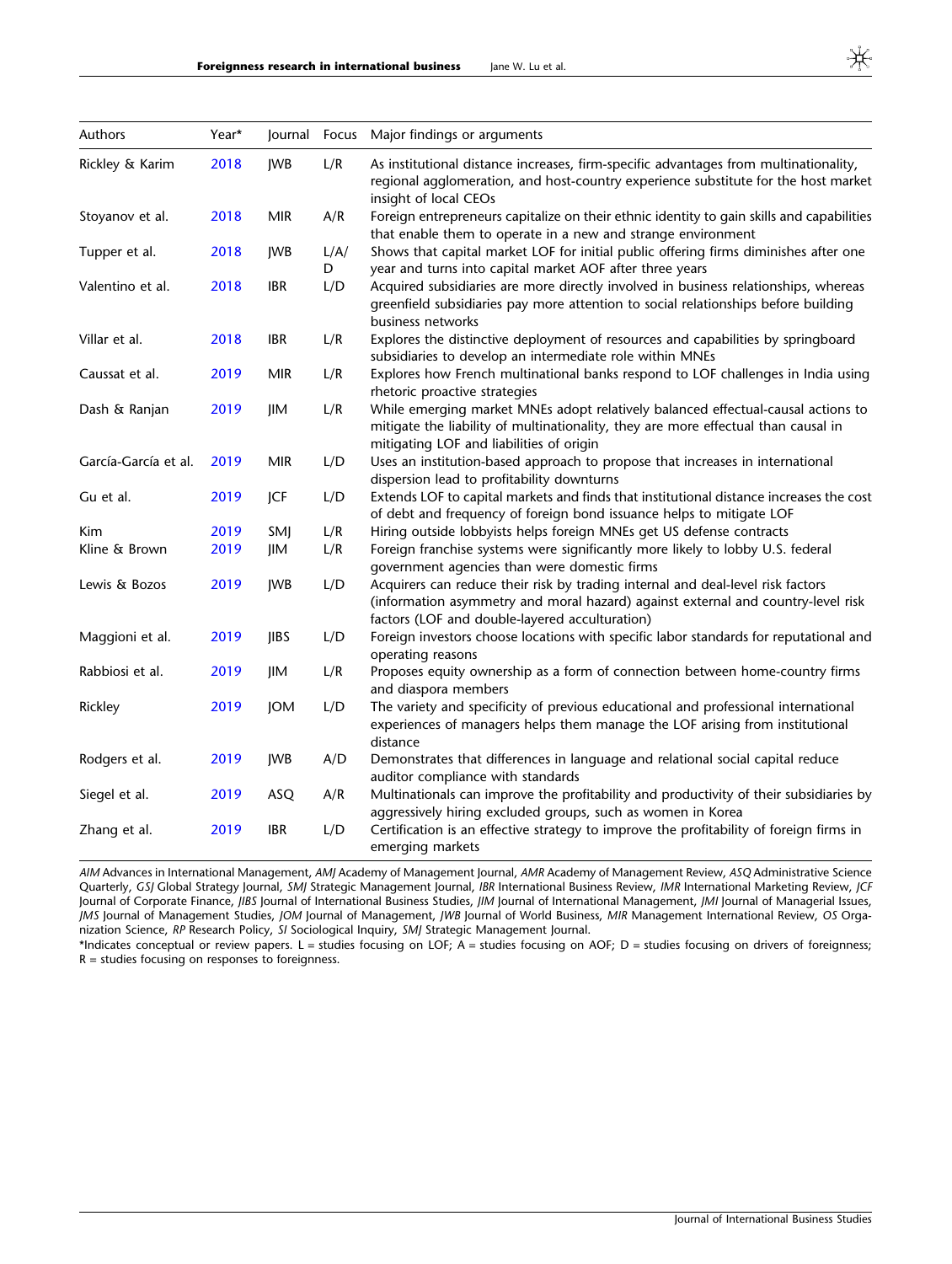| Authors | Year* | Journal | Focus | Major findings or arguments |
| --- | --- | --- | --- | --- |
| Rickley & Karim | 2018 | JWB | L/R | As institutional distance increases, firm-specific advantages from multinationality, regional agglomeration, and host-country experience substitute for the host market insight of local CEOs |
| Stoyanov et al. | 2018 | MIR | A/R | Foreign entrepreneurs capitalize on their ethnic identity to gain skills and capabilities that enable them to operate in a new and strange environment |
| Tupper et al. | 2018 | JWB | L/A/D | Shows that capital market LOF for initial public offering firms diminishes after one year and turns into capital market AOF after three years |
| Valentino et al. | 2018 | IBR | L/D | Acquired subsidiaries are more directly involved in business relationships, whereas greenfield subsidiaries pay more attention to social relationships before building business networks |
| Villar et al. | 2018 | IBR | L/R | Explores the distinctive deployment of resources and capabilities by springboard subsidiaries to develop an intermediate role within MNEs |
| Caussat et al. | 2019 | MIR | L/R | Explores how French multinational banks respond to LOF challenges in India using rhetoric proactive strategies |
| Dash & Ranjan | 2019 | JIM | L/R | While emerging market MNEs adopt relatively balanced effectual-causal actions to mitigate the liability of multinationality, they are more effectual than causal in mitigating LOF and liabilities of origin |
| García-García et al. | 2019 | MIR | L/D | Uses an institution-based approach to propose that increases in international dispersion lead to profitability downturns |
| Gu et al. | 2019 | JCF | L/D | Extends LOF to capital markets and finds that institutional distance increases the cost of debt and frequency of foreign bond issuance helps to mitigate LOF |
| Kim | 2019 | SMJ | L/R | Hiring outside lobbyists helps foreign MNEs get US defense contracts |
| Kline & Brown | 2019 | JIM | L/R | Foreign franchise systems were significantly more likely to lobby U.S. federal government agencies than were domestic firms |
| Lewis & Bozos | 2019 | JWB | L/D | Acquirers can reduce their risk by trading internal and deal-level risk factors (information asymmetry and moral hazard) against external and country-level risk factors (LOF and double-layered acculturation) |
| Maggioni et al. | 2019 | JIBS | L/D | Foreign investors choose locations with specific labor standards for reputational and operating reasons |
| Rabbiosi et al. | 2019 | JIM | L/R | Proposes equity ownership as a form of connection between home-country firms and diaspora members |
| Rickley | 2019 | JOM | L/D | The variety and specificity of previous educational and professional international experiences of managers helps them manage the LOF arising from institutional distance |
| Rodgers et al. | 2019 | JWB | A/D | Demonstrates that differences in language and relational social capital reduce auditor compliance with standards |
| Siegel et al. | 2019 | ASQ | A/R | Multinationals can improve the profitability and productivity of their subsidiaries by aggressively hiring excluded groups, such as women in Korea |
| Zhang et al. | 2019 | IBR | L/D | Certification is an effective strategy to improve the profitability of foreign firms in emerging markets |

*AIM* Advances in International Management, *AMJ* Academy of Management Journal, *AMR* Academy of Management Review, *ASQ* Administrative Science Quarterly, *GSJ* Global Strategy Journal, *SMJ* Strategic Management Journal, *IBR* International Business Review, *IMR* International Marketing Review, *JCF* Journal of Corporate Finance, *JIBS* Journal of International Business Studies, *JIM* Journal of International Management, *JMI* Journal of Managerial Issues, *JMS* Journal of Management Studies, *JOM* Journal of Management, *JWB* Journal of World Business, *MIR* Management International Review, *OS* Organization Science, *RP* Research Policy, *SI* Sociological Inquiry, *SMJ* Strategic Management Journal.

*Indicates conceptual or review papers. L = studies focusing on LOF; A = studies focusing on AOF; D = studies focusing on drivers of foreignness; R = studies focusing on responses to foreignness.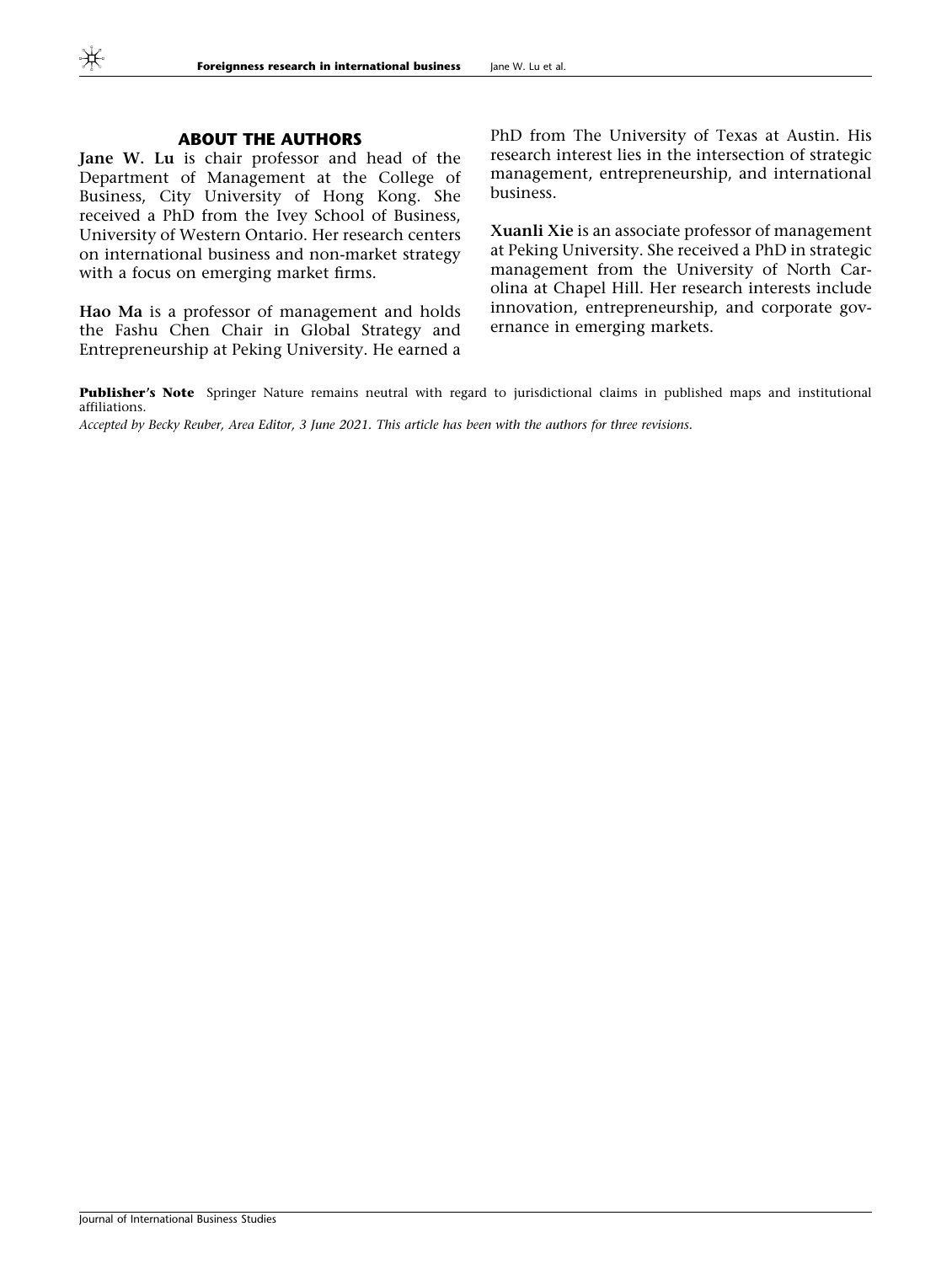## ABOUT THE AUTHORS

**Jane W. Lu** is chair professor and head of the Department of Management at the College of Business, City University of Hong Kong. She received a PhD from the Ivey School of Business, University of Western Ontario. Her research centers on international business and non-market strategy with a focus on emerging market firms.

**Hao Ma** is a professor of management and holds the Fashu Chen Chair in Global Strategy and Entrepreneurship at Peking University. He earned a PhD from The University of Texas at Austin. His research interest lies in the intersection of strategic management, entrepreneurship, and international business.

**Xuanli Xie** is an associate professor of management at Peking University. She received a PhD in strategic management from the University of North Carolina at Chapel Hill. Her research interests include innovation, entrepreneurship, and corporate governance in emerging markets.

**Publisher's Note** Springer Nature remains neutral with regard to jurisdictional claims in published maps and institutional affiliations.

*Accepted by Becky Reuber, Area Editor, 3 June 2021. This article has been with the authors for three revisions.*